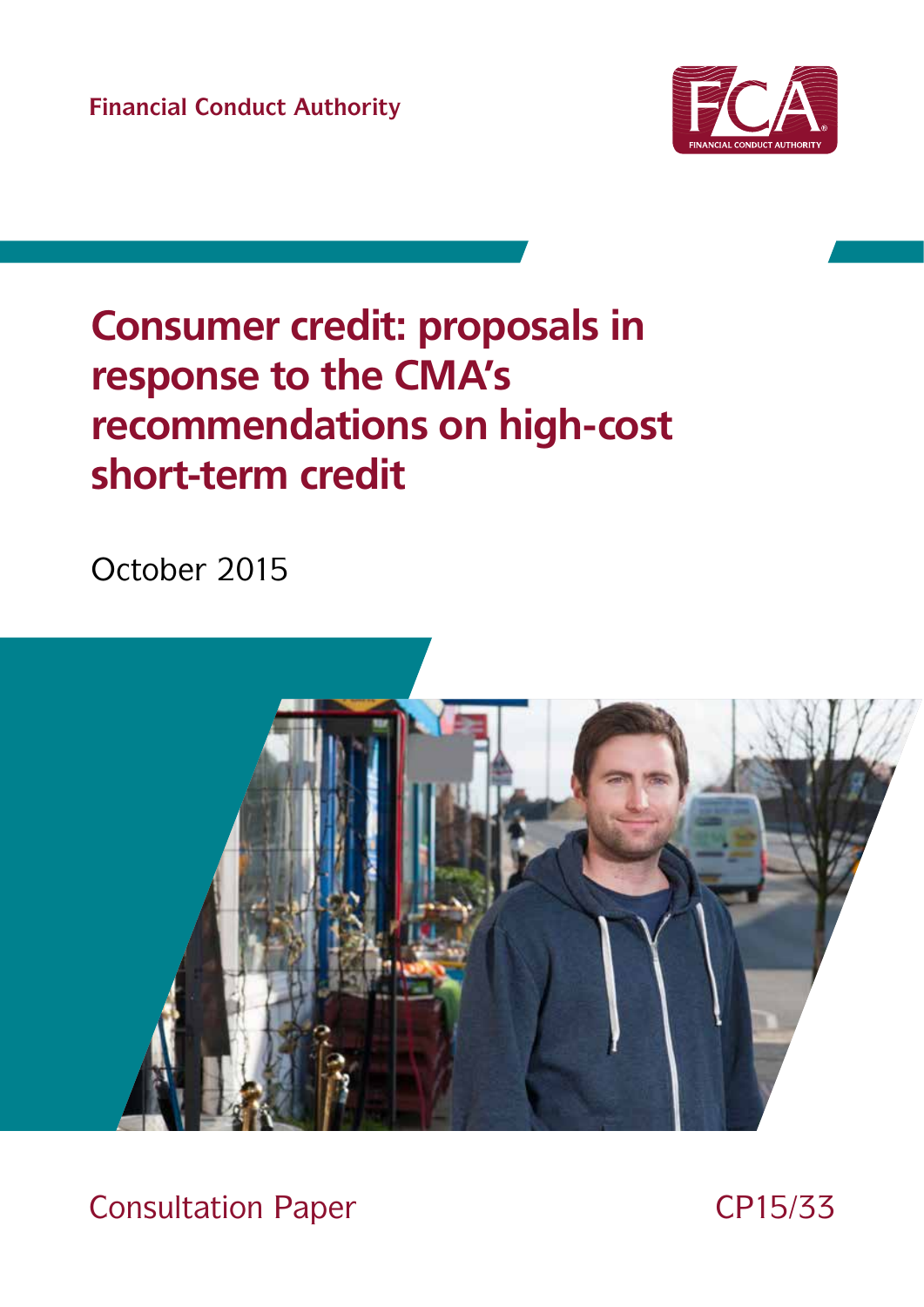Financial Conduct Authority

# Consumer credit: proposals in response to the CMA's recommendations on high-cost short-term credit

October 2015

Consultation Paper

CP15/33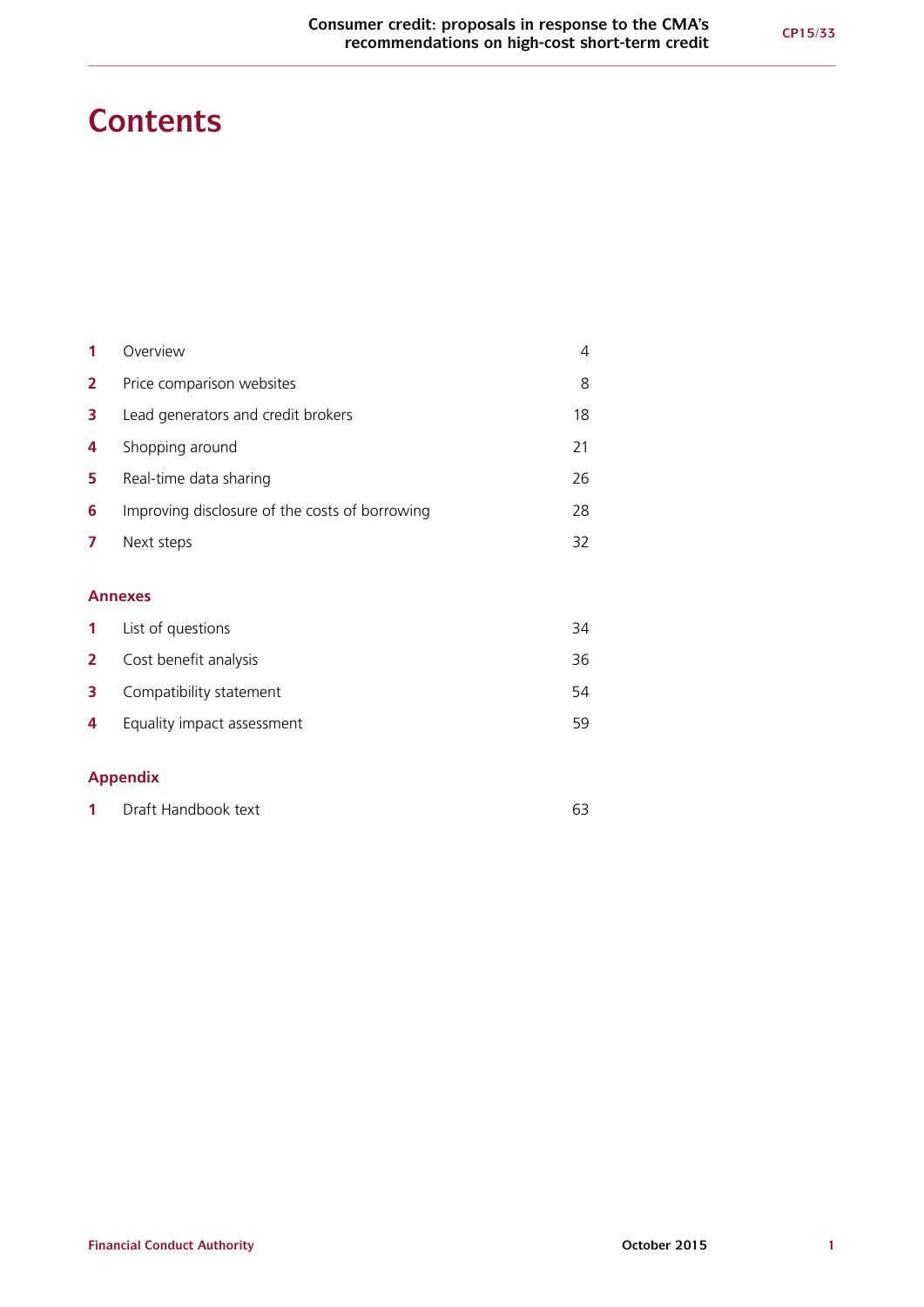# Contents

| | | |
|---|---|---|
| **1** | Overview | 4 |
| **2** | Price comparison websites | 8 |
| **3** | Lead generators and credit brokers | 18 |
| **4** | Shopping around | 21 |
| **5** | Real-time data sharing | 26 |
| **6** | Improving disclosure of the costs of borrowing | 28 |
| **7** | Next steps | 32 |

## Annexes

| | | |
|---|---|---|
| **1** | List of questions | 34 |
| **2** | Cost benefit analysis | 36 |
| **3** | Compatibility statement | 54 |
| **4** | Equality impact assessment | 59 |

## Appendix

| | | |
|---|---|---|
| **1** | Draft Handbook text | 63 |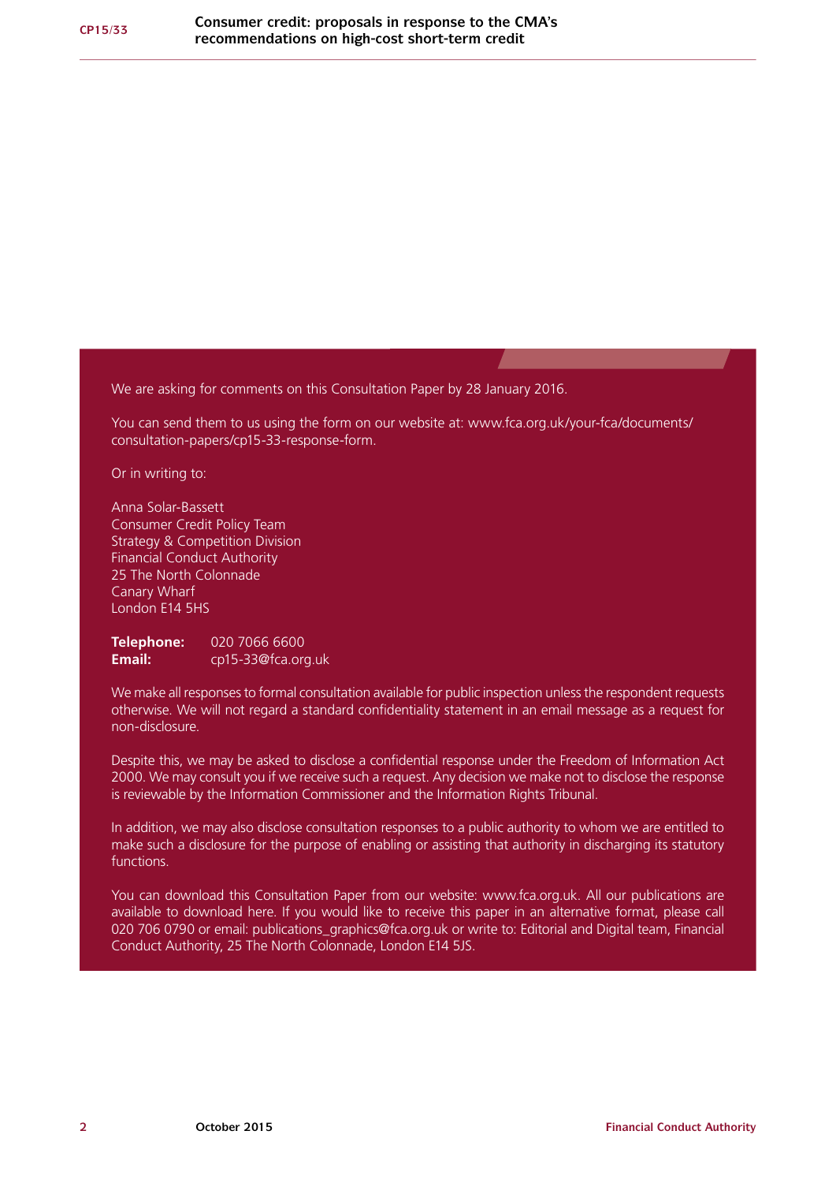We are asking for comments on this Consultation Paper by 28 January 2016.

You can send them to us using the form on our website at: www.fca.org.uk/your-fca/documents/consultation-papers/cp15-33-response-form.

Or in writing to:

Anna Solar-Bassett
Consumer Credit Policy Team
Strategy & Competition Division
Financial Conduct Authority
25 The North Colonnade
Canary Wharf
London E14 5HS

**Telephone:** 020 7066 6600
**Email:** cp15-33@fca.org.uk

We make all responses to formal consultation available for public inspection unless the respondent requests otherwise. We will not regard a standard confidentiality statement in an email message as a request for non-disclosure.

Despite this, we may be asked to disclose a confidential response under the Freedom of Information Act 2000. We may consult you if we receive such a request. Any decision we make not to disclose the response is reviewable by the Information Commissioner and the Information Rights Tribunal.

In addition, we may also disclose consultation responses to a public authority to whom we are entitled to make such a disclosure for the purpose of enabling or assisting that authority in discharging its statutory functions.

You can download this Consultation Paper from our website: www.fca.org.uk. All our publications are available to download here. If you would like to receive this paper in an alternative format, please call 020 706 0790 or email: publications_graphics@fca.org.uk or write to: Editorial and Digital team, Financial Conduct Authority, 25 The North Colonnade, London E14 5JS.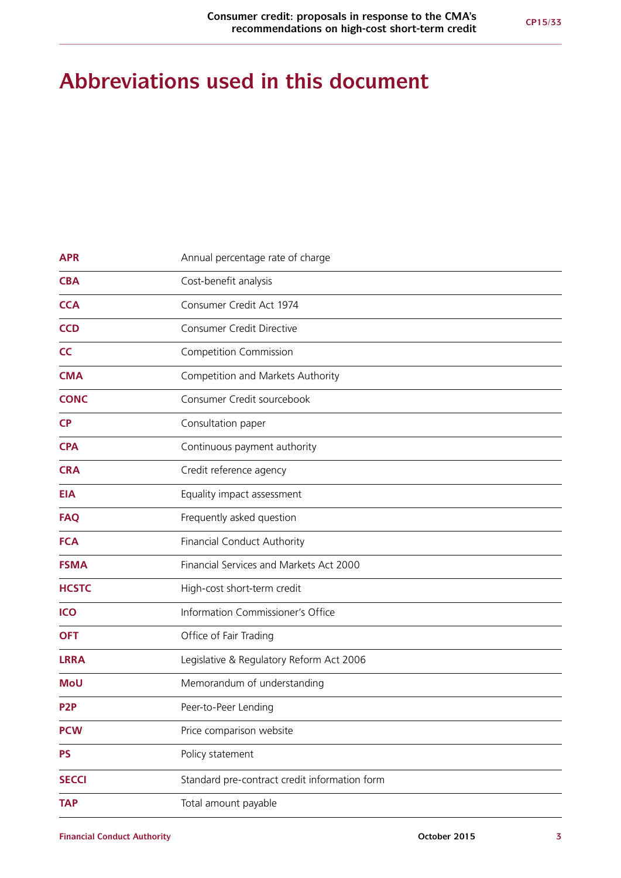# Abbreviations used in this document

| | |
|---|---|
| **APR** | Annual percentage rate of charge |
| **CBA** | Cost-benefit analysis |
| **CCA** | Consumer Credit Act 1974 |
| **CCD** | Consumer Credit Directive |
| **CC** | Competition Commission |
| **CMA** | Competition and Markets Authority |
| **CONC** | Consumer Credit sourcebook |
| **CP** | Consultation paper |
| **CPA** | Continuous payment authority |
| **CRA** | Credit reference agency |
| **EIA** | Equality impact assessment |
| **FAQ** | Frequently asked question |
| **FCA** | Financial Conduct Authority |
| **FSMA** | Financial Services and Markets Act 2000 |
| **HCSTC** | High-cost short-term credit |
| **ICO** | Information Commissioner's Office |
| **OFT** | Office of Fair Trading |
| **LRRA** | Legislative & Regulatory Reform Act 2006 |
| **MoU** | Memorandum of understanding |
| **P2P** | Peer-to-Peer Lending |
| **PCW** | Price comparison website |
| **PS** | Policy statement |
| **SECCI** | Standard pre-contract credit information form |
| **TAP** | Total amount payable |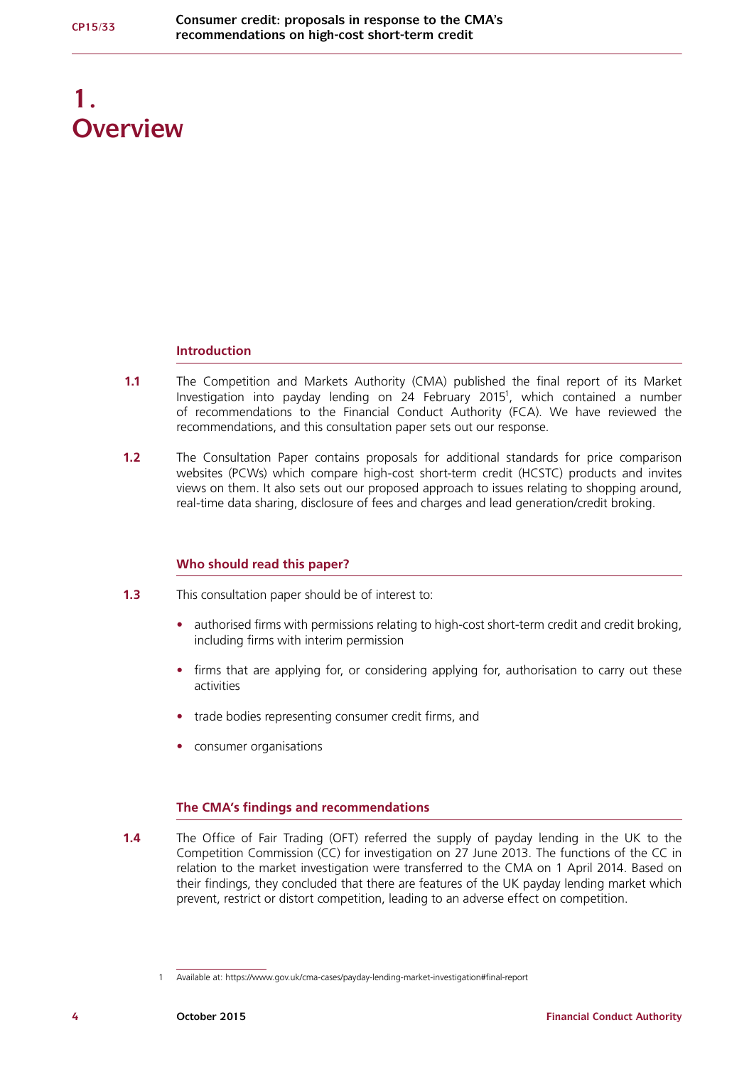# 1. Overview

## Introduction

**1.1** The Competition and Markets Authority (CMA) published the final report of its Market Investigation into payday lending on 24 February 2015[1], which contained a number of recommendations to the Financial Conduct Authority (FCA). We have reviewed the recommendations, and this consultation paper sets out our response.

**1.2** The Consultation Paper contains proposals for additional standards for price comparison websites (PCWs) which compare high-cost short-term credit (HCSTC) products and invites views on them. It also sets out our proposed approach to issues relating to shopping around, real-time data sharing, disclosure of fees and charges and lead generation/credit broking.

## Who should read this paper?

**1.3** This consultation paper should be of interest to:

- authorised firms with permissions relating to high-cost short-term credit and credit broking, including firms with interim permission
- firms that are applying for, or considering applying for, authorisation to carry out these activities
- trade bodies representing consumer credit firms, and
- consumer organisations

## The CMA's findings and recommendations

**1.4** The Office of Fair Trading (OFT) referred the supply of payday lending in the UK to the Competition Commission (CC) for investigation on 27 June 2013. The functions of the CC in relation to the market investigation were transferred to the CMA on 1 April 2014. Based on their findings, they concluded that there are features of the UK payday lending market which prevent, restrict or distort competition, leading to an adverse effect on competition.

1 Available at: https://www.gov.uk/cma-cases/payday-lending-market-investigation#final-report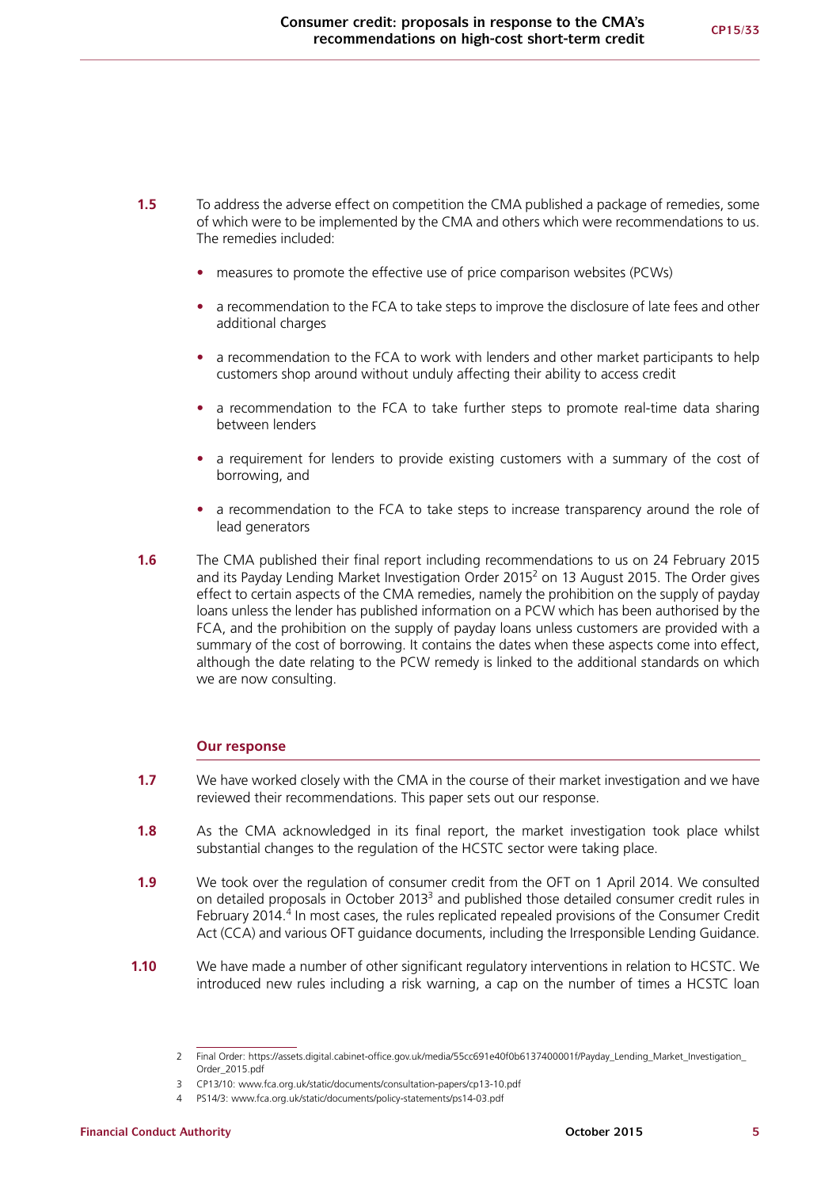**1.5** To address the adverse effect on competition the CMA published a package of remedies, some of which were to be implemented by the CMA and others which were recommendations to us. The remedies included:

- measures to promote the effective use of price comparison websites (PCWs)
- a recommendation to the FCA to take steps to improve the disclosure of late fees and other additional charges
- a recommendation to the FCA to work with lenders and other market participants to help customers shop around without unduly affecting their ability to access credit
- a recommendation to the FCA to take further steps to promote real-time data sharing between lenders
- a requirement for lenders to provide existing customers with a summary of the cost of borrowing, and
- a recommendation to the FCA to take steps to increase transparency around the role of lead generators

**1.6** The CMA published their final report including recommendations to us on 24 February 2015 and its Payday Lending Market Investigation Order 2015[2] on 13 August 2015. The Order gives effect to certain aspects of the CMA remedies, namely the prohibition on the supply of payday loans unless the lender has published information on a PCW which has been authorised by the FCA, and the prohibition on the supply of payday loans unless customers are provided with a summary of the cost of borrowing. It contains the dates when these aspects come into effect, although the date relating to the PCW remedy is linked to the additional standards on which we are now consulting.

### Our response

**1.7** We have worked closely with the CMA in the course of their market investigation and we have reviewed their recommendations. This paper sets out our response.

**1.8** As the CMA acknowledged in its final report, the market investigation took place whilst substantial changes to the regulation of the HCSTC sector were taking place.

**1.9** We took over the regulation of consumer credit from the OFT on 1 April 2014. We consulted on detailed proposals in October 2013[3] and published those detailed consumer credit rules in February 2014.[4] In most cases, the rules replicated repealed provisions of the Consumer Credit Act (CCA) and various OFT guidance documents, including the Irresponsible Lending Guidance.

**1.10** We have made a number of other significant regulatory interventions in relation to HCSTC. We introduced new rules including a risk warning, a cap on the number of times a HCSTC loan

---

2 Final Order: https://assets.digital.cabinet-office.gov.uk/media/55cc691e40f0b6137400001f/Payday_Lending_Market_Investigation_Order_2015.pdf

3 CP13/10: www.fca.org.uk/static/documents/consultation-papers/cp13-10.pdf

4 PS14/3: www.fca.org.uk/static/documents/policy-statements/ps14-03.pdf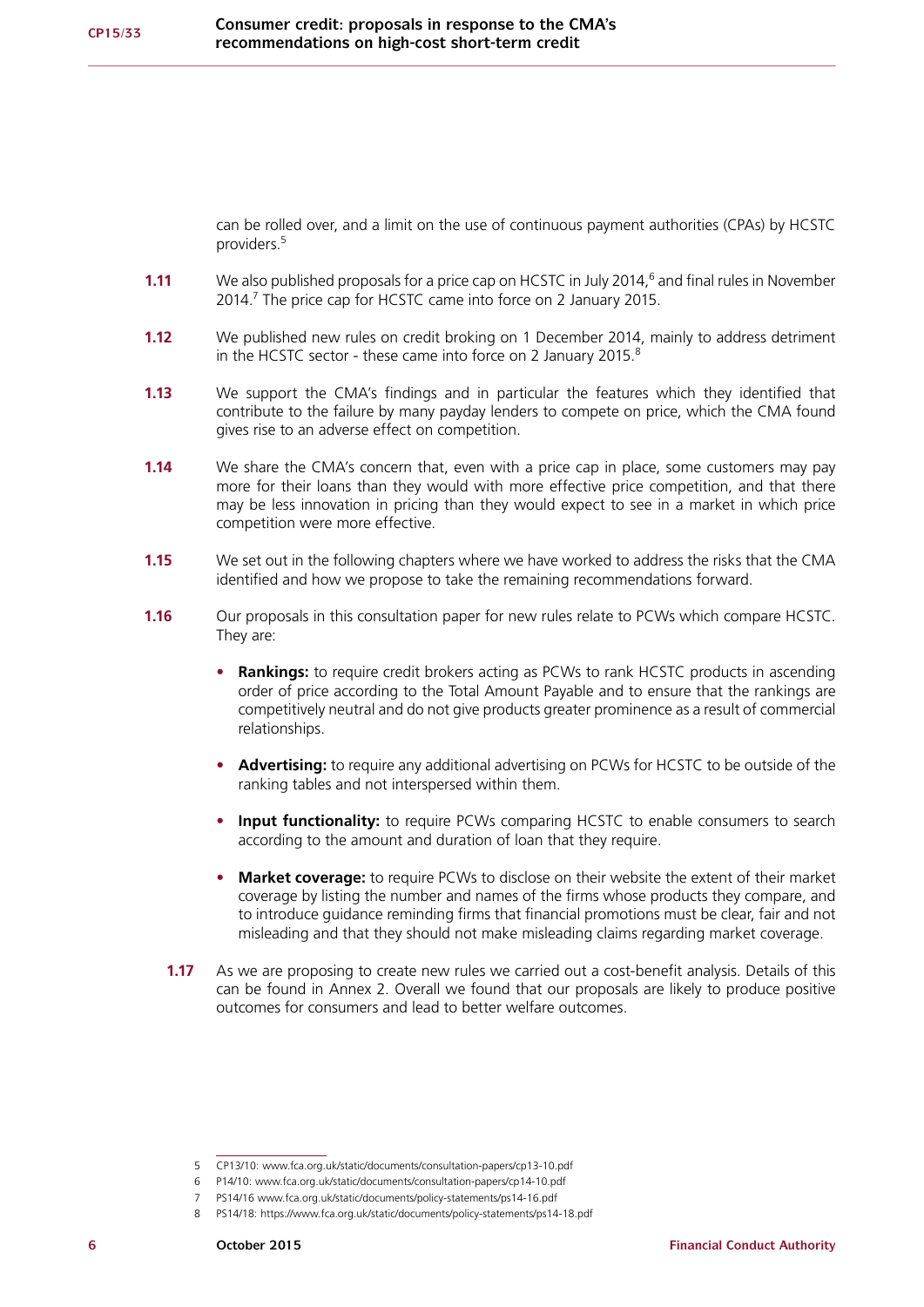can be rolled over, and a limit on the use of continuous payment authorities (CPAs) by HCSTC providers.[5]

**1.11** We also published proposals for a price cap on HCSTC in July 2014,[6] and final rules in November 2014.[7] The price cap for HCSTC came into force on 2 January 2015.

**1.12** We published new rules on credit broking on 1 December 2014, mainly to address detriment in the HCSTC sector - these came into force on 2 January 2015.[8]

**1.13** We support the CMA's findings and in particular the features which they identified that contribute to the failure by many payday lenders to compete on price, which the CMA found gives rise to an adverse effect on competition.

**1.14** We share the CMA's concern that, even with a price cap in place, some customers may pay more for their loans than they would with more effective price competition, and that there may be less innovation in pricing than they would expect to see in a market in which price competition were more effective.

**1.15** We set out in the following chapters where we have worked to address the risks that the CMA identified and how we propose to take the remaining recommendations forward.

**1.16** Our proposals in this consultation paper for new rules relate to PCWs which compare HCSTC. They are:

- **Rankings:** to require credit brokers acting as PCWs to rank HCSTC products in ascending order of price according to the Total Amount Payable and to ensure that the rankings are competitively neutral and do not give products greater prominence as a result of commercial relationships.
- **Advertising:** to require any additional advertising on PCWs for HCSTC to be outside of the ranking tables and not interspersed within them.
- **Input functionality:** to require PCWs comparing HCSTC to enable consumers to search according to the amount and duration of loan that they require.
- **Market coverage:** to require PCWs to disclose on their website the extent of their market coverage by listing the number and names of the firms whose products they compare, and to introduce guidance reminding firms that financial promotions must be clear, fair and not misleading and that they should not make misleading claims regarding market coverage.

**1.17** As we are proposing to create new rules we carried out a cost-benefit analysis. Details of this can be found in Annex 2. Overall we found that our proposals are likely to produce positive outcomes for consumers and lead to better welfare outcomes.

---

5 CP13/10: www.fca.org.uk/static/documents/consultation-papers/cp13-10.pdf

6 P14/10: www.fca.org.uk/static/documents/consultation-papers/cp14-10.pdf

7 PS14/16 www.fca.org.uk/static/documents/policy-statements/ps14-16.pdf

8 PS14/18: https://www.fca.org.uk/static/documents/policy-statements/ps14-18.pdf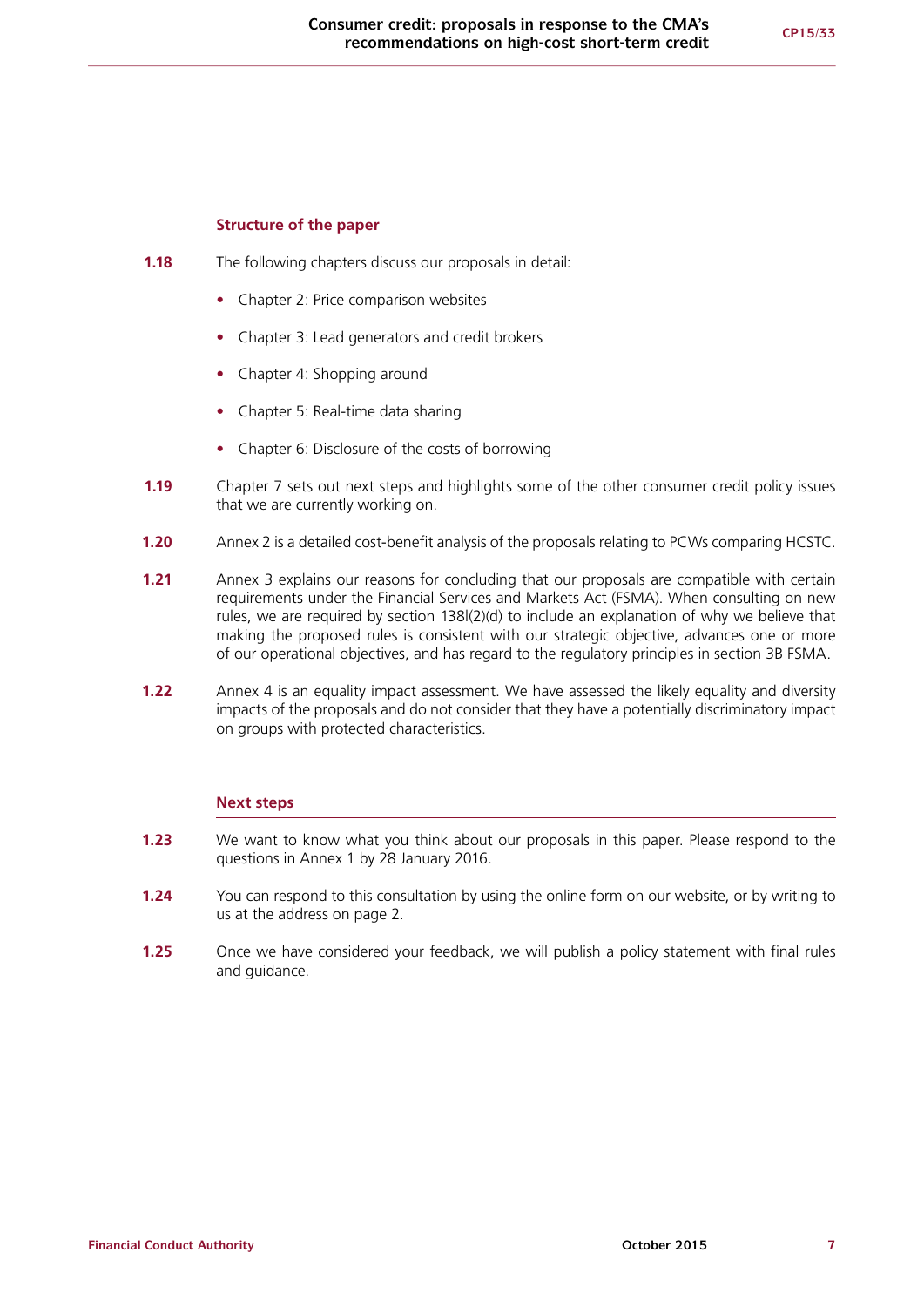### Structure of the paper

**1.18** The following chapters discuss our proposals in detail:

- Chapter 2: Price comparison websites
- Chapter 3: Lead generators and credit brokers
- Chapter 4: Shopping around
- Chapter 5: Real-time data sharing
- Chapter 6: Disclosure of the costs of borrowing

**1.19** Chapter 7 sets out next steps and highlights some of the other consumer credit policy issues that we are currently working on.

**1.20** Annex 2 is a detailed cost-benefit analysis of the proposals relating to PCWs comparing HCSTC.

**1.21** Annex 3 explains our reasons for concluding that our proposals are compatible with certain requirements under the Financial Services and Markets Act (FSMA). When consulting on new rules, we are required by section 138I(2)(d) to include an explanation of why we believe that making the proposed rules is consistent with our strategic objective, advances one or more of our operational objectives, and has regard to the regulatory principles in section 3B FSMA.

**1.22** Annex 4 is an equality impact assessment. We have assessed the likely equality and diversity impacts of the proposals and do not consider that they have a potentially discriminatory impact on groups with protected characteristics.

### Next steps

**1.23** We want to know what you think about our proposals in this paper. Please respond to the questions in Annex 1 by 28 January 2016.

**1.24** You can respond to this consultation by using the online form on our website, or by writing to us at the address on page 2.

**1.25** Once we have considered your feedback, we will publish a policy statement with final rules and guidance.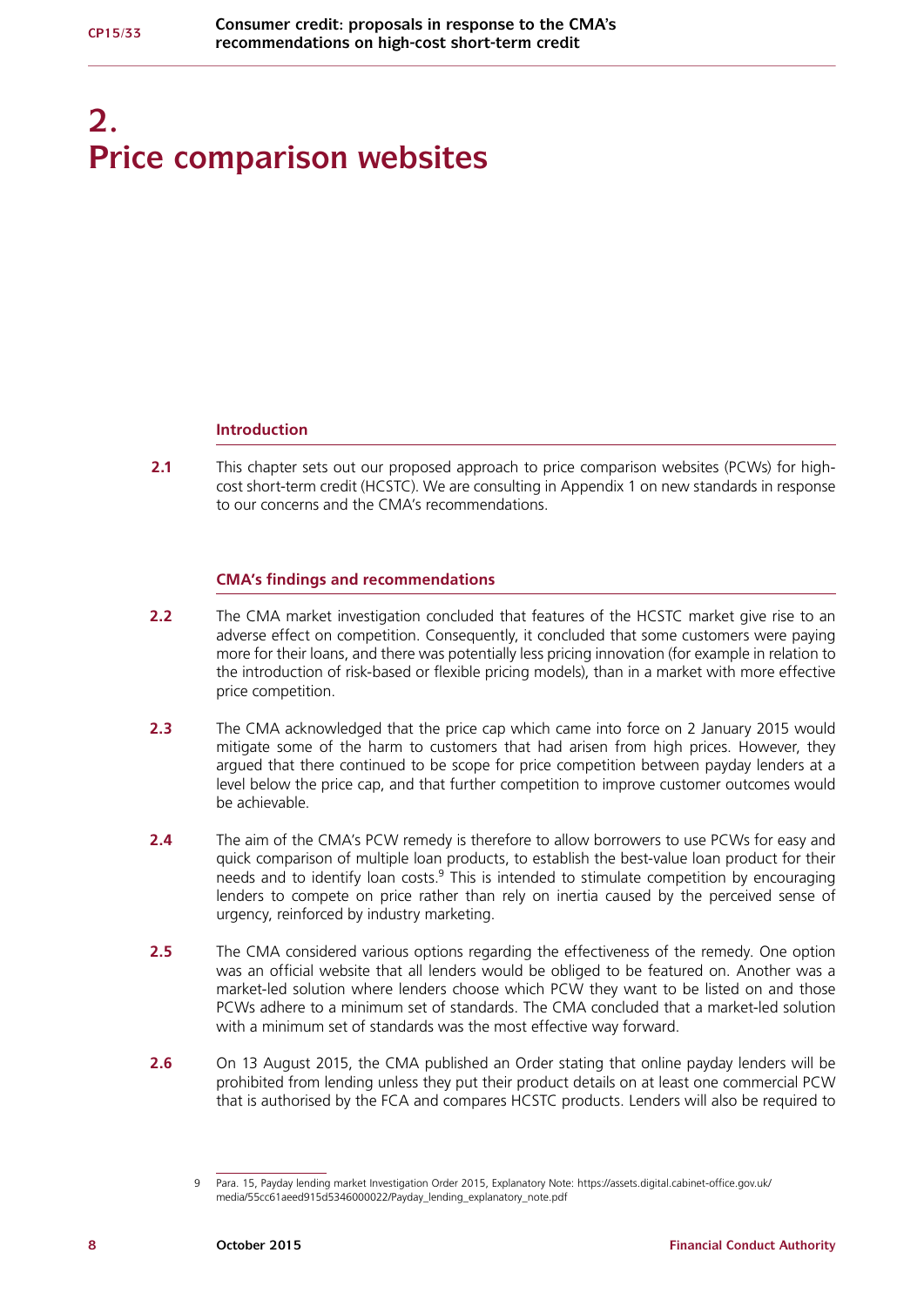# 2. Price comparison websites

## Introduction

**2.1** This chapter sets out our proposed approach to price comparison websites (PCWs) for high-cost short-term credit (HCSTC). We are consulting in Appendix 1 on new standards in response to our concerns and the CMA's recommendations.

## CMA's findings and recommendations

**2.2** The CMA market investigation concluded that features of the HCSTC market give rise to an adverse effect on competition. Consequently, it concluded that some customers were paying more for their loans, and there was potentially less pricing innovation (for example in relation to the introduction of risk-based or flexible pricing models), than in a market with more effective price competition.

**2.3** The CMA acknowledged that the price cap which came into force on 2 January 2015 would mitigate some of the harm to customers that had arisen from high prices. However, they argued that there continued to be scope for price competition between payday lenders at a level below the price cap, and that further competition to improve customer outcomes would be achievable.

**2.4** The aim of the CMA's PCW remedy is therefore to allow borrowers to use PCWs for easy and quick comparison of multiple loan products, to establish the best-value loan product for their needs and to identify loan costs.[9] This is intended to stimulate competition by encouraging lenders to compete on price rather than rely on inertia caused by the perceived sense of urgency, reinforced by industry marketing.

**2.5** The CMA considered various options regarding the effectiveness of the remedy. One option was an official website that all lenders would be obliged to be featured on. Another was a market-led solution where lenders choose which PCW they want to be listed on and those PCWs adhere to a minimum set of standards. The CMA concluded that a market-led solution with a minimum set of standards was the most effective way forward.

**2.6** On 13 August 2015, the CMA published an Order stating that online payday lenders will be prohibited from lending unless they put their product details on at least one commercial PCW that is authorised by the FCA and compares HCSTC products. Lenders will also be required to

---

9 Para. 15, Payday lending market Investigation Order 2015, Explanatory Note: https://assets.digital.cabinet-office.gov.uk/media/55cc61aeed915d5346000022/Payday_lending_explanatory_note.pdf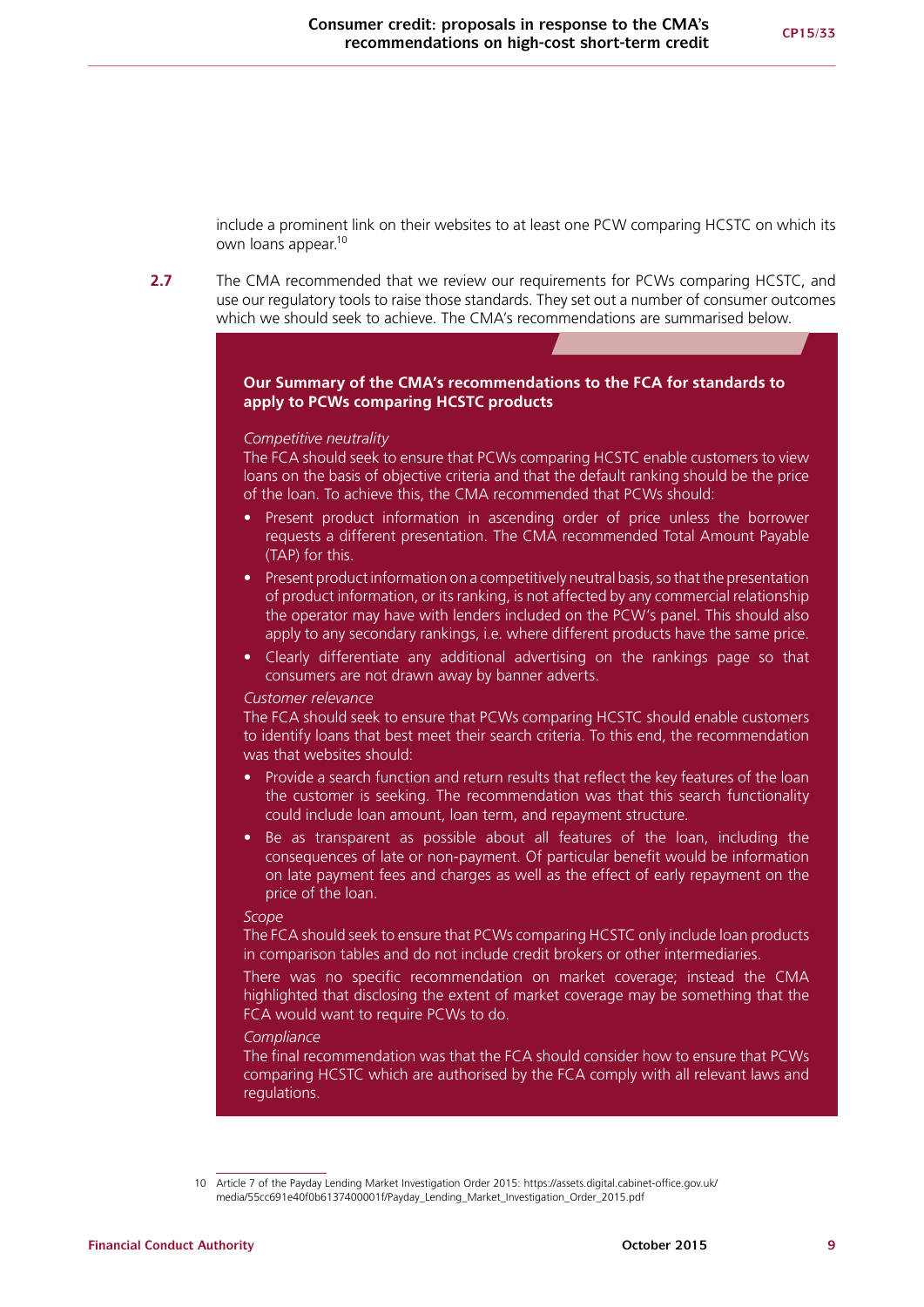include a prominent link on their websites to at least one PCW comparing HCSTC on which its own loans appear.[10]

**2.7** The CMA recommended that we review our requirements for PCWs comparing HCSTC, and use our regulatory tools to raise those standards. They set out a number of consumer outcomes which we should seek to achieve. The CMA's recommendations are summarised below.

**Our Summary of the CMA's recommendations to the FCA for standards to apply to PCWs comparing HCSTC products**

*Competitive neutrality*

The FCA should seek to ensure that PCWs comparing HCSTC enable customers to view loans on the basis of objective criteria and that the default ranking should be the price of the loan. To achieve this, the CMA recommended that PCWs should:

- Present product information in ascending order of price unless the borrower requests a different presentation. The CMA recommended Total Amount Payable (TAP) for this.
- Present product information on a competitively neutral basis, so that the presentation of product information, or its ranking, is not affected by any commercial relationship the operator may have with lenders included on the PCW's panel. This should also apply to any secondary rankings, i.e. where different products have the same price.
- Clearly differentiate any additional advertising on the rankings page so that consumers are not drawn away by banner adverts.

*Customer relevance*

The FCA should seek to ensure that PCWs comparing HCSTC should enable customers to identify loans that best meet their search criteria. To this end, the recommendation was that websites should:

- Provide a search function and return results that reflect the key features of the loan the customer is seeking. The recommendation was that this search functionality could include loan amount, loan term, and repayment structure.
- Be as transparent as possible about all features of the loan, including the consequences of late or non-payment. Of particular benefit would be information on late payment fees and charges as well as the effect of early repayment on the price of the loan.

*Scope*

The FCA should seek to ensure that PCWs comparing HCSTC only include loan products in comparison tables and do not include credit brokers or other intermediaries.

There was no specific recommendation on market coverage; instead the CMA highlighted that disclosing the extent of market coverage may be something that the FCA would want to require PCWs to do.

*Compliance*

The final recommendation was that the FCA should consider how to ensure that PCWs comparing HCSTC which are authorised by the FCA comply with all relevant laws and regulations.

---

10 Article 7 of the Payday Lending Market Investigation Order 2015: https://assets.digital.cabinet-office.gov.uk/media/55cc691e40f0b6137400001f/Payday_Lending_Market_Investigation_Order_2015.pdf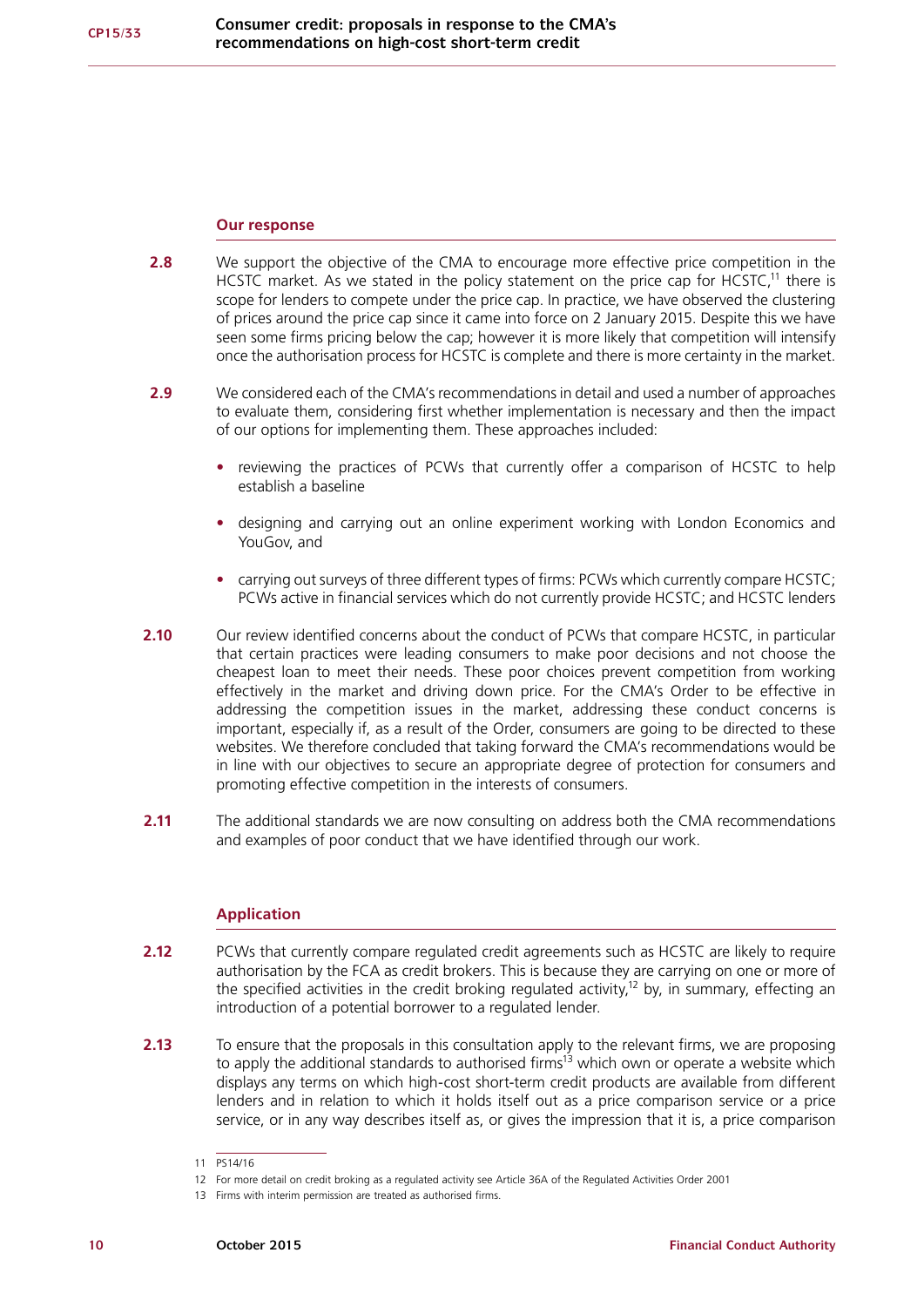### Our response

**2.8** We support the objective of the CMA to encourage more effective price competition in the HCSTC market. As we stated in the policy statement on the price cap for HCSTC,[11] there is scope for lenders to compete under the price cap. In practice, we have observed the clustering of prices around the price cap since it came into force on 2 January 2015. Despite this we have seen some firms pricing below the cap; however it is more likely that competition will intensify once the authorisation process for HCSTC is complete and there is more certainty in the market.

**2.9** We considered each of the CMA's recommendations in detail and used a number of approaches to evaluate them, considering first whether implementation is necessary and then the impact of our options for implementing them. These approaches included:

- reviewing the practices of PCWs that currently offer a comparison of HCSTC to help establish a baseline
- designing and carrying out an online experiment working with London Economics and YouGov, and
- carrying out surveys of three different types of firms: PCWs which currently compare HCSTC; PCWs active in financial services which do not currently provide HCSTC; and HCSTC lenders

**2.10** Our review identified concerns about the conduct of PCWs that compare HCSTC, in particular that certain practices were leading consumers to make poor decisions and not choose the cheapest loan to meet their needs. These poor choices prevent competition from working effectively in the market and driving down price. For the CMA's Order to be effective in addressing the competition issues in the market, addressing these conduct concerns is important, especially if, as a result of the Order, consumers are going to be directed to these websites. We therefore concluded that taking forward the CMA's recommendations would be in line with our objectives to secure an appropriate degree of protection for consumers and promoting effective competition in the interests of consumers.

**2.11** The additional standards we are now consulting on address both the CMA recommendations and examples of poor conduct that we have identified through our work.

### Application

**2.12** PCWs that currently compare regulated credit agreements such as HCSTC are likely to require authorisation by the FCA as credit brokers. This is because they are carrying on one or more of the specified activities in the credit broking regulated activity,[12] by, in summary, effecting an introduction of a potential borrower to a regulated lender.

**2.13** To ensure that the proposals in this consultation apply to the relevant firms, we are proposing to apply the additional standards to authorised firms[13] which own or operate a website which displays any terms on which high-cost short-term credit products are available from different lenders and in relation to which it holds itself out as a price comparison service or a price service, or in any way describes itself as, or gives the impression that it is, a price comparison

---

11 PS14/16

12 For more detail on credit broking as a regulated activity see Article 36A of the Regulated Activities Order 2001

13 Firms with interim permission are treated as authorised firms.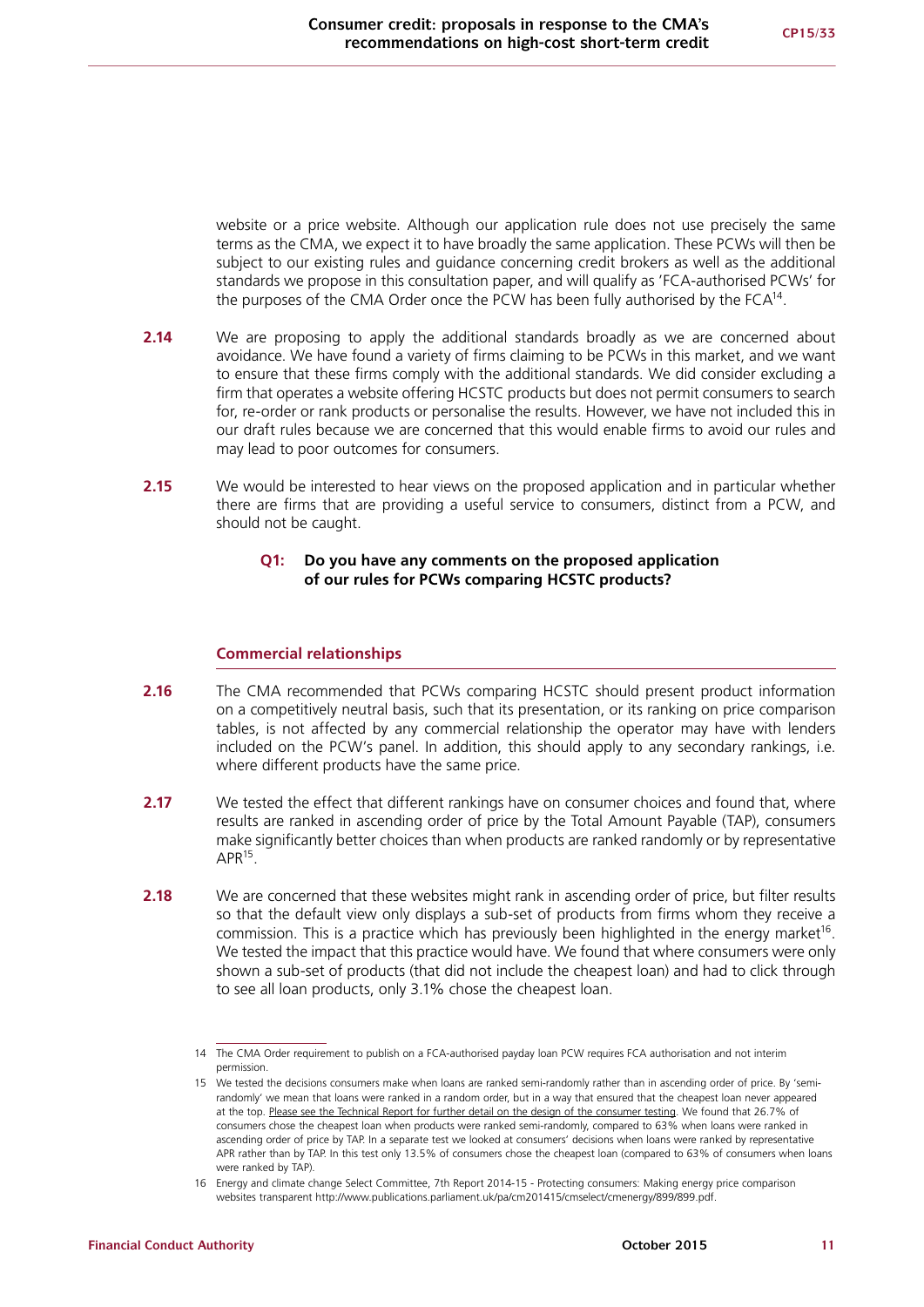website or a price website. Although our application rule does not use precisely the same terms as the CMA, we expect it to have broadly the same application. These PCWs will then be subject to our existing rules and guidance concerning credit brokers as well as the additional standards we propose in this consultation paper, and will qualify as 'FCA-authorised PCWs' for the purposes of the CMA Order once the PCW has been fully authorised by the FCA[14].

**2.14** We are proposing to apply the additional standards broadly as we are concerned about avoidance. We have found a variety of firms claiming to be PCWs in this market, and we want to ensure that these firms comply with the additional standards. We did consider excluding a firm that operates a website offering HCSTC products but does not permit consumers to search for, re-order or rank products or personalise the results. However, we have not included this in our draft rules because we are concerned that this would enable firms to avoid our rules and may lead to poor outcomes for consumers.

**2.15** We would be interested to hear views on the proposed application and in particular whether there are firms that are providing a useful service to consumers, distinct from a PCW, and should not be caught.

> **Q1: Do you have any comments on the proposed application of our rules for PCWs comparing HCSTC products?**

### Commercial relationships

**2.16** The CMA recommended that PCWs comparing HCSTC should present product information on a competitively neutral basis, such that its presentation, or its ranking on price comparison tables, is not affected by any commercial relationship the operator may have with lenders included on the PCW's panel. In addition, this should apply to any secondary rankings, i.e. where different products have the same price.

**2.17** We tested the effect that different rankings have on consumer choices and found that, where results are ranked in ascending order of price by the Total Amount Payable (TAP), consumers make significantly better choices than when products are ranked randomly or by representative APR[15].

**2.18** We are concerned that these websites might rank in ascending order of price, but filter results so that the default view only displays a sub-set of products from firms whom they receive a commission. This is a practice which has previously been highlighted in the energy market[16]. We tested the impact that this practice would have. We found that where consumers were only shown a sub-set of products (that did not include the cheapest loan) and had to click through to see all loan products, only 3.1% chose the cheapest loan.

---

14 The CMA Order requirement to publish on a FCA-authorised payday loan PCW requires FCA authorisation and not interim permission.

15 We tested the decisions consumers make when loans are ranked semi-randomly rather than in ascending order of price. By 'semi-randomly' we mean that loans were ranked in a random order, but in a way that ensured that the cheapest loan never appeared at the top. Please see the Technical Report for further detail on the design of the consumer testing. We found that 26.7% of consumers chose the cheapest loan when products were ranked semi-randomly, compared to 63% when loans were ranked in ascending order of price by TAP. In a separate test we looked at consumers' decisions when loans were ranked by representative APR rather than by TAP. In this test only 13.5% of consumers chose the cheapest loan (compared to 63% of consumers when loans were ranked by TAP).

16 Energy and climate change Select Committee, 7th Report 2014-15 - Protecting consumers: Making energy price comparison websites transparent http://www.publications.parliament.uk/pa/cm201415/cmselect/cmenergy/899/899.pdf.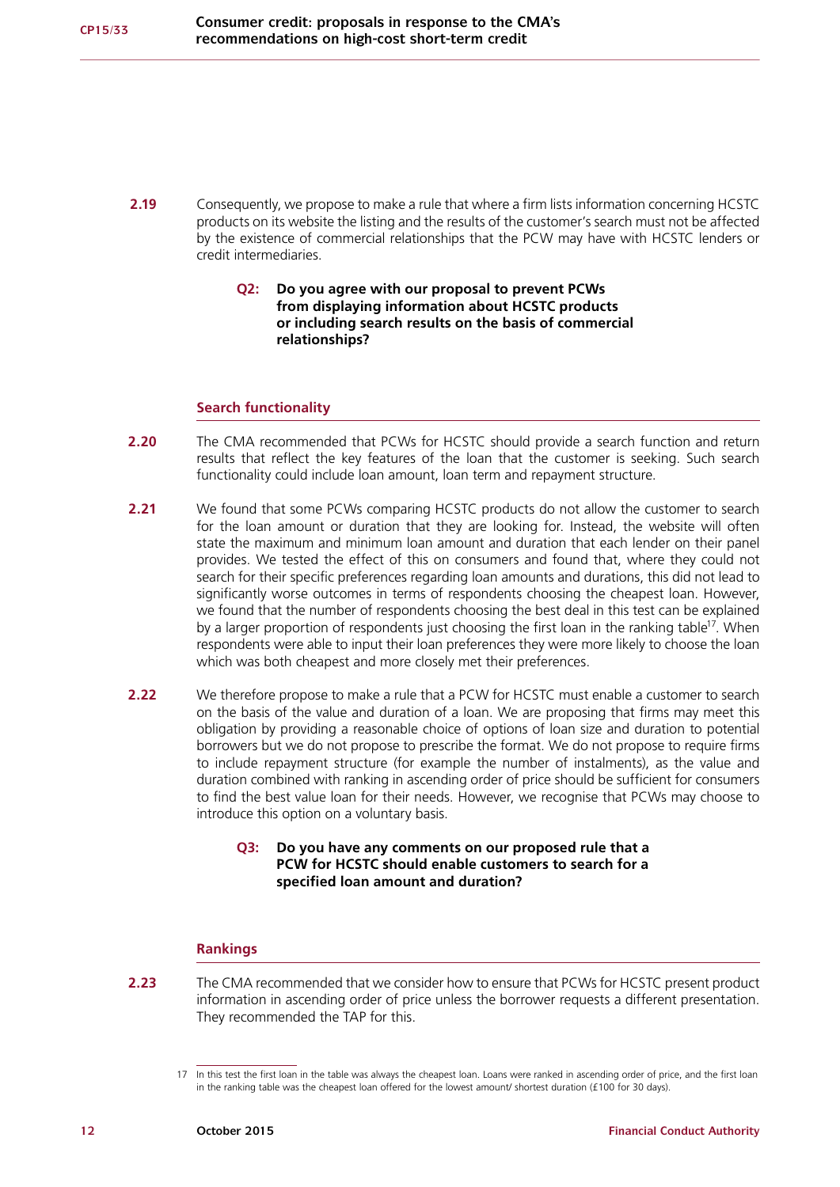**2.19** Consequently, we propose to make a rule that where a firm lists information concerning HCSTC products on its website the listing and the results of the customer's search must not be affected by the existence of commercial relationships that the PCW may have with HCSTC lenders or credit intermediaries.

> **Q2: Do you agree with our proposal to prevent PCWs from displaying information about HCSTC products or including search results on the basis of commercial relationships?**

### Search functionality

**2.20** The CMA recommended that PCWs for HCSTC should provide a search function and return results that reflect the key features of the loan that the customer is seeking. Such search functionality could include loan amount, loan term and repayment structure.

**2.21** We found that some PCWs comparing HCSTC products do not allow the customer to search for the loan amount or duration that they are looking for. Instead, the website will often state the maximum and minimum loan amount and duration that each lender on their panel provides. We tested the effect of this on consumers and found that, where they could not search for their specific preferences regarding loan amounts and durations, this did not lead to significantly worse outcomes in terms of respondents choosing the cheapest loan. However, we found that the number of respondents choosing the best deal in this test can be explained by a larger proportion of respondents just choosing the first loan in the ranking table[17]. When respondents were able to input their loan preferences they were more likely to choose the loan which was both cheapest and more closely met their preferences.

**2.22** We therefore propose to make a rule that a PCW for HCSTC must enable a customer to search on the basis of the value and duration of a loan. We are proposing that firms may meet this obligation by providing a reasonable choice of options of loan size and duration to potential borrowers but we do not propose to prescribe the format. We do not propose to require firms to include repayment structure (for example the number of instalments), as the value and duration combined with ranking in ascending order of price should be sufficient for consumers to find the best value loan for their needs. However, we recognise that PCWs may choose to introduce this option on a voluntary basis.

> **Q3: Do you have any comments on our proposed rule that a PCW for HCSTC should enable customers to search for a specified loan amount and duration?**

### Rankings

**2.23** The CMA recommended that we consider how to ensure that PCWs for HCSTC present product information in ascending order of price unless the borrower requests a different presentation. They recommended the TAP for this.

---

17 In this test the first loan in the table was always the cheapest loan. Loans were ranked in ascending order of price, and the first loan in the ranking table was the cheapest loan offered for the lowest amount/ shortest duration (£100 for 30 days).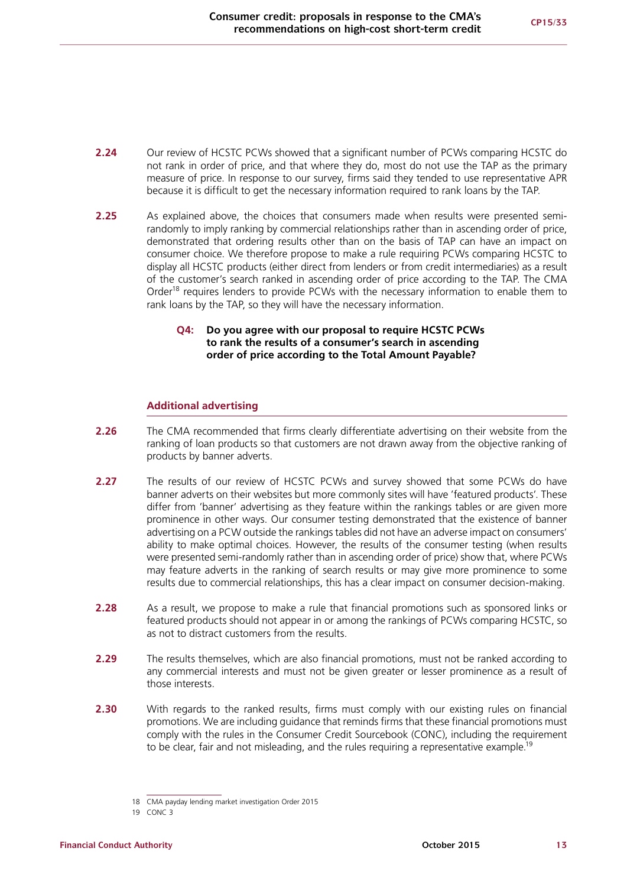**2.24** Our review of HCSTC PCWs showed that a significant number of PCWs comparing HCSTC do not rank in order of price, and that where they do, most do not use the TAP as the primary measure of price. In response to our survey, firms said they tended to use representative APR because it is difficult to get the necessary information required to rank loans by the TAP.

**2.25** As explained above, the choices that consumers made when results were presented semi-randomly to imply ranking by commercial relationships rather than in ascending order of price, demonstrated that ordering results other than on the basis of TAP can have an impact on consumer choice. We therefore propose to make a rule requiring PCWs comparing HCSTC to display all HCSTC products (either direct from lenders or from credit intermediaries) as a result of the customer's search ranked in ascending order of price according to the TAP. The CMA Order[18] requires lenders to provide PCWs with the necessary information to enable them to rank loans by the TAP, so they will have the necessary information.

> **Q4: Do you agree with our proposal to require HCSTC PCWs to rank the results of a consumer's search in ascending order of price according to the Total Amount Payable?**

### Additional advertising

**2.26** The CMA recommended that firms clearly differentiate advertising on their website from the ranking of loan products so that customers are not drawn away from the objective ranking of products by banner adverts.

**2.27** The results of our review of HCSTC PCWs and survey showed that some PCWs do have banner adverts on their websites but more commonly sites will have 'featured products'. These differ from 'banner' advertising as they feature within the rankings tables or are given more prominence in other ways. Our consumer testing demonstrated that the existence of banner advertising on a PCW outside the rankings tables did not have an adverse impact on consumers' ability to make optimal choices. However, the results of the consumer testing (when results were presented semi-randomly rather than in ascending order of price) show that, where PCWs may feature adverts in the ranking of search results or may give more prominence to some results due to commercial relationships, this has a clear impact on consumer decision-making.

**2.28** As a result, we propose to make a rule that financial promotions such as sponsored links or featured products should not appear in or among the rankings of PCWs comparing HCSTC, so as not to distract customers from the results.

**2.29** The results themselves, which are also financial promotions, must not be ranked according to any commercial interests and must not be given greater or lesser prominence as a result of those interests.

**2.30** With regards to the ranked results, firms must comply with our existing rules on financial promotions. We are including guidance that reminds firms that these financial promotions must comply with the rules in the Consumer Credit Sourcebook (CONC), including the requirement to be clear, fair and not misleading, and the rules requiring a representative example.[19]

---

18 CMA payday lending market investigation Order 2015

19 CONC 3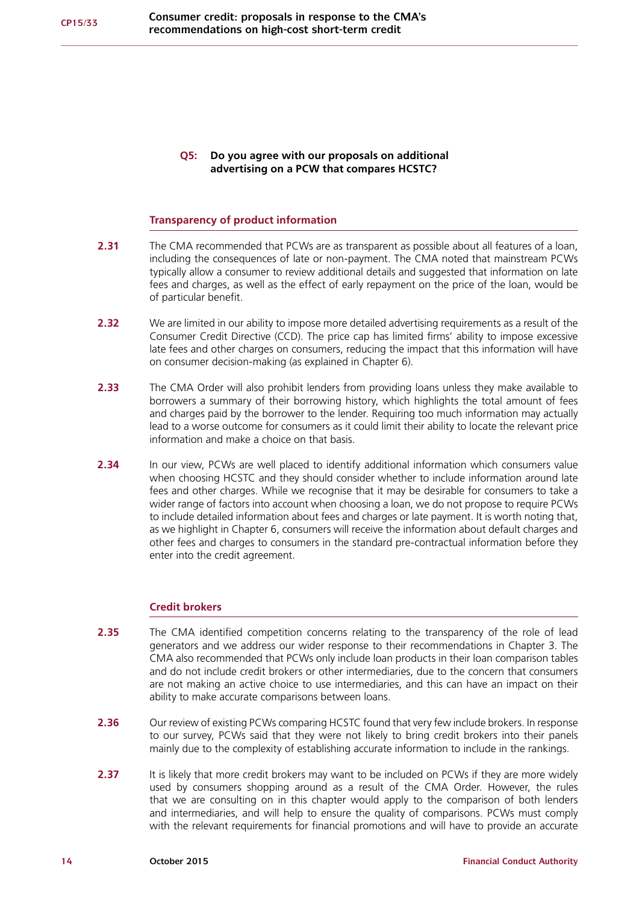**Q5: Do you agree with our proposals on additional advertising on a PCW that compares HCSTC?**

### Transparency of product information

**2.31** The CMA recommended that PCWs are as transparent as possible about all features of a loan, including the consequences of late or non-payment. The CMA noted that mainstream PCWs typically allow a consumer to review additional details and suggested that information on late fees and charges, as well as the effect of early repayment on the price of the loan, would be of particular benefit.

**2.32** We are limited in our ability to impose more detailed advertising requirements as a result of the Consumer Credit Directive (CCD). The price cap has limited firms' ability to impose excessive late fees and other charges on consumers, reducing the impact that this information will have on consumer decision-making (as explained in Chapter 6).

**2.33** The CMA Order will also prohibit lenders from providing loans unless they make available to borrowers a summary of their borrowing history, which highlights the total amount of fees and charges paid by the borrower to the lender. Requiring too much information may actually lead to a worse outcome for consumers as it could limit their ability to locate the relevant price information and make a choice on that basis.

**2.34** In our view, PCWs are well placed to identify additional information which consumers value when choosing HCSTC and they should consider whether to include information around late fees and other charges. While we recognise that it may be desirable for consumers to take a wider range of factors into account when choosing a loan, we do not propose to require PCWs to include detailed information about fees and charges or late payment. It is worth noting that, as we highlight in Chapter 6, consumers will receive the information about default charges and other fees and charges to consumers in the standard pre-contractual information before they enter into the credit agreement.

### Credit brokers

**2.35** The CMA identified competition concerns relating to the transparency of the role of lead generators and we address our wider response to their recommendations in Chapter 3. The CMA also recommended that PCWs only include loan products in their loan comparison tables and do not include credit brokers or other intermediaries, due to the concern that consumers are not making an active choice to use intermediaries, and this can have an impact on their ability to make accurate comparisons between loans.

**2.36** Our review of existing PCWs comparing HCSTC found that very few include brokers. In response to our survey, PCWs said that they were not likely to bring credit brokers into their panels mainly due to the complexity of establishing accurate information to include in the rankings.

**2.37** It is likely that more credit brokers may want to be included on PCWs if they are more widely used by consumers shopping around as a result of the CMA Order. However, the rules that we are consulting on in this chapter would apply to the comparison of both lenders and intermediaries, and will help to ensure the quality of comparisons. PCWs must comply with the relevant requirements for financial promotions and will have to provide an accurate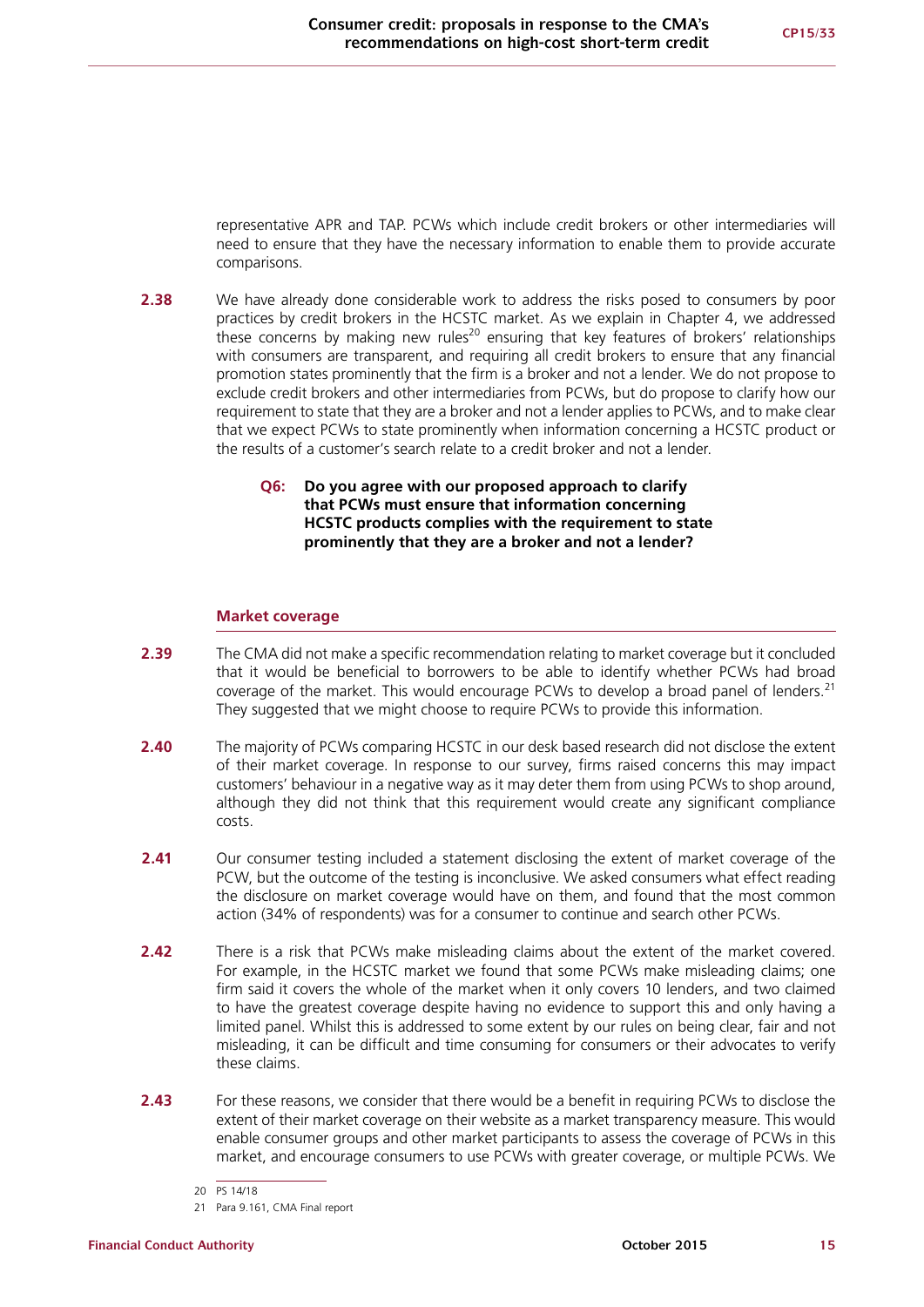representative APR and TAP. PCWs which include credit brokers or other intermediaries will need to ensure that they have the necessary information to enable them to provide accurate comparisons.

**2.38** We have already done considerable work to address the risks posed to consumers by poor practices by credit brokers in the HCSTC market. As we explain in Chapter 4, we addressed these concerns by making new rules[20] ensuring that key features of brokers' relationships with consumers are transparent, and requiring all credit brokers to ensure that any financial promotion states prominently that the firm is a broker and not a lender. We do not propose to exclude credit brokers and other intermediaries from PCWs, but do propose to clarify how our requirement to state that they are a broker and not a lender applies to PCWs, and to make clear that we expect PCWs to state prominently when information concerning a HCSTC product or the results of a customer's search relate to a credit broker and not a lender.

> **Q6: Do you agree with our proposed approach to clarify that PCWs must ensure that information concerning HCSTC products complies with the requirement to state prominently that they are a broker and not a lender?**

### Market coverage

**2.39** The CMA did not make a specific recommendation relating to market coverage but it concluded that it would be beneficial to borrowers to be able to identify whether PCWs had broad coverage of the market. This would encourage PCWs to develop a broad panel of lenders.[21] They suggested that we might choose to require PCWs to provide this information.

**2.40** The majority of PCWs comparing HCSTC in our desk based research did not disclose the extent of their market coverage. In response to our survey, firms raised concerns this may impact customers' behaviour in a negative way as it may deter them from using PCWs to shop around, although they did not think that this requirement would create any significant compliance costs.

**2.41** Our consumer testing included a statement disclosing the extent of market coverage of the PCW, but the outcome of the testing is inconclusive. We asked consumers what effect reading the disclosure on market coverage would have on them, and found that the most common action (34% of respondents) was for a consumer to continue and search other PCWs.

**2.42** There is a risk that PCWs make misleading claims about the extent of the market covered. For example, in the HCSTC market we found that some PCWs make misleading claims; one firm said it covers the whole of the market when it only covers 10 lenders, and two claimed to have the greatest coverage despite having no evidence to support this and only having a limited panel. Whilst this is addressed to some extent by our rules on being clear, fair and not misleading, it can be difficult and time consuming for consumers or their advocates to verify these claims.

**2.43** For these reasons, we consider that there would be a benefit in requiring PCWs to disclose the extent of their market coverage on their website as a market transparency measure. This would enable consumer groups and other market participants to assess the coverage of PCWs in this market, and encourage consumers to use PCWs with greater coverage, or multiple PCWs. We

---

20 PS 14/18

21 Para 9.161, CMA Final report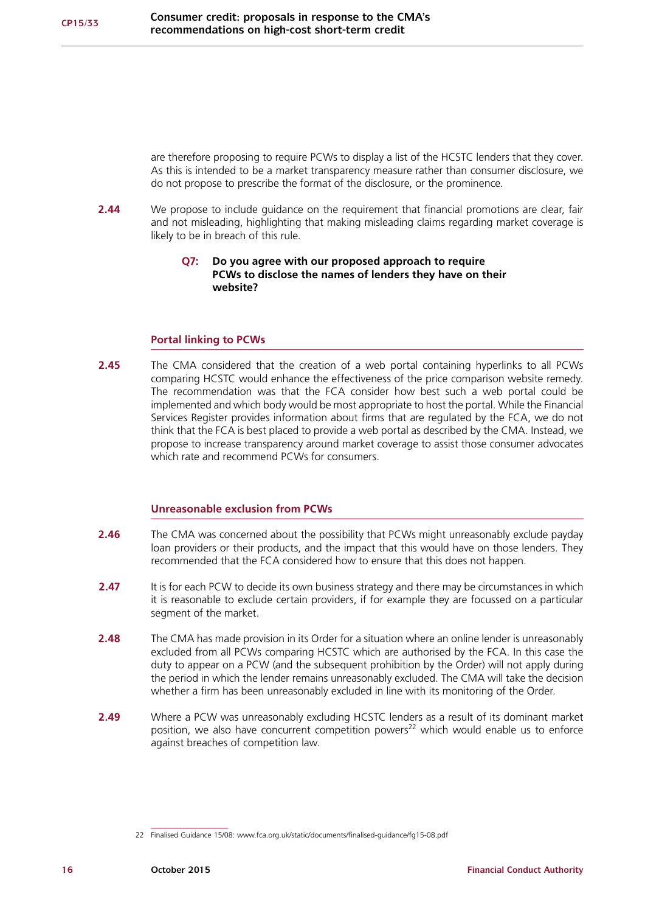are therefore proposing to require PCWs to display a list of the HCSTC lenders that they cover. As this is intended to be a market transparency measure rather than consumer disclosure, we do not propose to prescribe the format of the disclosure, or the prominence.

**2.44** We propose to include guidance on the requirement that financial promotions are clear, fair and not misleading, highlighting that making misleading claims regarding market coverage is likely to be in breach of this rule.

> **Q7: Do you agree with our proposed approach to require PCWs to disclose the names of lenders they have on their website?**

### Portal linking to PCWs

**2.45** The CMA considered that the creation of a web portal containing hyperlinks to all PCWs comparing HCSTC would enhance the effectiveness of the price comparison website remedy. The recommendation was that the FCA consider how best such a web portal could be implemented and which body would be most appropriate to host the portal. While the Financial Services Register provides information about firms that are regulated by the FCA, we do not think that the FCA is best placed to provide a web portal as described by the CMA. Instead, we propose to increase transparency around market coverage to assist those consumer advocates which rate and recommend PCWs for consumers.

### Unreasonable exclusion from PCWs

**2.46** The CMA was concerned about the possibility that PCWs might unreasonably exclude payday loan providers or their products, and the impact that this would have on those lenders. They recommended that the FCA considered how to ensure that this does not happen.

**2.47** It is for each PCW to decide its own business strategy and there may be circumstances in which it is reasonable to exclude certain providers, if for example they are focussed on a particular segment of the market.

**2.48** The CMA has made provision in its Order for a situation where an online lender is unreasonably excluded from all PCWs comparing HCSTC which are authorised by the FCA. In this case the duty to appear on a PCW (and the subsequent prohibition by the Order) will not apply during the period in which the lender remains unreasonably excluded. The CMA will take the decision whether a firm has been unreasonably excluded in line with its monitoring of the Order.

**2.49** Where a PCW was unreasonably excluding HCSTC lenders as a result of its dominant market position, we also have concurrent competition powers[22] which would enable us to enforce against breaches of competition law.

---

22 Finalised Guidance 15/08: www.fca.org.uk/static/documents/finalised-guidance/fg15-08.pdf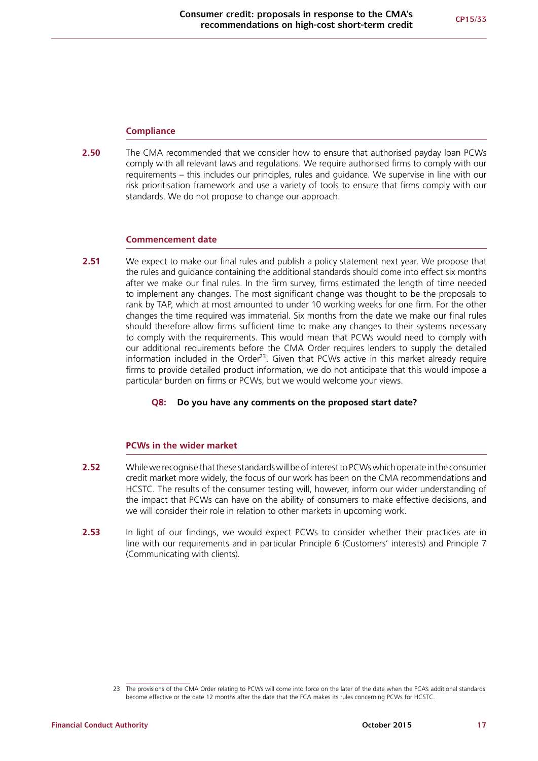### Compliance

**2.50** The CMA recommended that we consider how to ensure that authorised payday loan PCWs comply with all relevant laws and regulations. We require authorised firms to comply with our requirements – this includes our principles, rules and guidance. We supervise in line with our risk prioritisation framework and use a variety of tools to ensure that firms comply with our standards. We do not propose to change our approach.

### Commencement date

**2.51** We expect to make our final rules and publish a policy statement next year. We propose that the rules and guidance containing the additional standards should come into effect six months after we make our final rules. In the firm survey, firms estimated the length of time needed to implement any changes. The most significant change was thought to be the proposals to rank by TAP, which at most amounted to under 10 working weeks for one firm. For the other changes the time required was immaterial. Six months from the date we make our final rules should therefore allow firms sufficient time to make any changes to their systems necessary to comply with the requirements. This would mean that PCWs would need to comply with our additional requirements before the CMA Order requires lenders to supply the detailed information included in the Order[23]. Given that PCWs active in this market already require firms to provide detailed product information, we do not anticipate that this would impose a particular burden on firms or PCWs, but we would welcome your views.

**Q8: Do you have any comments on the proposed start date?**

### PCWs in the wider market

**2.52** While we recognise that these standards will be of interest to PCWs which operate in the consumer credit market more widely, the focus of our work has been on the CMA recommendations and HCSTC. The results of the consumer testing will, however, inform our wider understanding of the impact that PCWs can have on the ability of consumers to make effective decisions, and we will consider their role in relation to other markets in upcoming work.

**2.53** In light of our findings, we would expect PCWs to consider whether their practices are in line with our requirements and in particular Principle 6 (Customers' interests) and Principle 7 (Communicating with clients).

---

23 The provisions of the CMA Order relating to PCWs will come into force on the later of the date when the FCA's additional standards become effective or the date 12 months after the date that the FCA makes its rules concerning PCWs for HCSTC.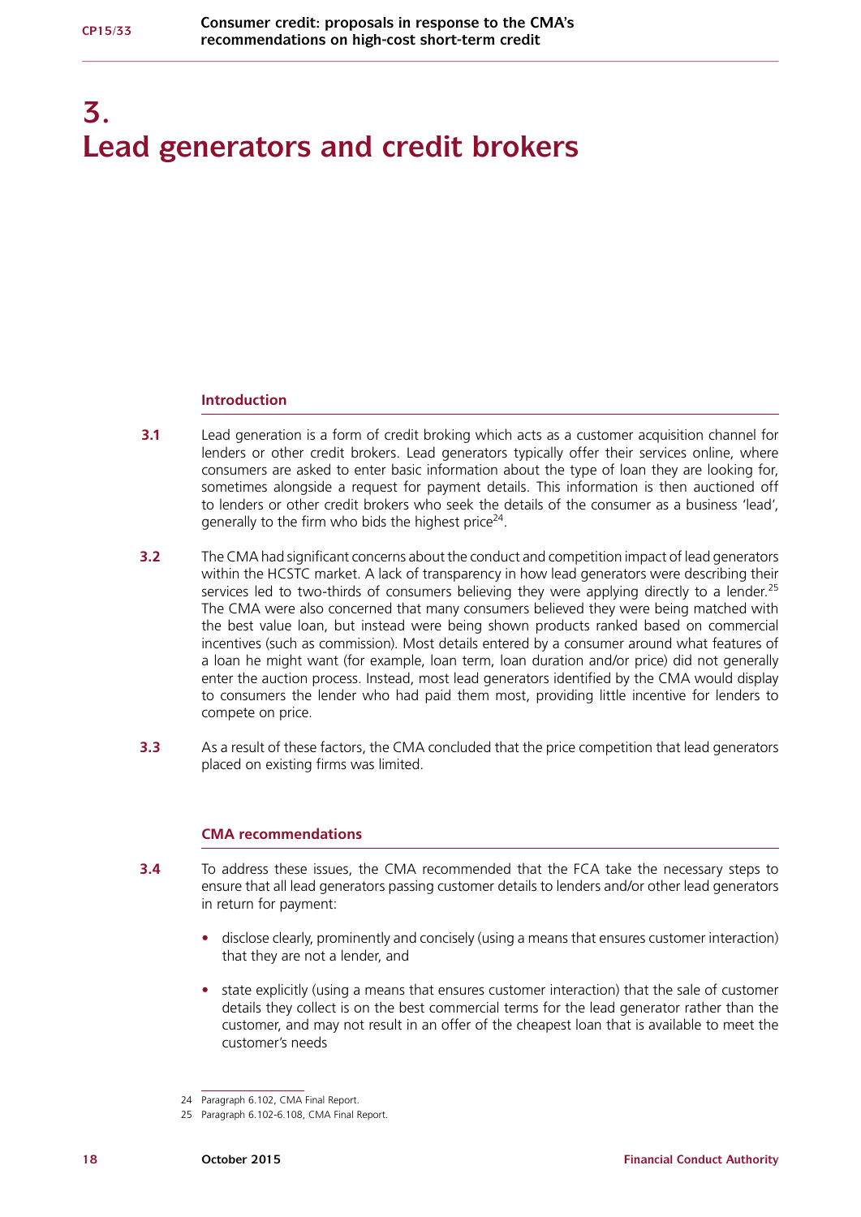# 3. Lead generators and credit brokers

## Introduction

**3.1** Lead generation is a form of credit broking which acts as a customer acquisition channel for lenders or other credit brokers. Lead generators typically offer their services online, where consumers are asked to enter basic information about the type of loan they are looking for, sometimes alongside a request for payment details. This information is then auctioned off to lenders or other credit brokers who seek the details of the consumer as a business 'lead', generally to the firm who bids the highest price[24].

**3.2** The CMA had significant concerns about the conduct and competition impact of lead generators within the HCSTC market. A lack of transparency in how lead generators were describing their services led to two-thirds of consumers believing they were applying directly to a lender.[25] The CMA were also concerned that many consumers believed they were being matched with the best value loan, but instead were being shown products ranked based on commercial incentives (such as commission). Most details entered by a consumer around what features of a loan he might want (for example, loan term, loan duration and/or price) did not generally enter the auction process. Instead, most lead generators identified by the CMA would display to consumers the lender who had paid them most, providing little incentive for lenders to compete on price.

**3.3** As a result of these factors, the CMA concluded that the price competition that lead generators placed on existing firms was limited.

## CMA recommendations

**3.4** To address these issues, the CMA recommended that the FCA take the necessary steps to ensure that all lead generators passing customer details to lenders and/or other lead generators in return for payment:

- disclose clearly, prominently and concisely (using a means that ensures customer interaction) that they are not a lender, and
- state explicitly (using a means that ensures customer interaction) that the sale of customer details they collect is on the best commercial terms for the lead generator rather than the customer, and may not result in an offer of the cheapest loan that is available to meet the customer's needs

---

24 Paragraph 6.102, CMA Final Report.

25 Paragraph 6.102-6.108, CMA Final Report.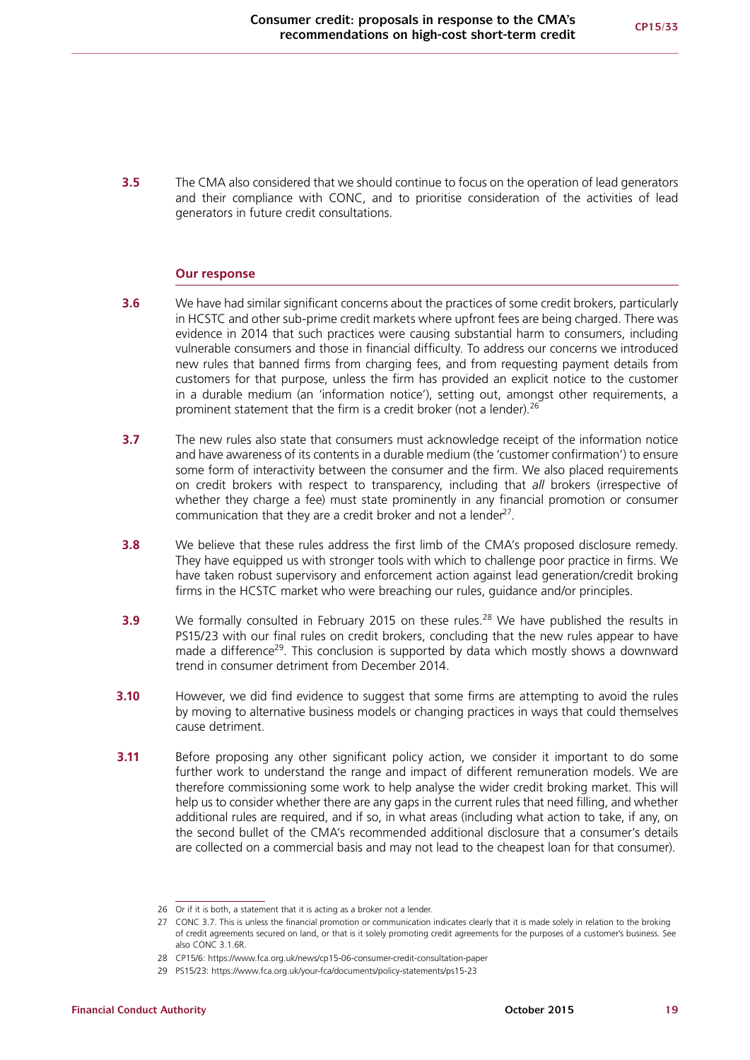**3.5** The CMA also considered that we should continue to focus on the operation of lead generators and their compliance with CONC, and to prioritise consideration of the activities of lead generators in future credit consultations.

#### Our response

**3.6** We have had similar significant concerns about the practices of some credit brokers, particularly in HCSTC and other sub-prime credit markets where upfront fees are being charged. There was evidence in 2014 that such practices were causing substantial harm to consumers, including vulnerable consumers and those in financial difficulty. To address our concerns we introduced new rules that banned firms from charging fees, and from requesting payment details from customers for that purpose, unless the firm has provided an explicit notice to the customer in a durable medium (an 'information notice'), setting out, amongst other requirements, a prominent statement that the firm is a credit broker (not a lender).[26]

**3.7** The new rules also state that consumers must acknowledge receipt of the information notice and have awareness of its contents in a durable medium (the 'customer confirmation') to ensure some form of interactivity between the consumer and the firm. We also placed requirements on credit brokers with respect to transparency, including that *all* brokers (irrespective of whether they charge a fee) must state prominently in any financial promotion or consumer communication that they are a credit broker and not a lender[27].

**3.8** We believe that these rules address the first limb of the CMA's proposed disclosure remedy. They have equipped us with stronger tools with which to challenge poor practice in firms. We have taken robust supervisory and enforcement action against lead generation/credit broking firms in the HCSTC market who were breaching our rules, guidance and/or principles.

**3.9** We formally consulted in February 2015 on these rules.[28] We have published the results in PS15/23 with our final rules on credit brokers, concluding that the new rules appear to have made a difference[29]. This conclusion is supported by data which mostly shows a downward trend in consumer detriment from December 2014.

**3.10** However, we did find evidence to suggest that some firms are attempting to avoid the rules by moving to alternative business models or changing practices in ways that could themselves cause detriment.

**3.11** Before proposing any other significant policy action, we consider it important to do some further work to understand the range and impact of different remuneration models. We are therefore commissioning some work to help analyse the wider credit broking market. This will help us to consider whether there are any gaps in the current rules that need filling, and whether additional rules are required, and if so, in what areas (including what action to take, if any, on the second bullet of the CMA's recommended additional disclosure that a consumer's details are collected on a commercial basis and may not lead to the cheapest loan for that consumer).

---

26 Or if it is both, a statement that it is acting as a broker not a lender.

27 CONC 3.7. This is unless the financial promotion or communication indicates clearly that it is made solely in relation to the broking of credit agreements secured on land, or that is it solely promoting credit agreements for the purposes of a customer's business. See also CONC 3.1.6R.

28 CP15/6: https://www.fca.org.uk/news/cp15-06-consumer-credit-consultation-paper

29 PS15/23: https://www.fca.org.uk/your-fca/documents/policy-statements/ps15-23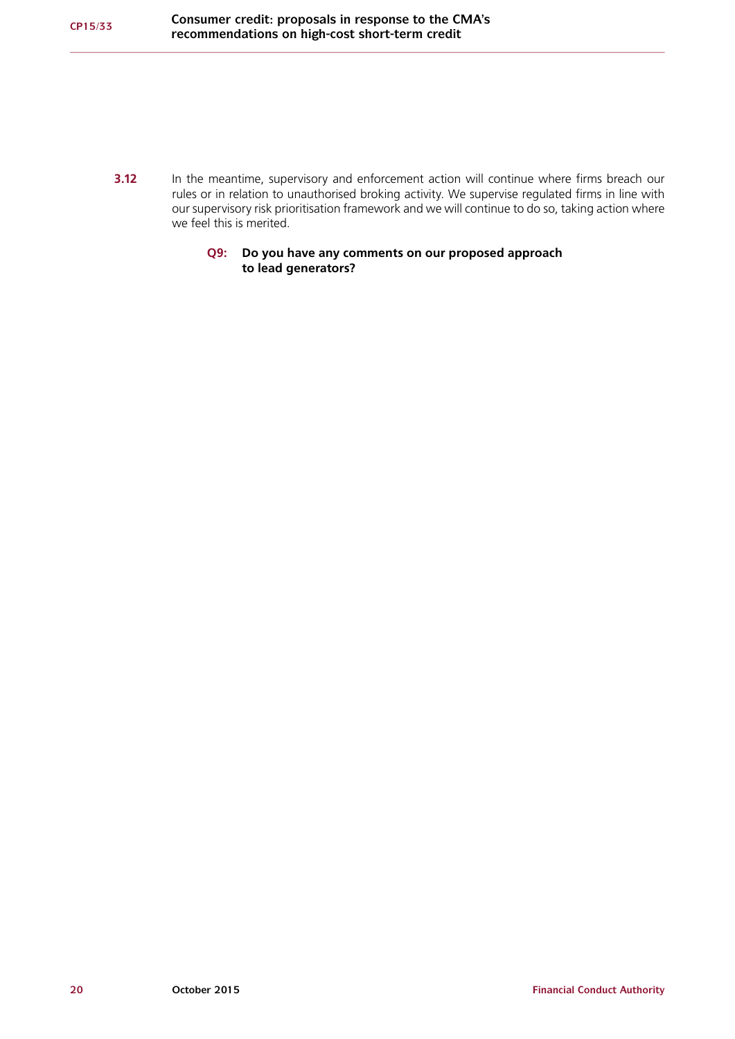**3.12** In the meantime, supervisory and enforcement action will continue where firms breach our rules or in relation to unauthorised broking activity. We supervise regulated firms in line with our supervisory risk prioritisation framework and we will continue to do so, taking action where we feel this is merited.

> **Q9: Do you have any comments on our proposed approach to lead generators?**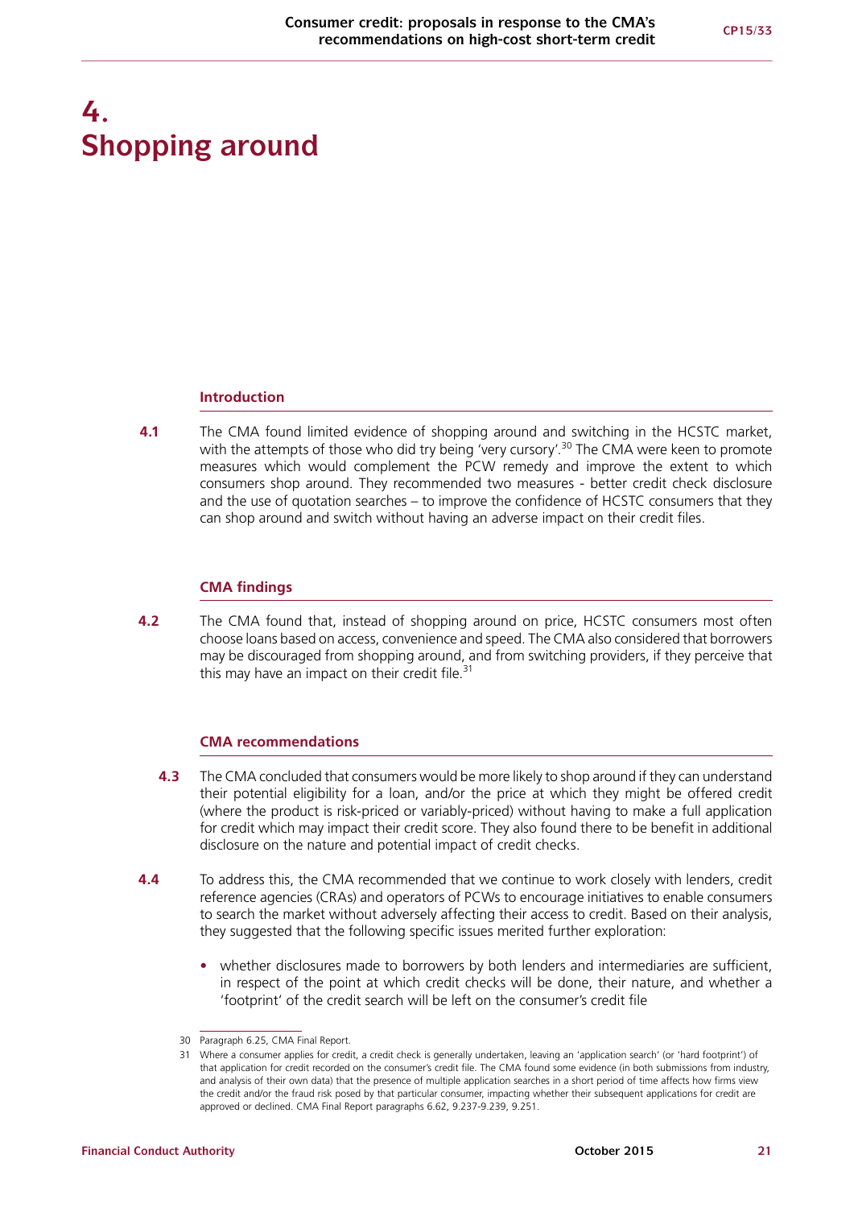# 4. Shopping around

## Introduction

**4.1** The CMA found limited evidence of shopping around and switching in the HCSTC market, with the attempts of those who did try being 'very cursory'.[30] The CMA were keen to promote measures which would complement the PCW remedy and improve the extent to which consumers shop around. They recommended two measures - better credit check disclosure and the use of quotation searches – to improve the confidence of HCSTC consumers that they can shop around and switch without having an adverse impact on their credit files.

## CMA findings

**4.2** The CMA found that, instead of shopping around on price, HCSTC consumers most often choose loans based on access, convenience and speed. The CMA also considered that borrowers may be discouraged from shopping around, and from switching providers, if they perceive that this may have an impact on their credit file.[31]

## CMA recommendations

**4.3** The CMA concluded that consumers would be more likely to shop around if they can understand their potential eligibility for a loan, and/or the price at which they might be offered credit (where the product is risk-priced or variably-priced) without having to make a full application for credit which may impact their credit score. They also found there to be benefit in additional disclosure on the nature and potential impact of credit checks.

**4.4** To address this, the CMA recommended that we continue to work closely with lenders, credit reference agencies (CRAs) and operators of PCWs to encourage initiatives to enable consumers to search the market without adversely affecting their access to credit. Based on their analysis, they suggested that the following specific issues merited further exploration:

- whether disclosures made to borrowers by both lenders and intermediaries are sufficient, in respect of the point at which credit checks will be done, their nature, and whether a 'footprint' of the credit search will be left on the consumer's credit file

---

30 Paragraph 6.25, CMA Final Report.

31 Where a consumer applies for credit, a credit check is generally undertaken, leaving an 'application search' (or 'hard footprint') of that application for credit recorded on the consumer's credit file. The CMA found some evidence (in both submissions from industry, and analysis of their own data) that the presence of multiple application searches in a short period of time affects how firms view the credit and/or the fraud risk posed by that particular consumer, impacting whether their subsequent applications for credit are approved or declined. CMA Final Report paragraphs 6.62, 9.237-9.239, 9.251.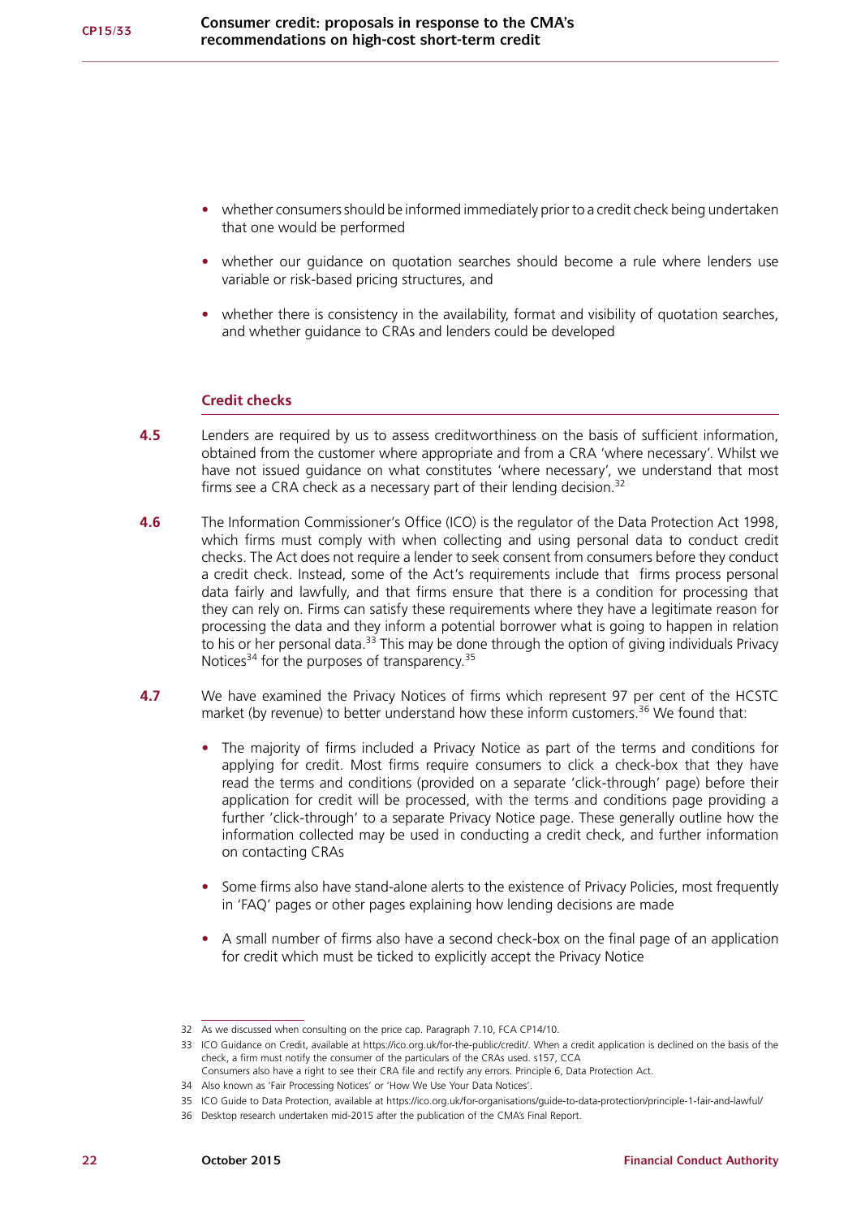- whether consumers should be informed immediately prior to a credit check being undertaken that one would be performed
- whether our guidance on quotation searches should become a rule where lenders use variable or risk-based pricing structures, and
- whether there is consistency in the availability, format and visibility of quotation searches, and whether guidance to CRAs and lenders could be developed

### Credit checks

**4.5** Lenders are required by us to assess creditworthiness on the basis of sufficient information, obtained from the customer where appropriate and from a CRA 'where necessary'. Whilst we have not issued guidance on what constitutes 'where necessary', we understand that most firms see a CRA check as a necessary part of their lending decision.[32]

**4.6** The Information Commissioner's Office (ICO) is the regulator of the Data Protection Act 1998, which firms must comply with when collecting and using personal data to conduct credit checks. The Act does not require a lender to seek consent from consumers before they conduct a credit check. Instead, some of the Act's requirements include that firms process personal data fairly and lawfully, and that firms ensure that there is a condition for processing that they can rely on. Firms can satisfy these requirements where they have a legitimate reason for processing the data and they inform a potential borrower what is going to happen in relation to his or her personal data.[33] This may be done through the option of giving individuals Privacy Notices[34] for the purposes of transparency.[35]

**4.7** We have examined the Privacy Notices of firms which represent 97 per cent of the HCSTC market (by revenue) to better understand how these inform customers.[36] We found that:

- The majority of firms included a Privacy Notice as part of the terms and conditions for applying for credit. Most firms require consumers to click a check-box that they have read the terms and conditions (provided on a separate 'click-through' page) before their application for credit will be processed, with the terms and conditions page providing a further 'click-through' to a separate Privacy Notice page. These generally outline how the information collected may be used in conducting a credit check, and further information on contacting CRAs
- Some firms also have stand-alone alerts to the existence of Privacy Policies, most frequently in 'FAQ' pages or other pages explaining how lending decisions are made
- A small number of firms also have a second check-box on the final page of an application for credit which must be ticked to explicitly accept the Privacy Notice

---

32 As we discussed when consulting on the price cap. Paragraph 7.10, FCA CP14/10.

33 ICO Guidance on Credit, available at https://ico.org.uk/for-the-public/credit/. When a credit application is declined on the basis of the check, a firm must notify the consumer of the particulars of the CRAs used. s157, CCA
Consumers also have a right to see their CRA file and rectify any errors. Principle 6, Data Protection Act.

34 Also known as 'Fair Processing Notices' or 'How We Use Your Data Notices'.

35 ICO Guide to Data Protection, available at https://ico.org.uk/for-organisations/guide-to-data-protection/principle-1-fair-and-lawful/

36 Desktop research undertaken mid-2015 after the publication of the CMA's Final Report.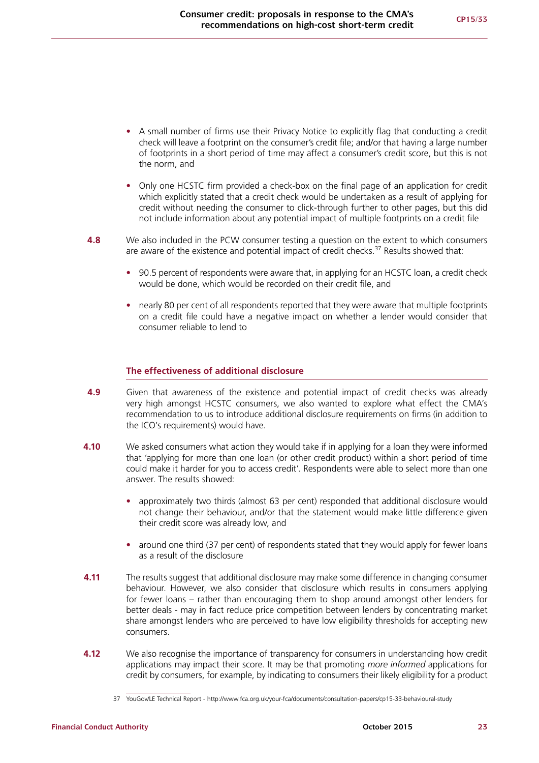- A small number of firms use their Privacy Notice to explicitly flag that conducting a credit check will leave a footprint on the consumer's credit file; and/or that having a large number of footprints in a short period of time may affect a consumer's credit score, but this is not the norm, and
- Only one HCSTC firm provided a check-box on the final page of an application for credit which explicitly stated that a credit check would be undertaken as a result of applying for credit without needing the consumer to click-through further to other pages, but this did not include information about any potential impact of multiple footprints on a credit file

**4.8** We also included in the PCW consumer testing a question on the extent to which consumers are aware of the existence and potential impact of credit checks.[37] Results showed that:

- 90.5 percent of respondents were aware that, in applying for an HCSTC loan, a credit check would be done, which would be recorded on their credit file, and
- nearly 80 per cent of all respondents reported that they were aware that multiple footprints on a credit file could have a negative impact on whether a lender would consider that consumer reliable to lend to

### The effectiveness of additional disclosure

**4.9** Given that awareness of the existence and potential impact of credit checks was already very high amongst HCSTC consumers, we also wanted to explore what effect the CMA's recommendation to us to introduce additional disclosure requirements on firms (in addition to the ICO's requirements) would have.

**4.10** We asked consumers what action they would take if in applying for a loan they were informed that 'applying for more than one loan (or other credit product) within a short period of time could make it harder for you to access credit'. Respondents were able to select more than one answer. The results showed:

- approximately two thirds (almost 63 per cent) responded that additional disclosure would not change their behaviour, and/or that the statement would make little difference given their credit score was already low, and
- around one third (37 per cent) of respondents stated that they would apply for fewer loans as a result of the disclosure

**4.11** The results suggest that additional disclosure may make some difference in changing consumer behaviour. However, we also consider that disclosure which results in consumers applying for fewer loans – rather than encouraging them to shop around amongst other lenders for better deals - may in fact reduce price competition between lenders by concentrating market share amongst lenders who are perceived to have low eligibility thresholds for accepting new consumers.

**4.12** We also recognise the importance of transparency for consumers in understanding how credit applications may impact their score. It may be that promoting *more informed* applications for credit by consumers, for example, by indicating to consumers their likely eligibility for a product

37 YouGov/LE Technical Report - http://www.fca.org.uk/your-fca/documents/consultation-papers/cp15-33-behavioural-study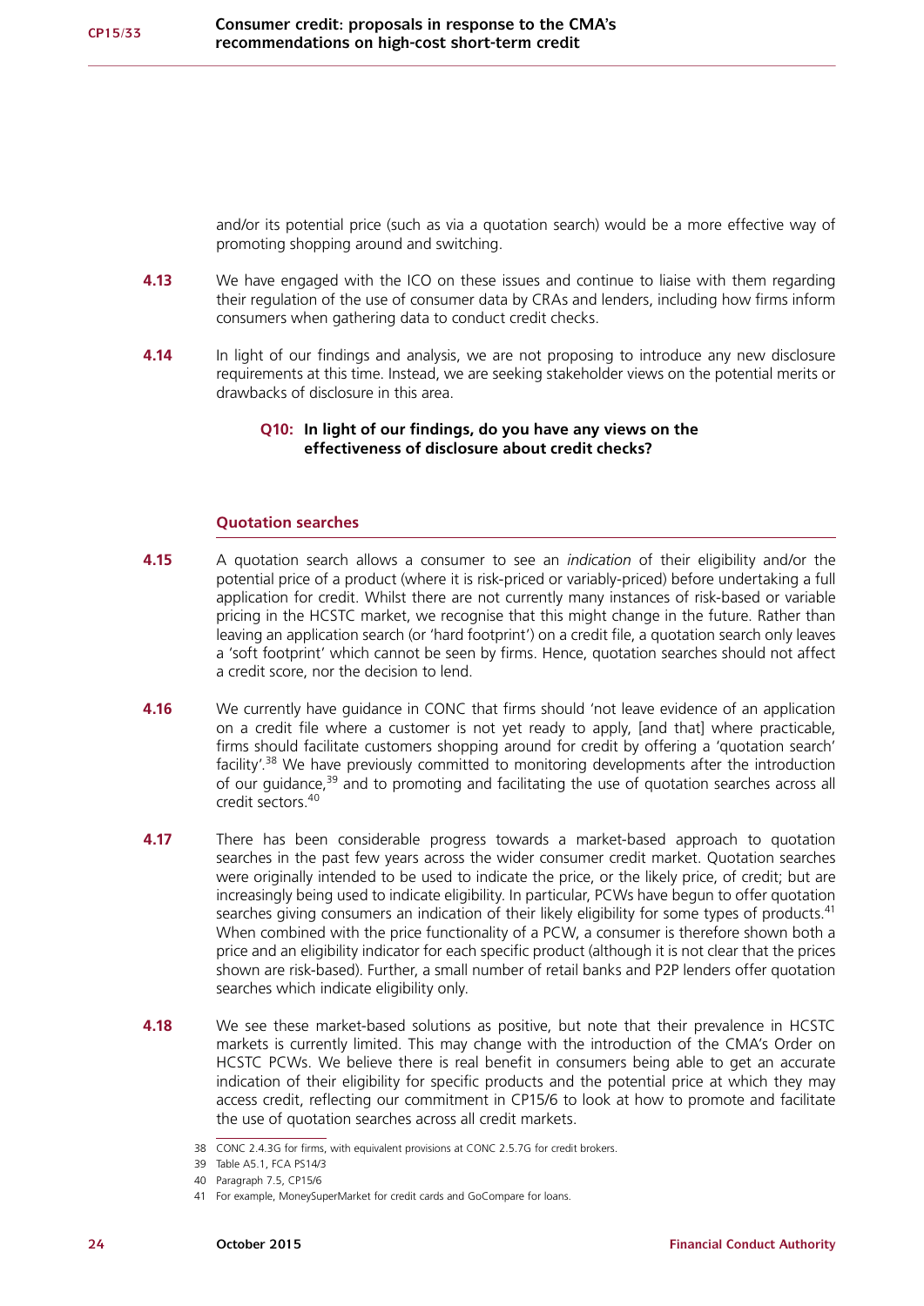and/or its potential price (such as via a quotation search) would be a more effective way of promoting shopping around and switching.

**4.13** We have engaged with the ICO on these issues and continue to liaise with them regarding their regulation of the use of consumer data by CRAs and lenders, including how firms inform consumers when gathering data to conduct credit checks.

**4.14** In light of our findings and analysis, we are not proposing to introduce any new disclosure requirements at this time. Instead, we are seeking stakeholder views on the potential merits or drawbacks of disclosure in this area.

> **Q10: In light of our findings, do you have any views on the effectiveness of disclosure about credit checks?**

### Quotation searches

**4.15** A quotation search allows a consumer to see an *indication* of their eligibility and/or the potential price of a product (where it is risk-priced or variably-priced) before undertaking a full application for credit. Whilst there are not currently many instances of risk-based or variable pricing in the HCSTC market, we recognise that this might change in the future. Rather than leaving an application search (or 'hard footprint') on a credit file, a quotation search only leaves a 'soft footprint' which cannot be seen by firms. Hence, quotation searches should not affect a credit score, nor the decision to lend.

**4.16** We currently have guidance in CONC that firms should 'not leave evidence of an application on a credit file where a customer is not yet ready to apply, [and that] where practicable, firms should facilitate customers shopping around for credit by offering a 'quotation search' facility'.[38] We have previously committed to monitoring developments after the introduction of our guidance,[39] and to promoting and facilitating the use of quotation searches across all credit sectors.[40]

**4.17** There has been considerable progress towards a market-based approach to quotation searches in the past few years across the wider consumer credit market. Quotation searches were originally intended to be used to indicate the price, or the likely price, of credit; but are increasingly being used to indicate eligibility. In particular, PCWs have begun to offer quotation searches giving consumers an indication of their likely eligibility for some types of products.[41] When combined with the price functionality of a PCW, a consumer is therefore shown both a price and an eligibility indicator for each specific product (although it is not clear that the prices shown are risk-based). Further, a small number of retail banks and P2P lenders offer quotation searches which indicate eligibility only.

**4.18** We see these market-based solutions as positive, but note that their prevalence in HCSTC markets is currently limited. This may change with the introduction of the CMA's Order on HCSTC PCWs. We believe there is real benefit in consumers being able to get an accurate indication of their eligibility for specific products and the potential price at which they may access credit, reflecting our commitment in CP15/6 to look at how to promote and facilitate the use of quotation searches across all credit markets.

---

38 CONC 2.4.3G for firms, with equivalent provisions at CONC 2.5.7G for credit brokers.

39 Table A5.1, FCA PS14/3

40 Paragraph 7.5, CP15/6

41 For example, MoneySuperMarket for credit cards and GoCompare for loans.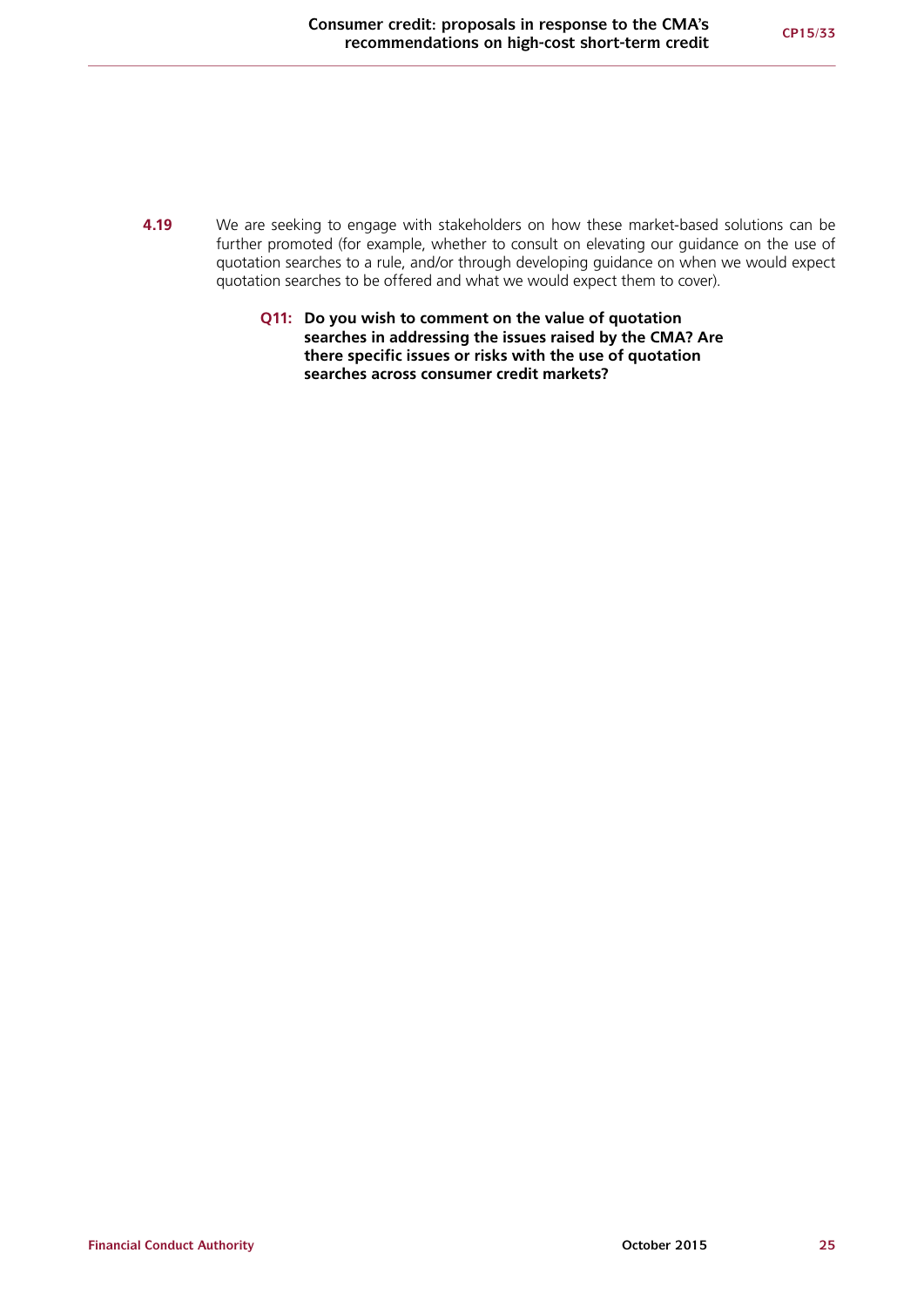**4.19** We are seeking to engage with stakeholders on how these market-based solutions can be further promoted (for example, whether to consult on elevating our guidance on the use of quotation searches to a rule, and/or through developing guidance on when we would expect quotation searches to be offered and what we would expect them to cover).

> **Q11: Do you wish to comment on the value of quotation searches in addressing the issues raised by the CMA? Are there specific issues or risks with the use of quotation searches across consumer credit markets?**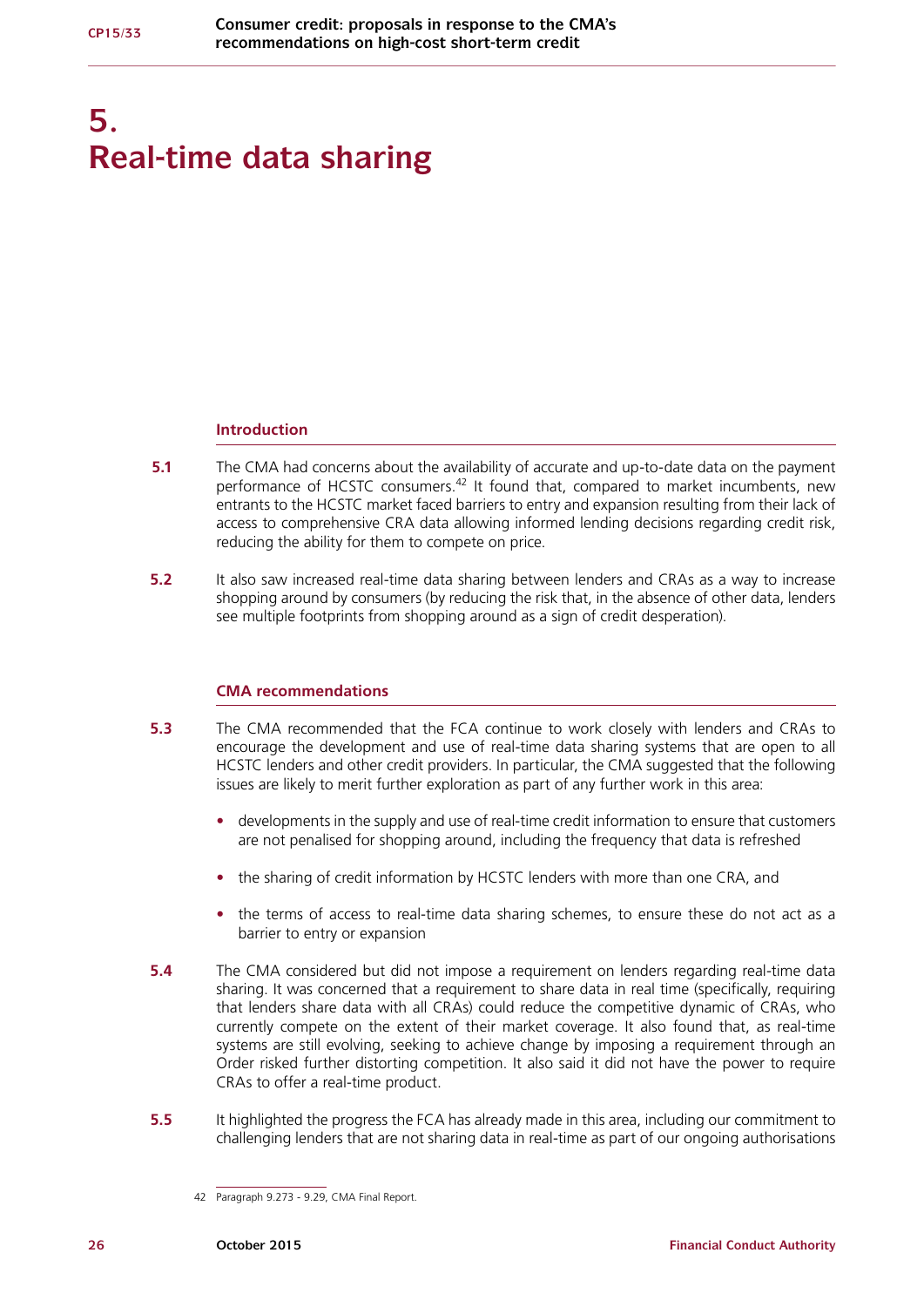# 5. Real-time data sharing

## Introduction

**5.1** The CMA had concerns about the availability of accurate and up-to-date data on the payment performance of HCSTC consumers.[42] It found that, compared to market incumbents, new entrants to the HCSTC market faced barriers to entry and expansion resulting from their lack of access to comprehensive CRA data allowing informed lending decisions regarding credit risk, reducing the ability for them to compete on price.

**5.2** It also saw increased real-time data sharing between lenders and CRAs as a way to increase shopping around by consumers (by reducing the risk that, in the absence of other data, lenders see multiple footprints from shopping around as a sign of credit desperation).

## CMA recommendations

**5.3** The CMA recommended that the FCA continue to work closely with lenders and CRAs to encourage the development and use of real-time data sharing systems that are open to all HCSTC lenders and other credit providers. In particular, the CMA suggested that the following issues are likely to merit further exploration as part of any further work in this area:

- developments in the supply and use of real-time credit information to ensure that customers are not penalised for shopping around, including the frequency that data is refreshed
- the sharing of credit information by HCSTC lenders with more than one CRA, and
- the terms of access to real-time data sharing schemes, to ensure these do not act as a barrier to entry or expansion

**5.4** The CMA considered but did not impose a requirement on lenders regarding real-time data sharing. It was concerned that a requirement to share data in real time (specifically, requiring that lenders share data with all CRAs) could reduce the competitive dynamic of CRAs, who currently compete on the extent of their market coverage. It also found that, as real-time systems are still evolving, seeking to achieve change by imposing a requirement through an Order risked further distorting competition. It also said it did not have the power to require CRAs to offer a real-time product.

**5.5** It highlighted the progress the FCA has already made in this area, including our commitment to challenging lenders that are not sharing data in real-time as part of our ongoing authorisations

42 Paragraph 9.273 - 9.29, CMA Final Report.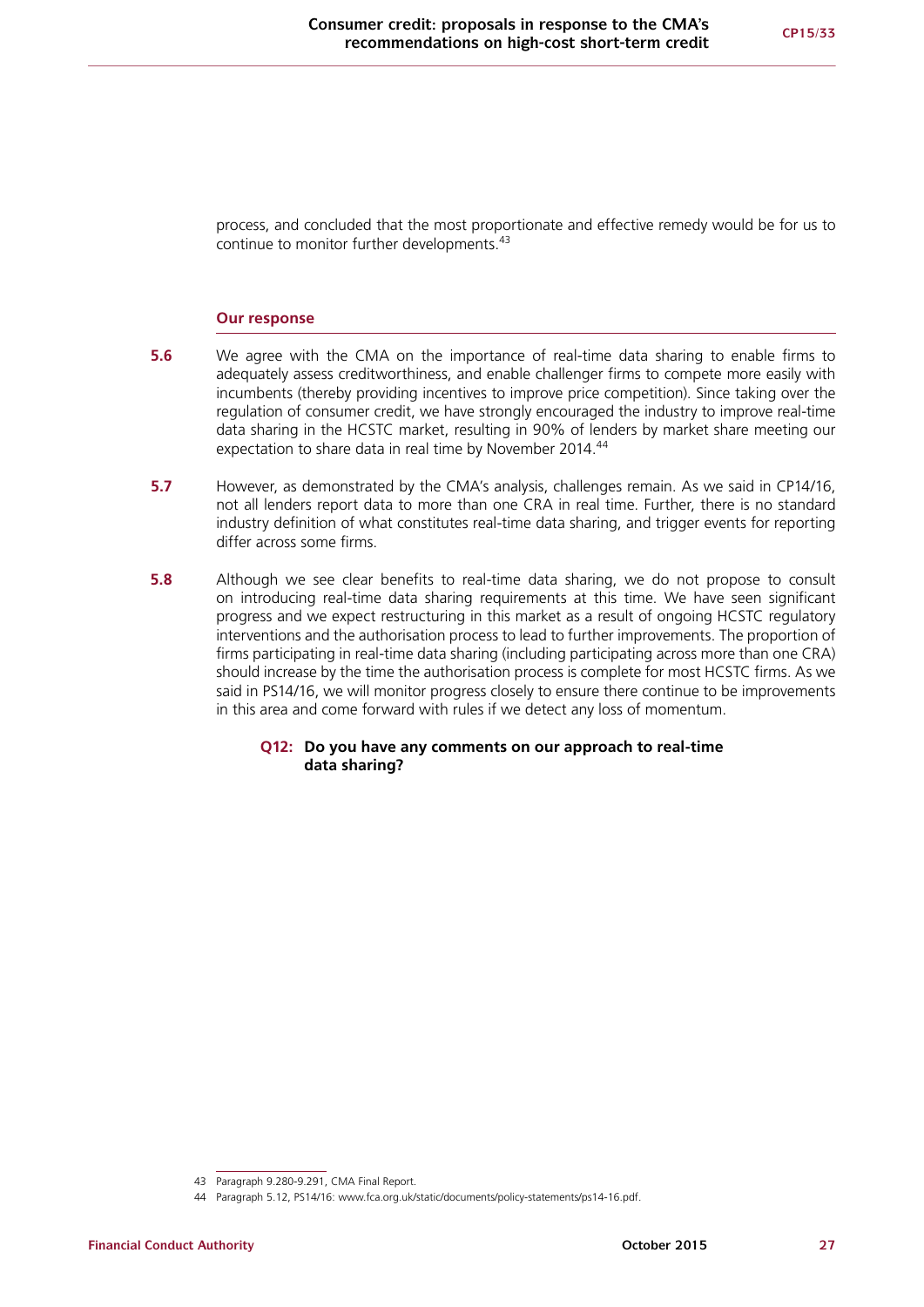process, and concluded that the most proportionate and effective remedy would be for us to continue to monitor further developments.[43]

### Our response

**5.6** We agree with the CMA on the importance of real-time data sharing to enable firms to adequately assess creditworthiness, and enable challenger firms to compete more easily with incumbents (thereby providing incentives to improve price competition). Since taking over the regulation of consumer credit, we have strongly encouraged the industry to improve real-time data sharing in the HCSTC market, resulting in 90% of lenders by market share meeting our expectation to share data in real time by November 2014.[44]

**5.7** However, as demonstrated by the CMA's analysis, challenges remain. As we said in CP14/16, not all lenders report data to more than one CRA in real time. Further, there is no standard industry definition of what constitutes real-time data sharing, and trigger events for reporting differ across some firms.

**5.8** Although we see clear benefits to real-time data sharing, we do not propose to consult on introducing real-time data sharing requirements at this time. We have seen significant progress and we expect restructuring in this market as a result of ongoing HCSTC regulatory interventions and the authorisation process to lead to further improvements. The proportion of firms participating in real-time data sharing (including participating across more than one CRA) should increase by the time the authorisation process is complete for most HCSTC firms. As we said in PS14/16, we will monitor progress closely to ensure there continue to be improvements in this area and come forward with rules if we detect any loss of momentum.

**Q12: Do you have any comments on our approach to real-time data sharing?**

---

43 Paragraph 9.280-9.291, CMA Final Report.

44 Paragraph 5.12, PS14/16: www.fca.org.uk/static/documents/policy-statements/ps14-16.pdf.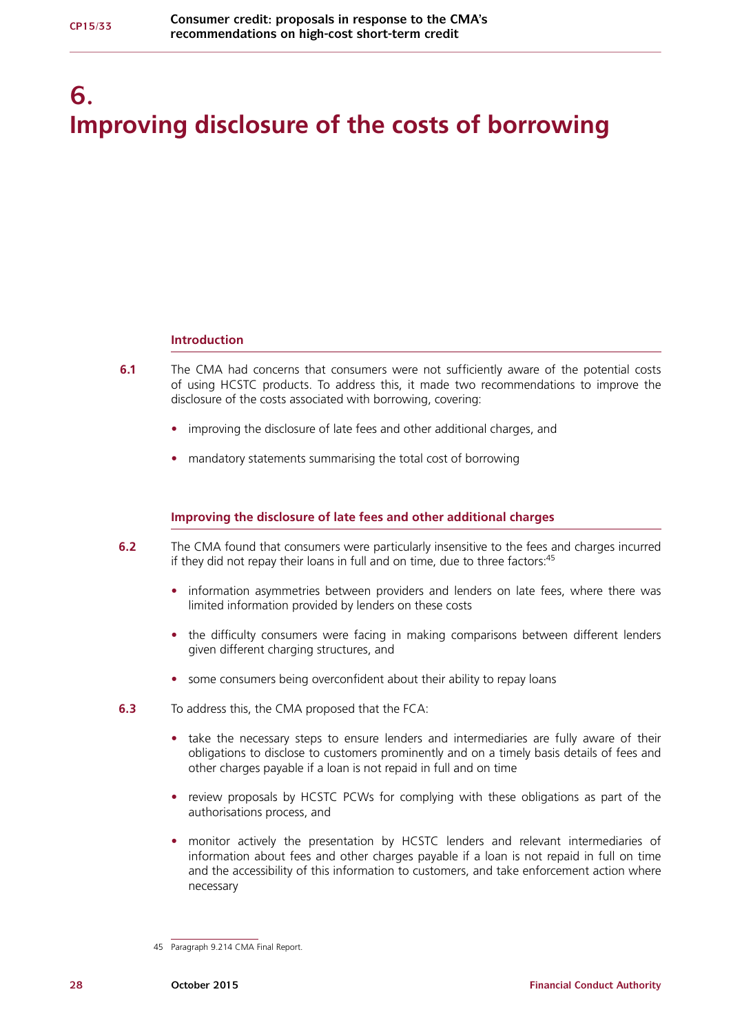# 6. Improving disclosure of the costs of borrowing

## Introduction

**6.1** The CMA had concerns that consumers were not sufficiently aware of the potential costs of using HCSTC products. To address this, it made two recommendations to improve the disclosure of the costs associated with borrowing, covering:

- improving the disclosure of late fees and other additional charges, and
- mandatory statements summarising the total cost of borrowing

## Improving the disclosure of late fees and other additional charges

**6.2** The CMA found that consumers were particularly insensitive to the fees and charges incurred if they did not repay their loans in full and on time, due to three factors:[45]

- information asymmetries between providers and lenders on late fees, where there was limited information provided by lenders on these costs
- the difficulty consumers were facing in making comparisons between different lenders given different charging structures, and
- some consumers being overconfident about their ability to repay loans

**6.3** To address this, the CMA proposed that the FCA:

- take the necessary steps to ensure lenders and intermediaries are fully aware of their obligations to disclose to customers prominently and on a timely basis details of fees and other charges payable if a loan is not repaid in full and on time
- review proposals by HCSTC PCWs for complying with these obligations as part of the authorisations process, and
- monitor actively the presentation by HCSTC lenders and relevant intermediaries of information about fees and other charges payable if a loan is not repaid in full on time and the accessibility of this information to customers, and take enforcement action where necessary

45 Paragraph 9.214 CMA Final Report.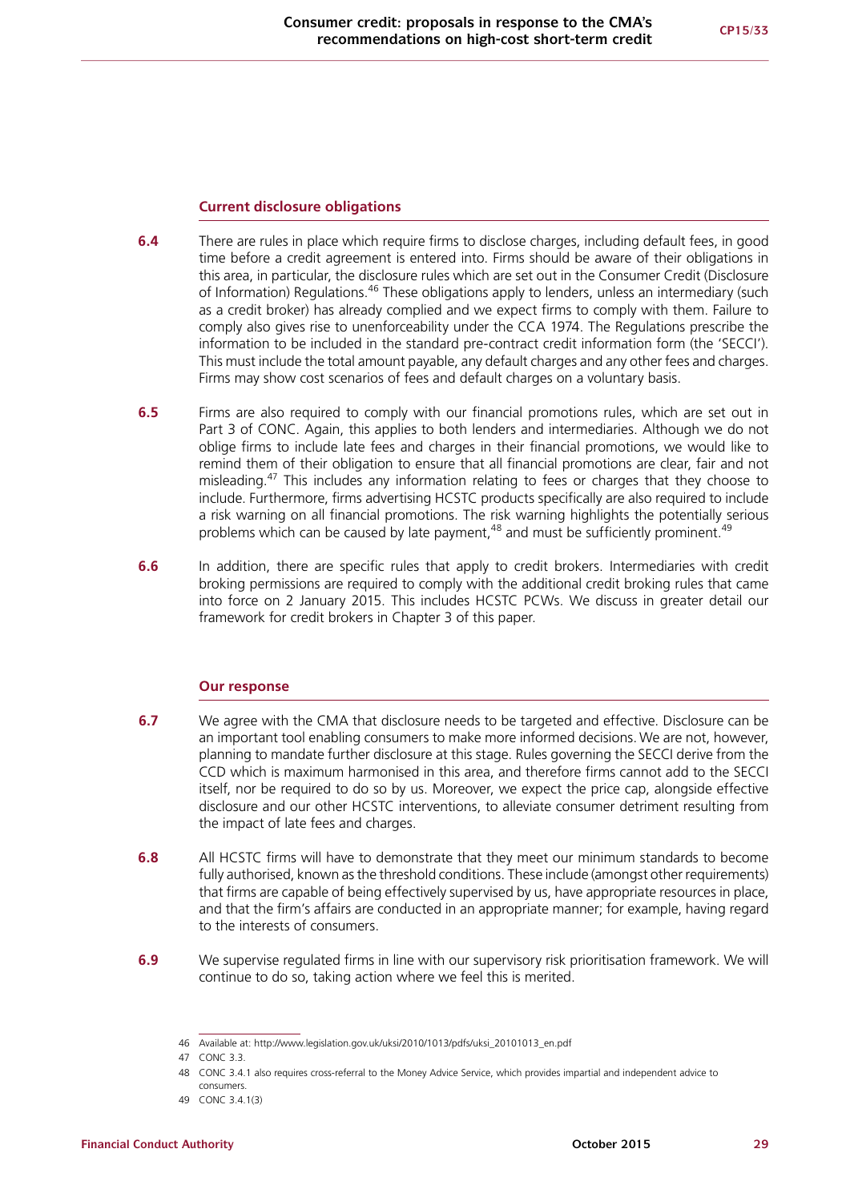### Current disclosure obligations

**6.4** There are rules in place which require firms to disclose charges, including default fees, in good time before a credit agreement is entered into. Firms should be aware of their obligations in this area, in particular, the disclosure rules which are set out in the Consumer Credit (Disclosure of Information) Regulations.[46] These obligations apply to lenders, unless an intermediary (such as a credit broker) has already complied and we expect firms to comply with them. Failure to comply also gives rise to unenforceability under the CCA 1974. The Regulations prescribe the information to be included in the standard pre-contract credit information form (the 'SECCI'). This must include the total amount payable, any default charges and any other fees and charges. Firms may show cost scenarios of fees and default charges on a voluntary basis.

**6.5** Firms are also required to comply with our financial promotions rules, which are set out in Part 3 of CONC. Again, this applies to both lenders and intermediaries. Although we do not oblige firms to include late fees and charges in their financial promotions, we would like to remind them of their obligation to ensure that all financial promotions are clear, fair and not misleading.[47] This includes any information relating to fees or charges that they choose to include. Furthermore, firms advertising HCSTC products specifically are also required to include a risk warning on all financial promotions. The risk warning highlights the potentially serious problems which can be caused by late payment,[48] and must be sufficiently prominent.[49]

**6.6** In addition, there are specific rules that apply to credit brokers. Intermediaries with credit broking permissions are required to comply with the additional credit broking rules that came into force on 2 January 2015. This includes HCSTC PCWs. We discuss in greater detail our framework for credit brokers in Chapter 3 of this paper.

### Our response

**6.7** We agree with the CMA that disclosure needs to be targeted and effective. Disclosure can be an important tool enabling consumers to make more informed decisions. We are not, however, planning to mandate further disclosure at this stage. Rules governing the SECCI derive from the CCD which is maximum harmonised in this area, and therefore firms cannot add to the SECCI itself, nor be required to do so by us. Moreover, we expect the price cap, alongside effective disclosure and our other HCSTC interventions, to alleviate consumer detriment resulting from the impact of late fees and charges.

**6.8** All HCSTC firms will have to demonstrate that they meet our minimum standards to become fully authorised, known as the threshold conditions. These include (amongst other requirements) that firms are capable of being effectively supervised by us, have appropriate resources in place, and that the firm's affairs are conducted in an appropriate manner; for example, having regard to the interests of consumers.

**6.9** We supervise regulated firms in line with our supervisory risk prioritisation framework. We will continue to do so, taking action where we feel this is merited.

---

46 Available at: http://www.legislation.gov.uk/uksi/2010/1013/pdfs/uksi_20101013_en.pdf

47 CONC 3.3.

48 CONC 3.4.1 also requires cross-referral to the Money Advice Service, which provides impartial and independent advice to consumers.

49 CONC 3.4.1(3)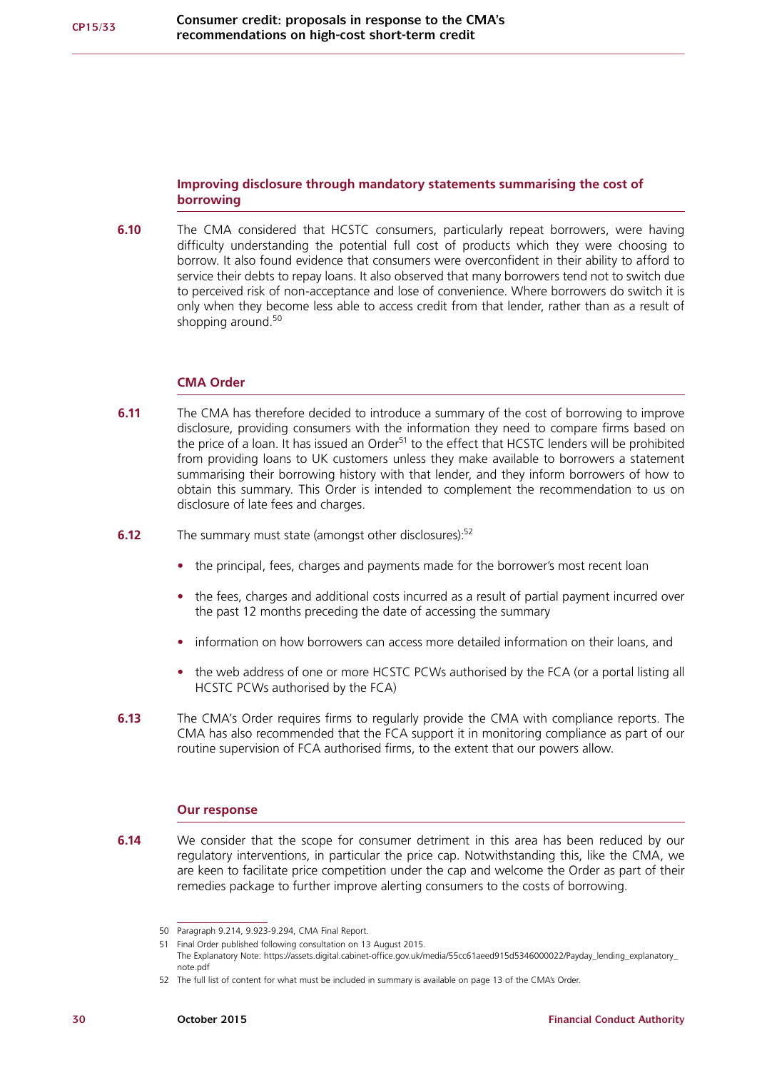### Improving disclosure through mandatory statements summarising the cost of borrowing

**6.10** The CMA considered that HCSTC consumers, particularly repeat borrowers, were having difficulty understanding the potential full cost of products which they were choosing to borrow. It also found evidence that consumers were overconfident in their ability to afford to service their debts to repay loans. It also observed that many borrowers tend not to switch due to perceived risk of non-acceptance and lose of convenience. Where borrowers do switch it is only when they become less able to access credit from that lender, rather than as a result of shopping around.[50]

### CMA Order

**6.11** The CMA has therefore decided to introduce a summary of the cost of borrowing to improve disclosure, providing consumers with the information they need to compare firms based on the price of a loan. It has issued an Order[51] to the effect that HCSTC lenders will be prohibited from providing loans to UK customers unless they make available to borrowers a statement summarising their borrowing history with that lender, and they inform borrowers of how to obtain this summary. This Order is intended to complement the recommendation to us on disclosure of late fees and charges.

**6.12** The summary must state (amongst other disclosures):[52]

- the principal, fees, charges and payments made for the borrower's most recent loan
- the fees, charges and additional costs incurred as a result of partial payment incurred over the past 12 months preceding the date of accessing the summary
- information on how borrowers can access more detailed information on their loans, and
- the web address of one or more HCSTC PCWs authorised by the FCA (or a portal listing all HCSTC PCWs authorised by the FCA)

**6.13** The CMA's Order requires firms to regularly provide the CMA with compliance reports. The CMA has also recommended that the FCA support it in monitoring compliance as part of our routine supervision of FCA authorised firms, to the extent that our powers allow.

### Our response

**6.14** We consider that the scope for consumer detriment in this area has been reduced by our regulatory interventions, in particular the price cap. Notwithstanding this, like the CMA, we are keen to facilitate price competition under the cap and welcome the Order as part of their remedies package to further improve alerting consumers to the costs of borrowing.

---

50 Paragraph 9.214, 9.923-9.294, CMA Final Report.

51 Final Order published following consultation on 13 August 2015.
The Explanatory Note: https://assets.digital.cabinet-office.gov.uk/media/55cc61aeed915d5346000022/Payday_lending_explanatory_note.pdf

52 The full list of content for what must be included in summary is available on page 13 of the CMA's Order.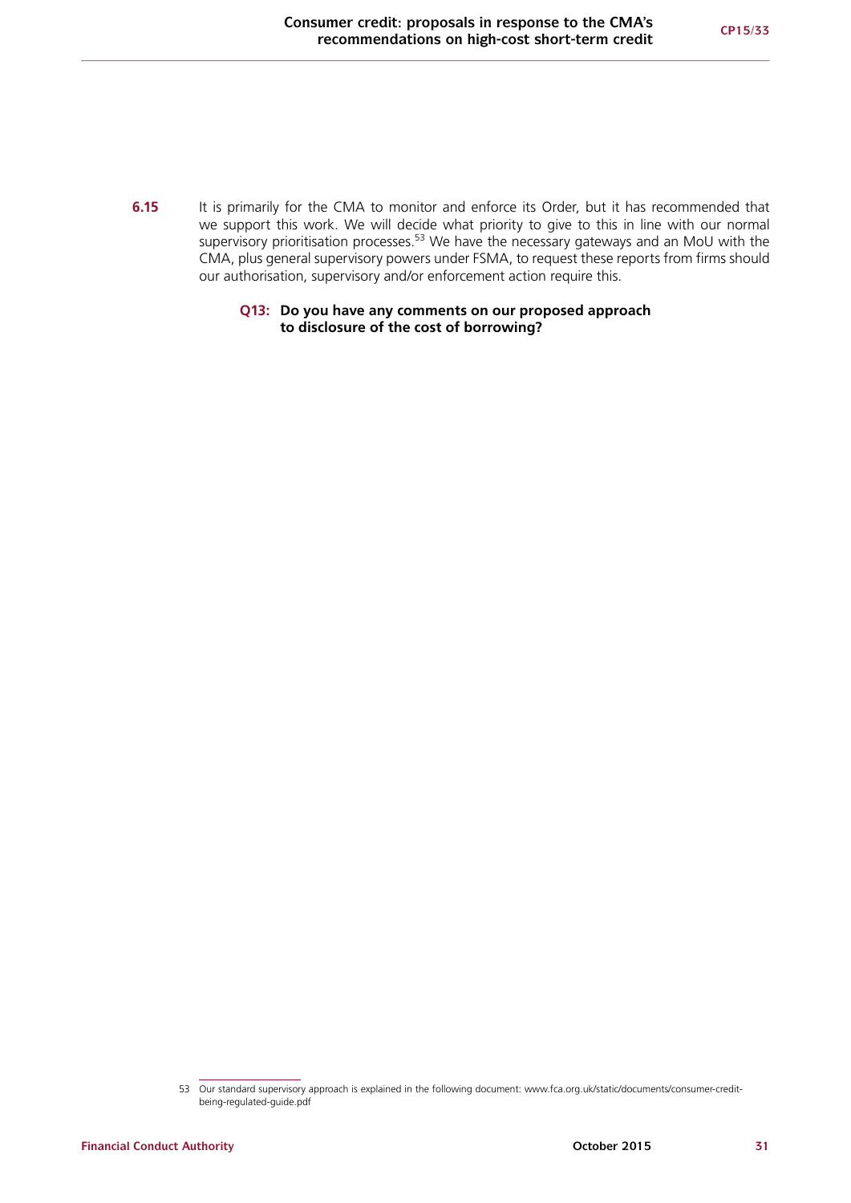**6.15** It is primarily for the CMA to monitor and enforce its Order, but it has recommended that we support this work. We will decide what priority to give to this in line with our normal supervisory prioritisation processes.[53] We have the necessary gateways and an MoU with the CMA, plus general supervisory powers under FSMA, to request these reports from firms should our authorisation, supervisory and/or enforcement action require this.

> **Q13: Do you have any comments on our proposed approach to disclosure of the cost of borrowing?**

---

53 Our standard supervisory approach is explained in the following document: www.fca.org.uk/static/documents/consumer-credit-being-regulated-guide.pdf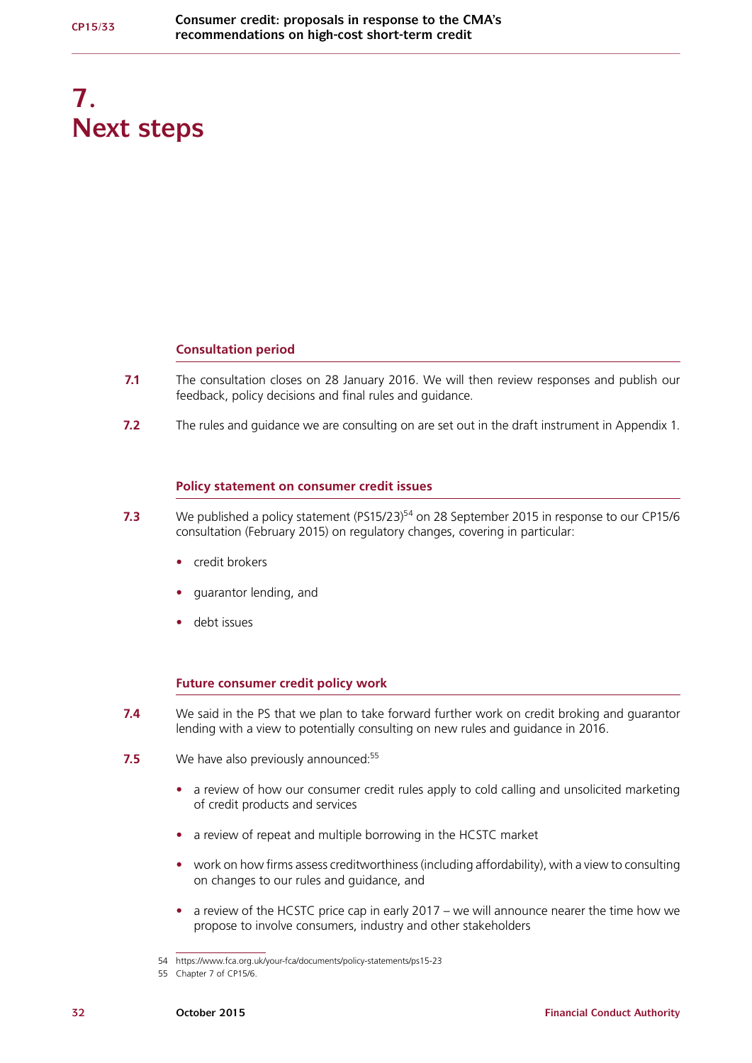# 7. Next steps

### Consultation period

**7.1** The consultation closes on 28 January 2016. We will then review responses and publish our feedback, policy decisions and final rules and guidance.

**7.2** The rules and guidance we are consulting on are set out in the draft instrument in Appendix 1.

### Policy statement on consumer credit issues

**7.3** We published a policy statement (PS15/23)[54] on 28 September 2015 in response to our CP15/6 consultation (February 2015) on regulatory changes, covering in particular:

- credit brokers
- guarantor lending, and
- debt issues

### Future consumer credit policy work

**7.4** We said in the PS that we plan to take forward further work on credit broking and guarantor lending with a view to potentially consulting on new rules and guidance in 2016.

**7.5** We have also previously announced:[55]

- a review of how our consumer credit rules apply to cold calling and unsolicited marketing of credit products and services
- a review of repeat and multiple borrowing in the HCSTC market
- work on how firms assess creditworthiness (including affordability), with a view to consulting on changes to our rules and guidance, and
- a review of the HCSTC price cap in early 2017 – we will announce nearer the time how we propose to involve consumers, industry and other stakeholders

54 https://www.fca.org.uk/your-fca/documents/policy-statements/ps15-23

55 Chapter 7 of CP15/6.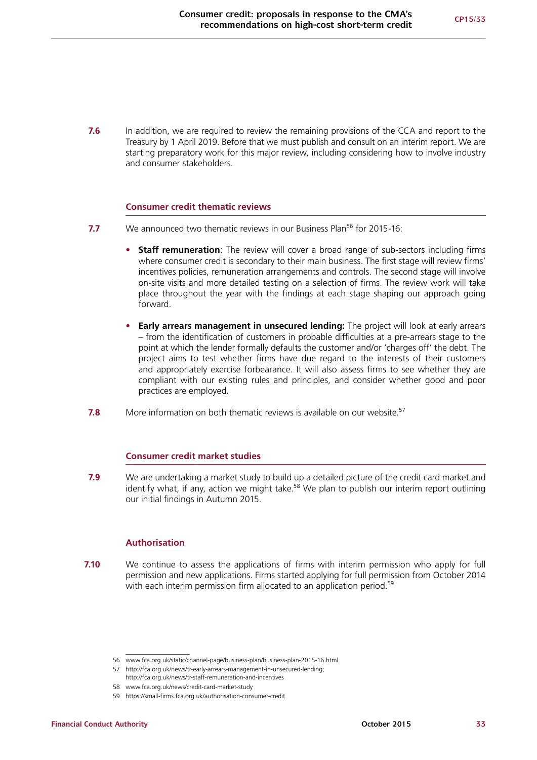**7.6** In addition, we are required to review the remaining provisions of the CCA and report to the Treasury by 1 April 2019. Before that we must publish and consult on an interim report. We are starting preparatory work for this major review, including considering how to involve industry and consumer stakeholders.

### Consumer credit thematic reviews

**7.7** We announced two thematic reviews in our Business Plan[56] for 2015-16:

- **Staff remuneration**: The review will cover a broad range of sub-sectors including firms where consumer credit is secondary to their main business. The first stage will review firms' incentives policies, remuneration arrangements and controls. The second stage will involve on-site visits and more detailed testing on a selection of firms. The review work will take place throughout the year with the findings at each stage shaping our approach going forward.
- **Early arrears management in unsecured lending:** The project will look at early arrears – from the identification of customers in probable difficulties at a pre-arrears stage to the point at which the lender formally defaults the customer and/or 'charges off' the debt. The project aims to test whether firms have due regard to the interests of their customers and appropriately exercise forbearance. It will also assess firms to see whether they are compliant with our existing rules and principles, and consider whether good and poor practices are employed.

**7.8** More information on both thematic reviews is available on our website.[57]

### Consumer credit market studies

**7.9** We are undertaking a market study to build up a detailed picture of the credit card market and identify what, if any, action we might take.[58] We plan to publish our interim report outlining our initial findings in Autumn 2015.

### Authorisation

**7.10** We continue to assess the applications of firms with interim permission who apply for full permission and new applications. Firms started applying for full permission from October 2014 with each interim permission firm allocated to an application period.[59]

---

56 www.fca.org.uk/static/channel-page/business-plan/business-plan-2015-16.html

57 http://fca.org.uk/news/tr-early-arrears-management-in-unsecured-lending; http://fca.org.uk/news/tr-staff-remuneration-and-incentives

58 www.fca.org.uk/news/credit-card-market-study

59 https://small-firms.fca.org.uk/authorisation-consumer-credit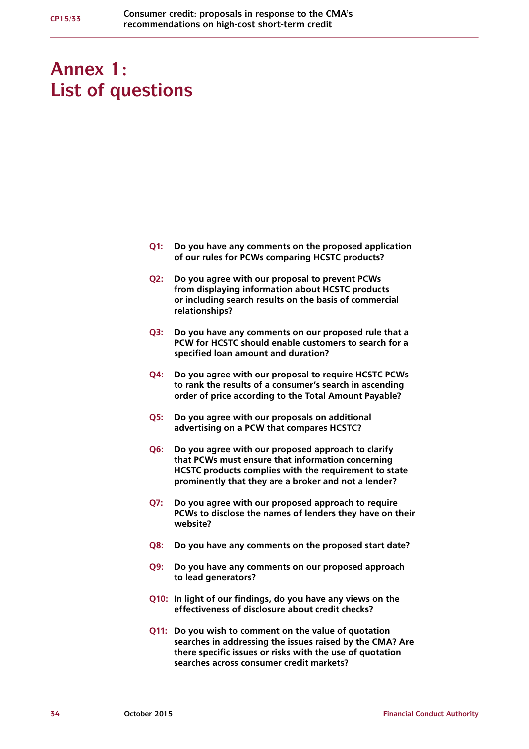# Annex 1: List of questions

**Q1:** **Do you have any comments on the proposed application of our rules for PCWs comparing HCSTC products?**

**Q2:** **Do you agree with our proposal to prevent PCWs from displaying information about HCSTC products or including search results on the basis of commercial relationships?**

**Q3:** **Do you have any comments on our proposed rule that a PCW for HCSTC should enable customers to search for a specified loan amount and duration?**

**Q4:** **Do you agree with our proposal to require HCSTC PCWs to rank the results of a consumer's search in ascending order of price according to the Total Amount Payable?**

**Q5:** **Do you agree with our proposals on additional advertising on a PCW that compares HCSTC?**

**Q6:** **Do you agree with our proposed approach to clarify that PCWs must ensure that information concerning HCSTC products complies with the requirement to state prominently that they are a broker and not a lender?**

**Q7:** **Do you agree with our proposed approach to require PCWs to disclose the names of lenders they have on their website?**

**Q8:** **Do you have any comments on the proposed start date?**

**Q9:** **Do you have any comments on our proposed approach to lead generators?**

**Q10:** **In light of our findings, do you have any views on the effectiveness of disclosure about credit checks?**

**Q11:** **Do you wish to comment on the value of quotation searches in addressing the issues raised by the CMA? Are there specific issues or risks with the use of quotation searches across consumer credit markets?**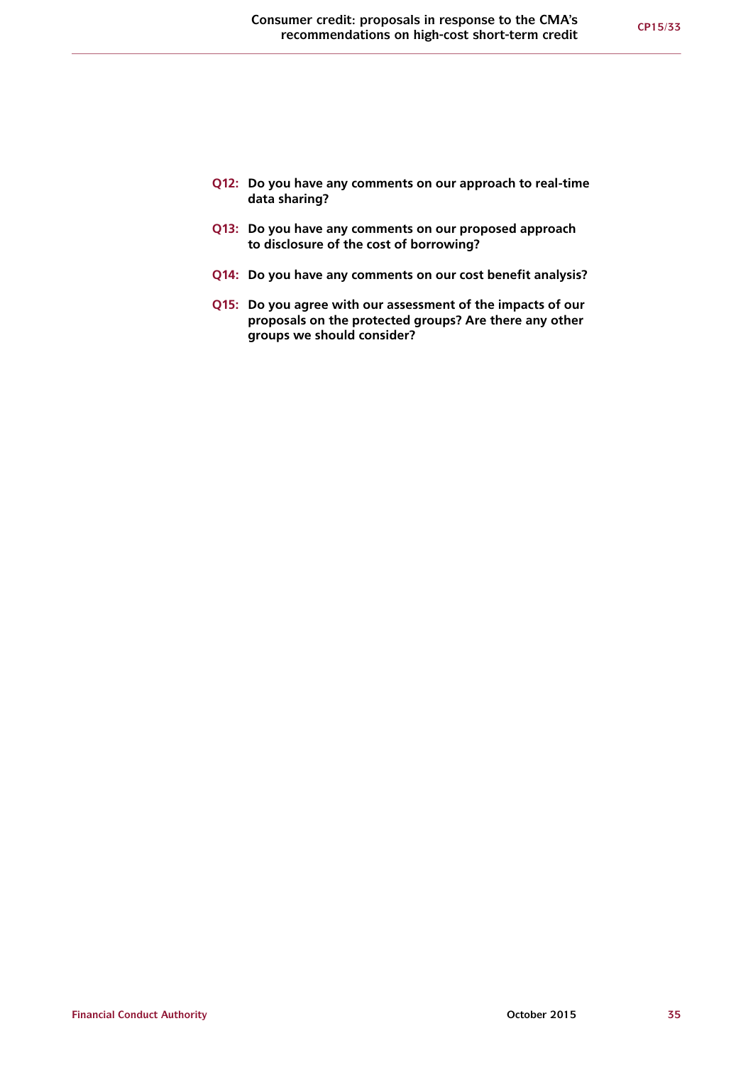**Q12: Do you have any comments on our approach to real-time data sharing?**

**Q13: Do you have any comments on our proposed approach to disclosure of the cost of borrowing?**

**Q14: Do you have any comments on our cost benefit analysis?**

**Q15: Do you agree with our assessment of the impacts of our proposals on the protected groups? Are there any other groups we should consider?**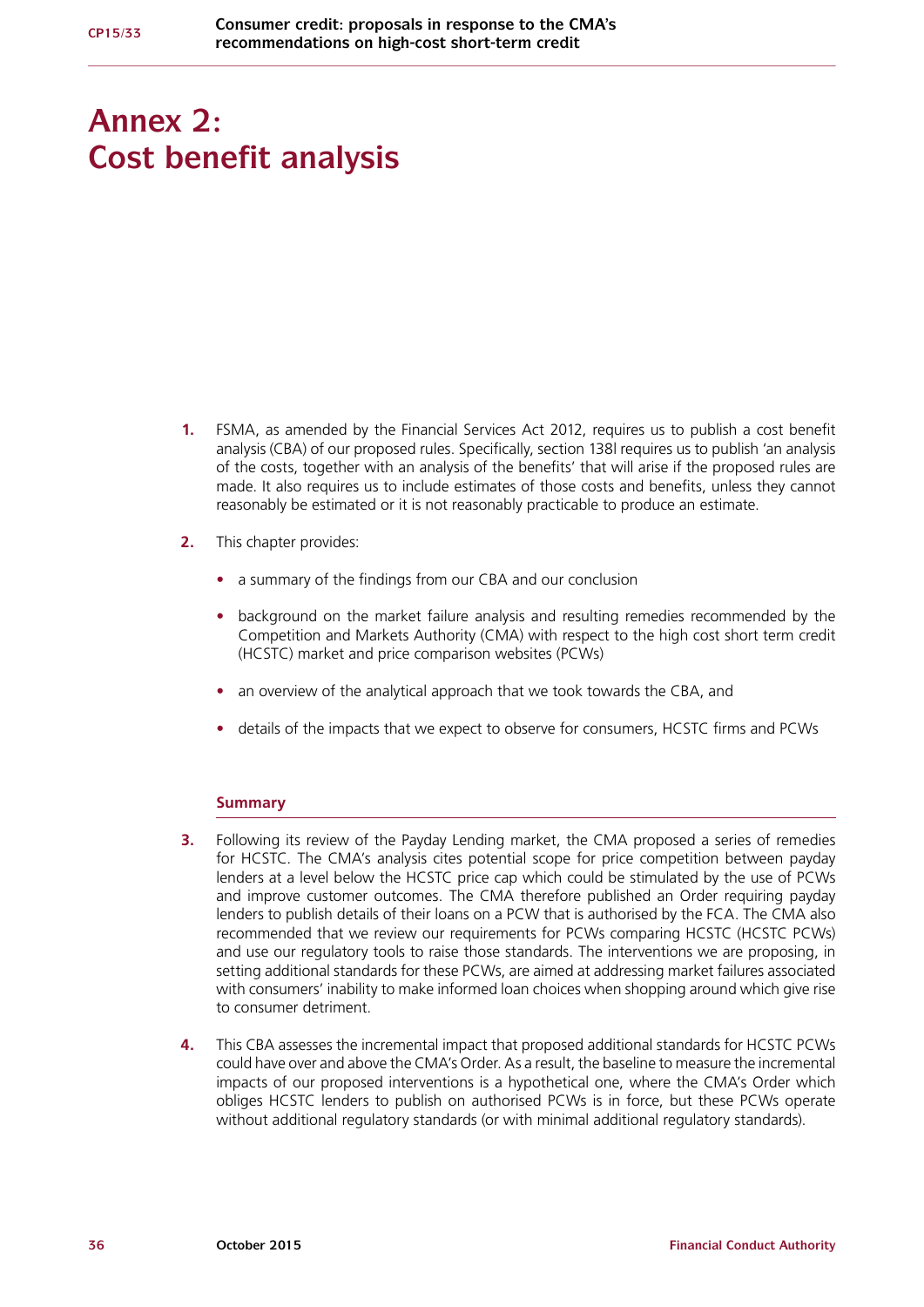# Annex 2:
# Cost benefit analysis

1. FSMA, as amended by the Financial Services Act 2012, requires us to publish a cost benefit analysis (CBA) of our proposed rules. Specifically, section 138I requires us to publish 'an analysis of the costs, together with an analysis of the benefits' that will arise if the proposed rules are made. It also requires us to include estimates of those costs and benefits, unless they cannot reasonably be estimated or it is not reasonably practicable to produce an estimate.

2. This chapter provides:

   - a summary of the findings from our CBA and our conclusion
   - background on the market failure analysis and resulting remedies recommended by the Competition and Markets Authority (CMA) with respect to the high cost short term credit (HCSTC) market and price comparison websites (PCWs)
   - an overview of the analytical approach that we took towards the CBA, and
   - details of the impacts that we expect to observe for consumers, HCSTC firms and PCWs

### Summary

3. Following its review of the Payday Lending market, the CMA proposed a series of remedies for HCSTC. The CMA's analysis cites potential scope for price competition between payday lenders at a level below the HCSTC price cap which could be stimulated by the use of PCWs and improve customer outcomes. The CMA therefore published an Order requiring payday lenders to publish details of their loans on a PCW that is authorised by the FCA. The CMA also recommended that we review our requirements for PCWs comparing HCSTC (HCSTC PCWs) and use our regulatory tools to raise those standards. The interventions we are proposing, in setting additional standards for these PCWs, are aimed at addressing market failures associated with consumers' inability to make informed loan choices when shopping around which give rise to consumer detriment.

4. This CBA assesses the incremental impact that proposed additional standards for HCSTC PCWs could have over and above the CMA's Order. As a result, the baseline to measure the incremental impacts of our proposed interventions is a hypothetical one, where the CMA's Order which obliges HCSTC lenders to publish on authorised PCWs is in force, but these PCWs operate without additional regulatory standards (or with minimal additional regulatory standards).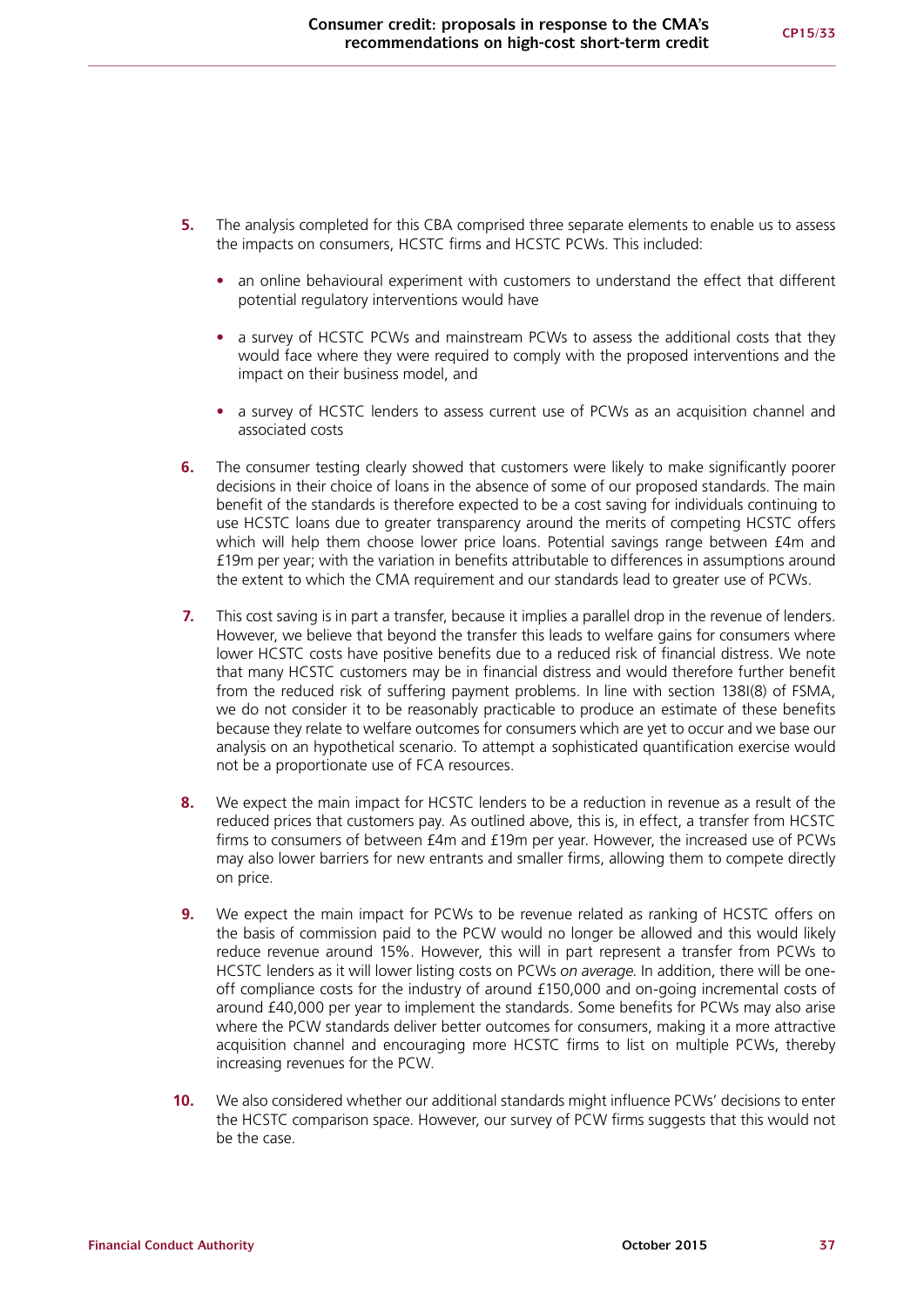5. The analysis completed for this CBA comprised three separate elements to enable us to assess the impacts on consumers, HCSTC firms and HCSTC PCWs. This included:

   - an online behavioural experiment with customers to understand the effect that different potential regulatory interventions would have
   - a survey of HCSTC PCWs and mainstream PCWs to assess the additional costs that they would face where they were required to comply with the proposed interventions and the impact on their business model, and
   - a survey of HCSTC lenders to assess current use of PCWs as an acquisition channel and associated costs

6. The consumer testing clearly showed that customers were likely to make significantly poorer decisions in their choice of loans in the absence of some of our proposed standards. The main benefit of the standards is therefore expected to be a cost saving for individuals continuing to use HCSTC loans due to greater transparency around the merits of competing HCSTC offers which will help them choose lower price loans. Potential savings range between £4m and £19m per year; with the variation in benefits attributable to differences in assumptions around the extent to which the CMA requirement and our standards lead to greater use of PCWs.

7. This cost saving is in part a transfer, because it implies a parallel drop in the revenue of lenders. However, we believe that beyond the transfer this leads to welfare gains for consumers where lower HCSTC costs have positive benefits due to a reduced risk of financial distress. We note that many HCSTC customers may be in financial distress and would therefore further benefit from the reduced risk of suffering payment problems. In line with section 138I(8) of FSMA, we do not consider it to be reasonably practicable to produce an estimate of these benefits because they relate to welfare outcomes for consumers which are yet to occur and we base our analysis on an hypothetical scenario. To attempt a sophisticated quantification exercise would not be a proportionate use of FCA resources.

8. We expect the main impact for HCSTC lenders to be a reduction in revenue as a result of the reduced prices that customers pay. As outlined above, this is, in effect, a transfer from HCSTC firms to consumers of between £4m and £19m per year. However, the increased use of PCWs may also lower barriers for new entrants and smaller firms, allowing them to compete directly on price.

9. We expect the main impact for PCWs to be revenue related as ranking of HCSTC offers on the basis of commission paid to the PCW would no longer be allowed and this would likely reduce revenue around 15%. However, this will in part represent a transfer from PCWs to HCSTC lenders as it will lower listing costs on PCWs *on average*. In addition, there will be one-off compliance costs for the industry of around £150,000 and on-going incremental costs of around £40,000 per year to implement the standards. Some benefits for PCWs may also arise where the PCW standards deliver better outcomes for consumers, making it a more attractive acquisition channel and encouraging more HCSTC firms to list on multiple PCWs, thereby increasing revenues for the PCW.

10. We also considered whether our additional standards might influence PCWs' decisions to enter the HCSTC comparison space. However, our survey of PCW firms suggests that this would not be the case.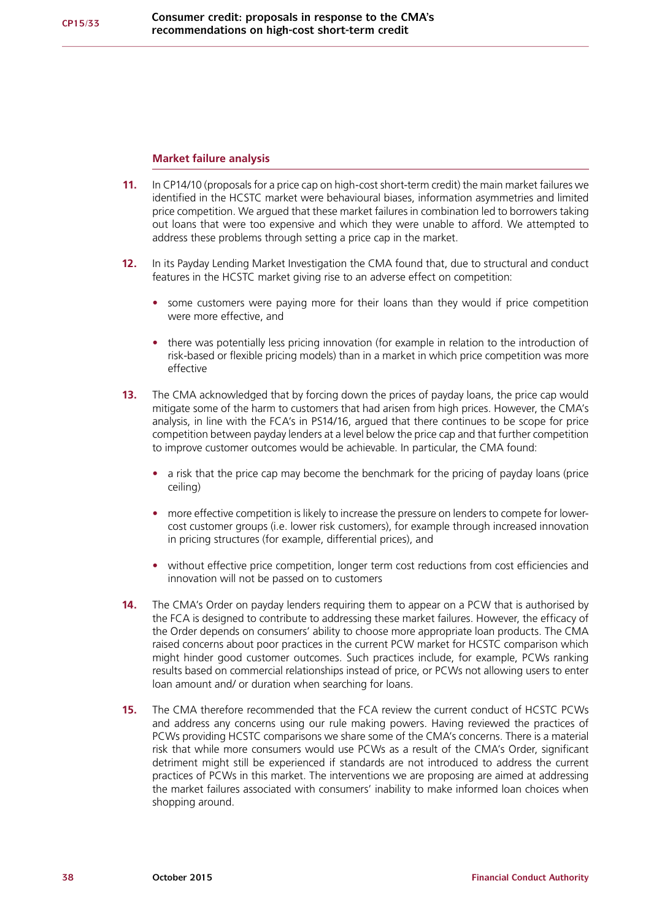### Market failure analysis

**11.** In CP14/10 (proposals for a price cap on high-cost short-term credit) the main market failures we identified in the HCSTC market were behavioural biases, information asymmetries and limited price competition. We argued that these market failures in combination led to borrowers taking out loans that were too expensive and which they were unable to afford. We attempted to address these problems through setting a price cap in the market.

**12.** In its Payday Lending Market Investigation the CMA found that, due to structural and conduct features in the HCSTC market giving rise to an adverse effect on competition:

- some customers were paying more for their loans than they would if price competition were more effective, and
- there was potentially less pricing innovation (for example in relation to the introduction of risk-based or flexible pricing models) than in a market in which price competition was more effective

**13.** The CMA acknowledged that by forcing down the prices of payday loans, the price cap would mitigate some of the harm to customers that had arisen from high prices. However, the CMA's analysis, in line with the FCA's in PS14/16, argued that there continues to be scope for price competition between payday lenders at a level below the price cap and that further competition to improve customer outcomes would be achievable. In particular, the CMA found:

- a risk that the price cap may become the benchmark for the pricing of payday loans (price ceiling)
- more effective competition is likely to increase the pressure on lenders to compete for lower-cost customer groups (i.e. lower risk customers), for example through increased innovation in pricing structures (for example, differential prices), and
- without effective price competition, longer term cost reductions from cost efficiencies and innovation will not be passed on to customers

**14.** The CMA's Order on payday lenders requiring them to appear on a PCW that is authorised by the FCA is designed to contribute to addressing these market failures. However, the efficacy of the Order depends on consumers' ability to choose more appropriate loan products. The CMA raised concerns about poor practices in the current PCW market for HCSTC comparison which might hinder good customer outcomes. Such practices include, for example, PCWs ranking results based on commercial relationships instead of price, or PCWs not allowing users to enter loan amount and/ or duration when searching for loans.

**15.** The CMA therefore recommended that the FCA review the current conduct of HCSTC PCWs and address any concerns using our rule making powers. Having reviewed the practices of PCWs providing HCSTC comparisons we share some of the CMA's concerns. There is a material risk that while more consumers would use PCWs as a result of the CMA's Order, significant detriment might still be experienced if standards are not introduced to address the current practices of PCWs in this market. The interventions we are proposing are aimed at addressing the market failures associated with consumers' inability to make informed loan choices when shopping around.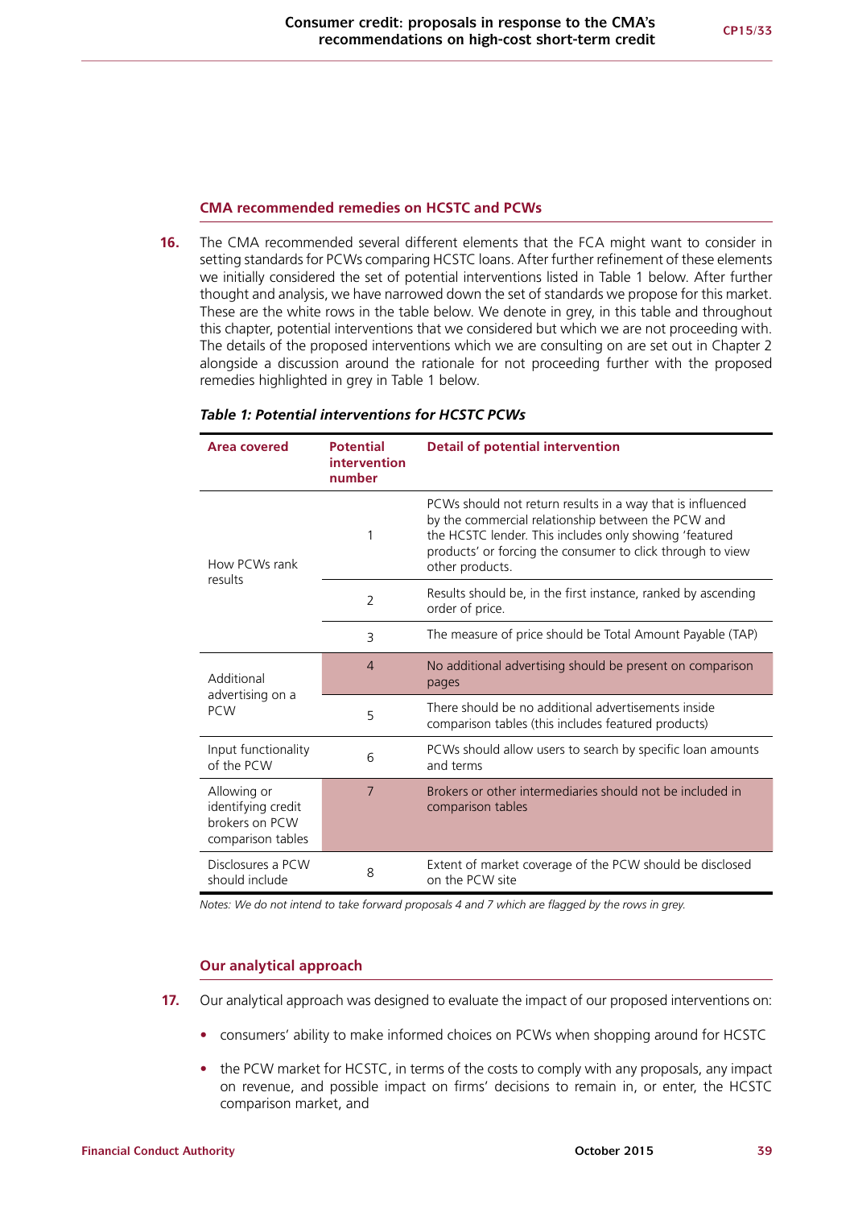### CMA recommended remedies on HCSTC and PCWs

**16.** The CMA recommended several different elements that the FCA might want to consider in setting standards for PCWs comparing HCSTC loans. After further refinement of these elements we initially considered the set of potential interventions listed in Table 1 below. After further thought and analysis, we have narrowed down the set of standards we propose for this market. These are the white rows in the table below. We denote in grey, in this table and throughout this chapter, potential interventions that we considered but which we are not proceeding with. The details of the proposed interventions which we are consulting on are set out in Chapter 2 alongside a discussion around the rationale for not proceeding further with the proposed remedies highlighted in grey in Table 1 below.

***Table 1: Potential interventions for HCSTC PCWs***

| Area covered | Potential intervention number | Detail of potential intervention |
|---|---|---|
| How PCWs rank results | 1 | PCWs should not return results in a way that is influenced by the commercial relationship between the PCW and the HCSTC lender. This includes only showing 'featured products' or forcing the consumer to click through to view other products. |
| | 2 | Results should be, in the first instance, ranked by ascending order of price. |
| | 3 | The measure of price should be Total Amount Payable (TAP) |
| Additional advertising on a PCW | 4 | No additional advertising should be present on comparison pages |
| | 5 | There should be no additional advertisements inside comparison tables (this includes featured products) |
| Input functionality of the PCW | 6 | PCWs should allow users to search by specific loan amounts and terms |
| Allowing or identifying credit brokers on PCW comparison tables | 7 | Brokers or other intermediaries should not be included in comparison tables |
| Disclosures a PCW should include | 8 | Extent of market coverage of the PCW should be disclosed on the PCW site |

*Notes: We do not intend to take forward proposals 4 and 7 which are flagged by the rows in grey.*

### Our analytical approach

**17.** Our analytical approach was designed to evaluate the impact of our proposed interventions on:

- consumers' ability to make informed choices on PCWs when shopping around for HCSTC
- the PCW market for HCSTC, in terms of the costs to comply with any proposals, any impact on revenue, and possible impact on firms' decisions to remain in, or enter, the HCSTC comparison market, and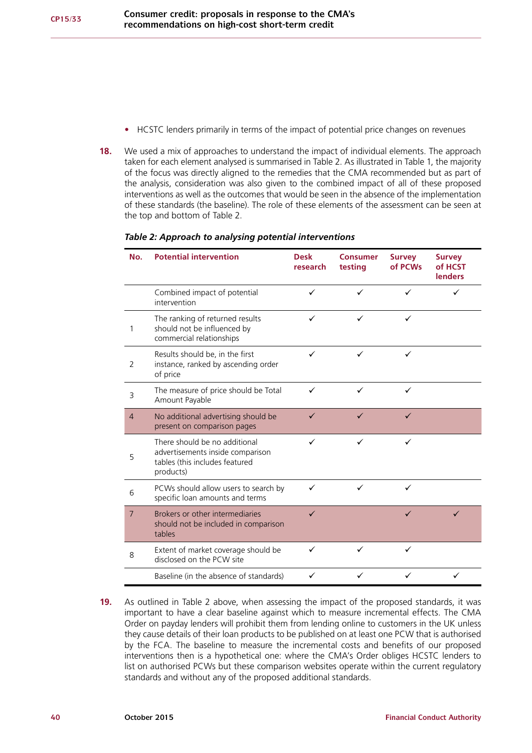- HCSTC lenders primarily in terms of the impact of potential price changes on revenues

**18.** We used a mix of approaches to understand the impact of individual elements. The approach taken for each element analysed is summarised in Table 2. As illustrated in Table 1, the majority of the focus was directly aligned to the remedies that the CMA recommended but as part of the analysis, consideration was also given to the combined impact of all of these proposed interventions as well as the outcomes that would be seen in the absence of the implementation of these standards (the baseline). The role of these elements of the assessment can be seen at the top and bottom of Table 2.

***Table 2: Approach to analysing potential interventions***

| No. | Potential intervention | Desk research | Consumer testing | Survey of PCWs | Survey of HCST lenders |
|---|---|---|---|---|---|
| | Combined impact of potential intervention | ✓ | ✓ | ✓ | ✓ |
| 1 | The ranking of returned results should not be influenced by commercial relationships | ✓ | ✓ | ✓ | |
| 2 | Results should be, in the first instance, ranked by ascending order of price | ✓ | ✓ | ✓ | |
| 3 | The measure of price should be Total Amount Payable | ✓ | ✓ | ✓ | |
| 4 | No additional advertising should be present on comparison pages | ✓ | ✓ | ✓ | |
| 5 | There should be no additional advertisements inside comparison tables (this includes featured products) | ✓ | ✓ | ✓ | |
| 6 | PCWs should allow users to search by specific loan amounts and terms | ✓ | ✓ | ✓ | |
| 7 | Brokers or other intermediaries should not be included in comparison tables | ✓ | | ✓ | ✓ |
| 8 | Extent of market coverage should be disclosed on the PCW site | ✓ | ✓ | ✓ | |
| | Baseline (in the absence of standards) | ✓ | ✓ | ✓ | ✓ |

**19.** As outlined in Table 2 above, when assessing the impact of the proposed standards, it was important to have a clear baseline against which to measure incremental effects. The CMA Order on payday lenders will prohibit them from lending online to customers in the UK unless they cause details of their loan products to be published on at least one PCW that is authorised by the FCA. The baseline to measure the incremental costs and benefits of our proposed interventions then is a hypothetical one: where the CMA's Order obliges HCSTC lenders to list on authorised PCWs but these comparison websites operate within the current regulatory standards and without any of the proposed additional standards.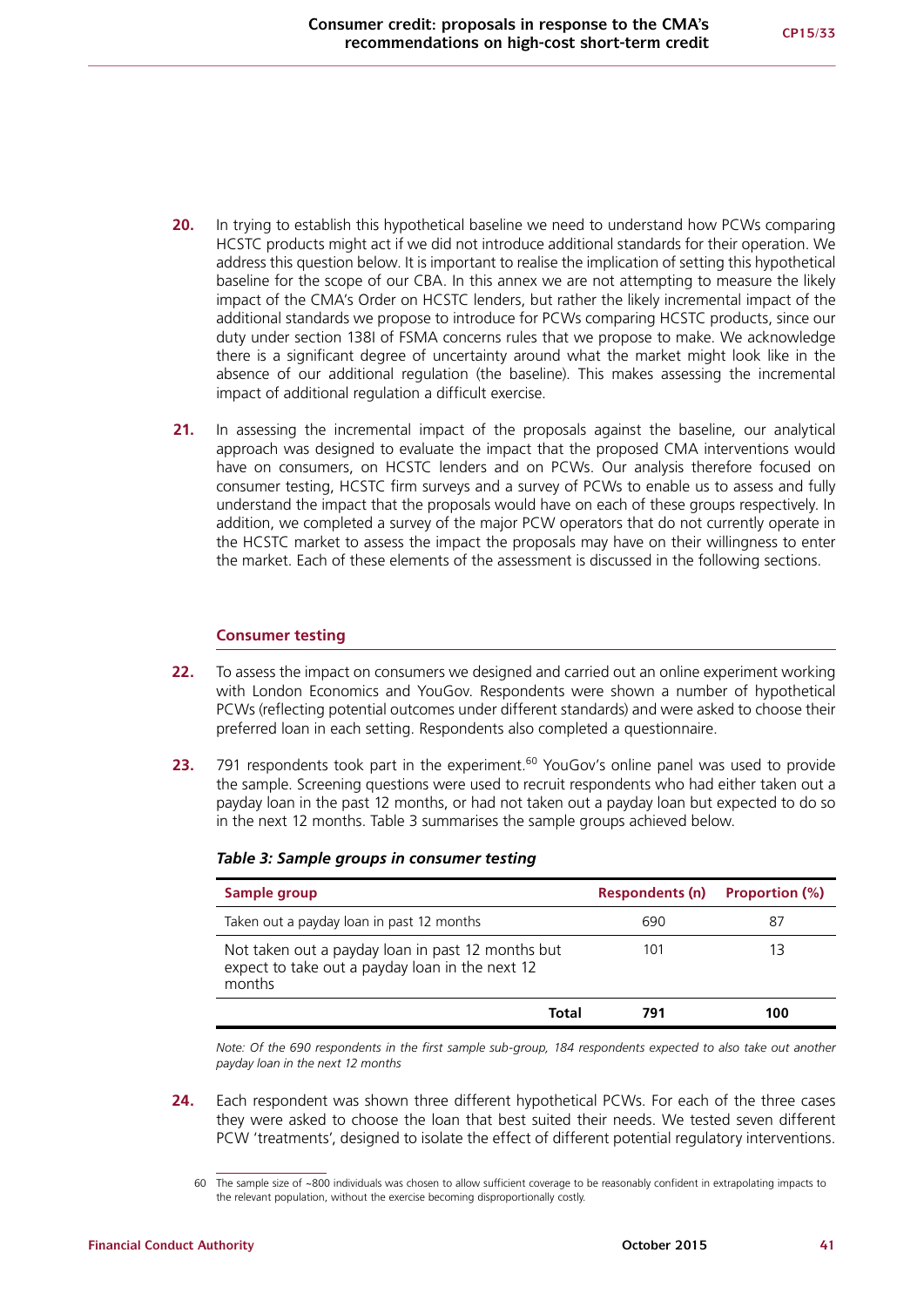**20.** In trying to establish this hypothetical baseline we need to understand how PCWs comparing HCSTC products might act if we did not introduce additional standards for their operation. We address this question below. It is important to realise the implication of setting this hypothetical baseline for the scope of our CBA. In this annex we are not attempting to measure the likely impact of the CMA's Order on HCSTC lenders, but rather the likely incremental impact of the additional standards we propose to introduce for PCWs comparing HCSTC products, since our duty under section 138I of FSMA concerns rules that we propose to make. We acknowledge there is a significant degree of uncertainty around what the market might look like in the absence of our additional regulation (the baseline). This makes assessing the incremental impact of additional regulation a difficult exercise.

**21.** In assessing the incremental impact of the proposals against the baseline, our analytical approach was designed to evaluate the impact that the proposed CMA interventions would have on consumers, on HCSTC lenders and on PCWs. Our analysis therefore focused on consumer testing, HCSTC firm surveys and a survey of PCWs to enable us to assess and fully understand the impact that the proposals would have on each of these groups respectively. In addition, we completed a survey of the major PCW operators that do not currently operate in the HCSTC market to assess the impact the proposals may have on their willingness to enter the market. Each of these elements of the assessment is discussed in the following sections.

### Consumer testing

**22.** To assess the impact on consumers we designed and carried out an online experiment working with London Economics and YouGov. Respondents were shown a number of hypothetical PCWs (reflecting potential outcomes under different standards) and were asked to choose their preferred loan in each setting. Respondents also completed a questionnaire.

**23.** 791 respondents took part in the experiment.[60] YouGov's online panel was used to provide the sample. Screening questions were used to recruit respondents who had either taken out a payday loan in the past 12 months, or had not taken out a payday loan but expected to do so in the next 12 months. Table 3 summarises the sample groups achieved below.

***Table 3: Sample groups in consumer testing***

| Sample group | Respondents (n) | Proportion (%) |
|---|---|---|
| Taken out a payday loan in past 12 months | 690 | 87 |
| Not taken out a payday loan in past 12 months but expect to take out a payday loan in the next 12 months | 101 | 13 |
| **Total** | **791** | **100** |

*Note: Of the 690 respondents in the first sample sub-group, 184 respondents expected to also take out another payday loan in the next 12 months*

**24.** Each respondent was shown three different hypothetical PCWs. For each of the three cases they were asked to choose the loan that best suited their needs. We tested seven different PCW 'treatments', designed to isolate the effect of different potential regulatory interventions.

---

60 The sample size of ~800 individuals was chosen to allow sufficient coverage to be reasonably confident in extrapolating impacts to the relevant population, without the exercise becoming disproportionally costly.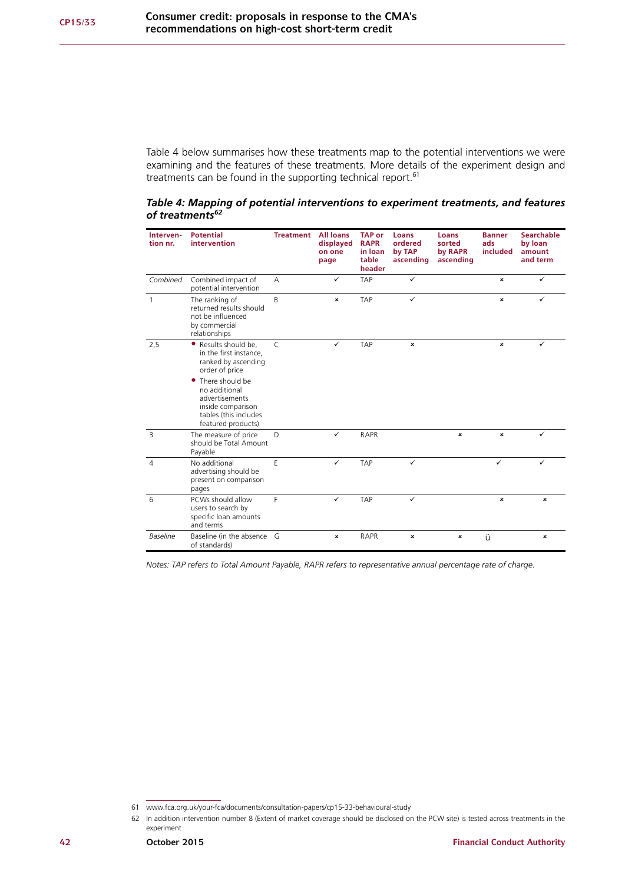Table 4 below summarises how these treatments map to the potential interventions we were examining and the features of these treatments. More details of the experiment design and treatments can be found in the supporting technical report.[61]

***Table 4: Mapping of potential interventions to experiment treatments, and features of treatments***[62]

| Interven-tion nr. | Potential intervention | Treatment | All loans displayed on one page | TAP or RAPR in loan table header | Loans ordered by TAP ascending | Loans sorted by RAPR ascending | Banner ads included | Searchable by loan amount and term |
|---|---|---|---|---|---|---|---|---|
| *Combined* | Combined impact of potential intervention | A | ✓ | TAP | ✓ | | × | ✓ |
| 1 | The ranking of returned results should not be influenced by commercial relationships | B | × | TAP | ✓ | | × | ✓ |
| 2,5 | • Results should be, in the first instance, ranked by ascending order of price<br>• There should be no additional advertisements inside comparison tables (this includes featured products) | C | ✓ | TAP | × | | × | ✓ |
| 3 | The measure of price should be Total Amount Payable | D | ✓ | RAPR | | × | × | ✓ |
| 4 | No additional advertising should be present on comparison pages | E | ✓ | TAP | ✓ | | ✓ | ✓ |
| 6 | PCWs should allow users to search by specific loan amounts and terms | F | ✓ | TAP | ✓ | | × | × |
| *Baseline* | Baseline (in the absence of standards) | G | × | RAPR | × | × | ü | × |

*Notes: TAP refers to Total Amount Payable, RAPR refers to representative annual percentage rate of charge.*

61 www.fca.org.uk/your-fca/documents/consultation-papers/cp15-33-behavioural-study

62 In addition intervention number 8 (Extent of market coverage should be disclosed on the PCW site) is tested across treatments in the experiment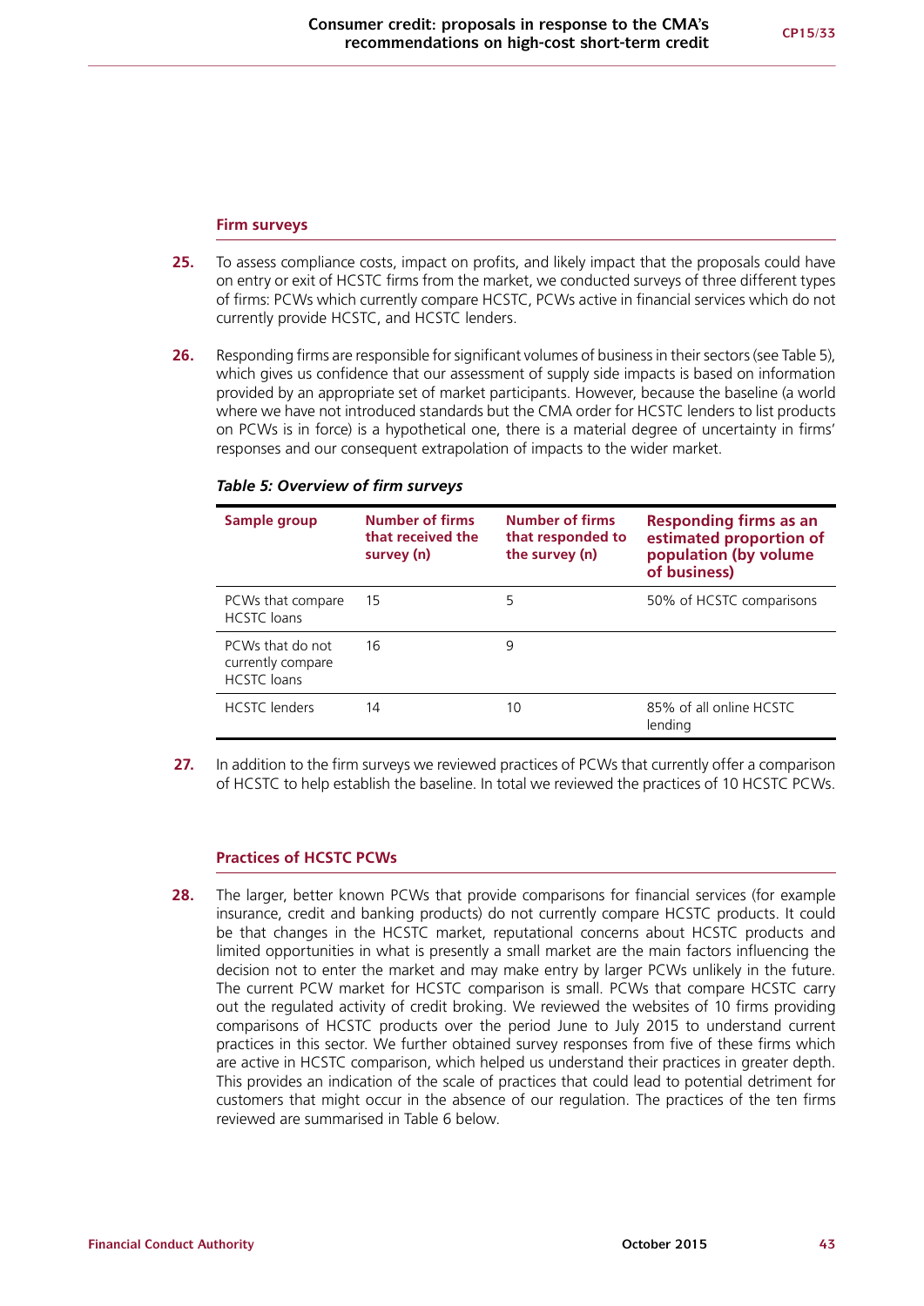### Firm surveys

**25.** To assess compliance costs, impact on profits, and likely impact that the proposals could have on entry or exit of HCSTC firms from the market, we conducted surveys of three different types of firms: PCWs which currently compare HCSTC, PCWs active in financial services which do not currently provide HCSTC, and HCSTC lenders.

**26.** Responding firms are responsible for significant volumes of business in their sectors (see Table 5), which gives us confidence that our assessment of supply side impacts is based on information provided by an appropriate set of market participants. However, because the baseline (a world where we have not introduced standards but the CMA order for HCSTC lenders to list products on PCWs is in force) is a hypothetical one, there is a material degree of uncertainty in firms' responses and our consequent extrapolation of impacts to the wider market.

***Table 5: Overview of firm surveys***

| Sample group | Number of firms that received the survey (n) | Number of firms that responded to the survey (n) | Responding firms as an estimated proportion of population (by volume of business) |
|---|---|---|---|
| PCWs that compare HCSTC loans | 15 | 5 | 50% of HCSTC comparisons |
| PCWs that do not currently compare HCSTC loans | 16 | 9 | |
| HCSTC lenders | 14 | 10 | 85% of all online HCSTC lending |

**27.** In addition to the firm surveys we reviewed practices of PCWs that currently offer a comparison of HCSTC to help establish the baseline. In total we reviewed the practices of 10 HCSTC PCWs.

### Practices of HCSTC PCWs

**28.** The larger, better known PCWs that provide comparisons for financial services (for example insurance, credit and banking products) do not currently compare HCSTC products. It could be that changes in the HCSTC market, reputational concerns about HCSTC products and limited opportunities in what is presently a small market are the main factors influencing the decision not to enter the market and may make entry by larger PCWs unlikely in the future. The current PCW market for HCSTC comparison is small. PCWs that compare HCSTC carry out the regulated activity of credit broking. We reviewed the websites of 10 firms providing comparisons of HCSTC products over the period June to July 2015 to understand current practices in this sector. We further obtained survey responses from five of these firms which are active in HCSTC comparison, which helped us understand their practices in greater depth. This provides an indication of the scale of practices that could lead to potential detriment for customers that might occur in the absence of our regulation. The practices of the ten firms reviewed are summarised in Table 6 below.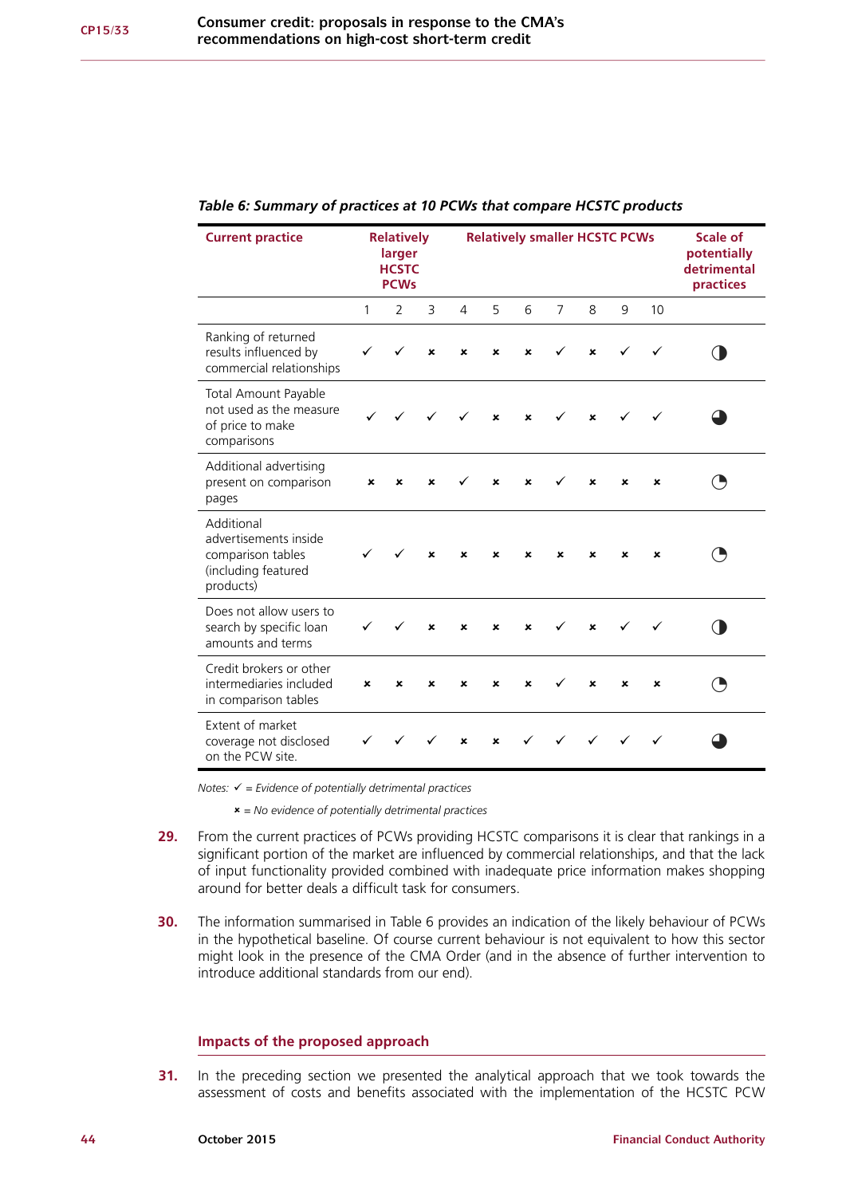*Table 6: Summary of practices at 10 PCWs that compare HCSTC products*

| Current practice | Relatively larger HCSTC PCWs | | Relatively smaller HCSTC PCWs | | | | | | | | Scale of potentially detrimental practices |
|---|---|---|---|---|---|---|---|---|---|---|---|
| | 1 | 2 | 3 | 4 | 5 | 6 | 7 | 8 | 9 | 10 | |
| Ranking of returned results influenced by commercial relationships | ✓ | ✓ | × | × | × | × | ✓ | × | ✓ | ✓ | ◑ |
| Total Amount Payable not used as the measure of price to make comparisons | ✓ | ✓ | ✓ | ✓ | × | × | ✓ | × | ✓ | ✓ | ◕ |
| Additional advertising present on comparison pages | × | × | × | ✓ | × | × | ✓ | × | × | × | ◔ |
| Additional advertisements inside comparison tables (including featured products) | ✓ | ✓ | × | × | × | × | × | × | × | × | ◔ |
| Does not allow users to search by specific loan amounts and terms | ✓ | ✓ | × | × | × | × | ✓ | × | ✓ | ✓ | ◑ |
| Credit brokers or other intermediaries included in comparison tables | × | × | × | × | × | × | ✓ | × | × | × | ◔ |
| Extent of market coverage not disclosed on the PCW site. | ✓ | ✓ | ✓ | × | × | ✓ | ✓ | ✓ | ✓ | ✓ | ◕ |

*Notes: ✓ = Evidence of potentially detrimental practices*

*× = No evidence of potentially detrimental practices*

**29.** From the current practices of PCWs providing HCSTC comparisons it is clear that rankings in a significant portion of the market are influenced by commercial relationships, and that the lack of input functionality provided combined with inadequate price information makes shopping around for better deals a difficult task for consumers.

**30.** The information summarised in Table 6 provides an indication of the likely behaviour of PCWs in the hypothetical baseline. Of course current behaviour is not equivalent to how this sector might look in the presence of the CMA Order (and in the absence of further intervention to introduce additional standards from our end).

## Impacts of the proposed approach

**31.** In the preceding section we presented the analytical approach that we took towards the assessment of costs and benefits associated with the implementation of the HCSTC PCW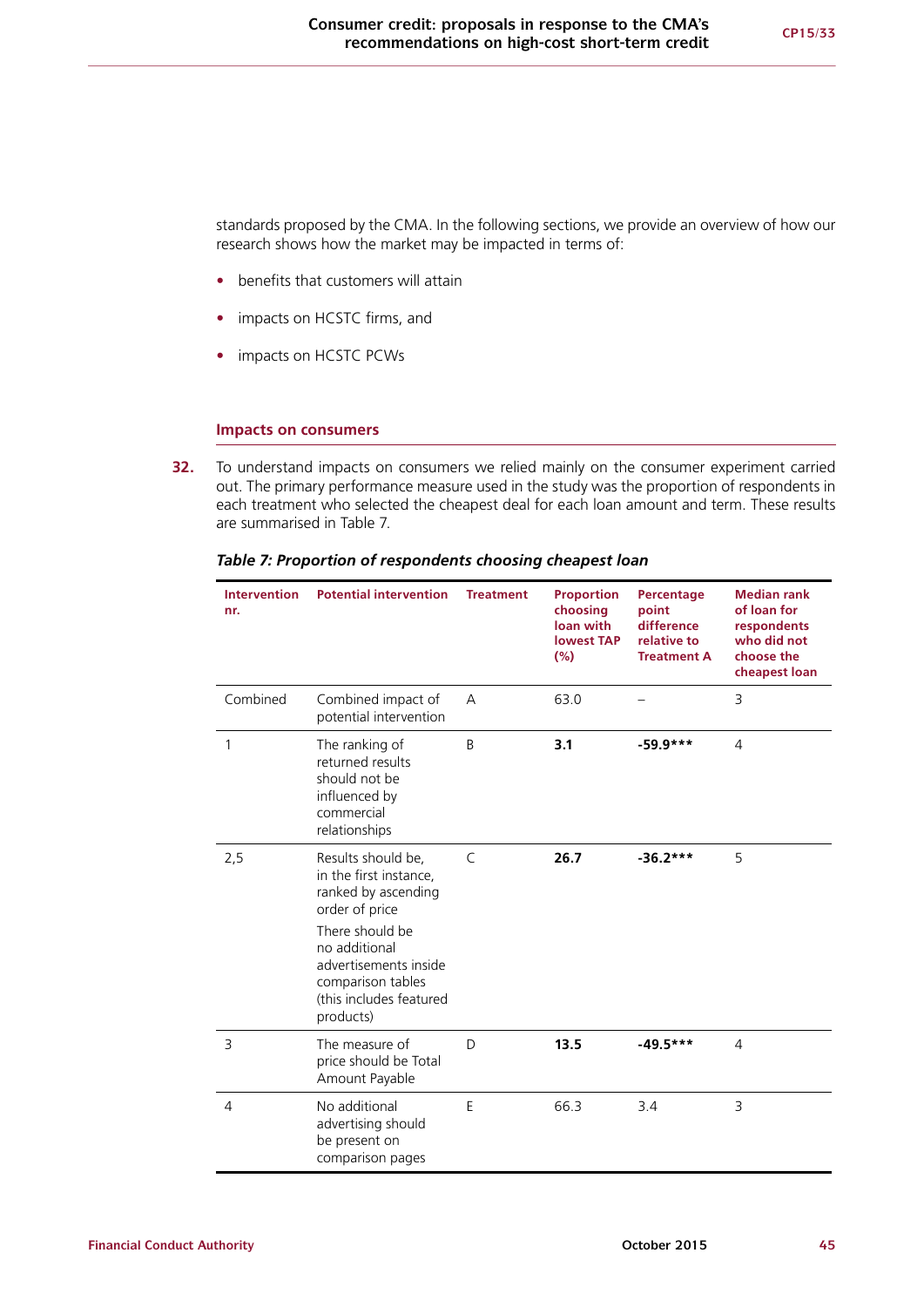standards proposed by the CMA. In the following sections, we provide an overview of how our research shows how the market may be impacted in terms of:

- benefits that customers will attain
- impacts on HCSTC firms, and
- impacts on HCSTC PCWs

### Impacts on consumers

**32.** To understand impacts on consumers we relied mainly on the consumer experiment carried out. The primary performance measure used in the study was the proportion of respondents in each treatment who selected the cheapest deal for each loan amount and term. These results are summarised in Table 7.

***Table 7: Proportion of respondents choosing cheapest loan***

| Intervention nr. | Potential intervention | Treatment | Proportion choosing loan with lowest TAP (%) | Percentage point difference relative to Treatment A | Median rank of loan for respondents who did not choose the cheapest loan |
|---|---|---|---|---|---|
| Combined | Combined impact of potential intervention | A | 63.0 | – | 3 |
| 1 | The ranking of returned results should not be influenced by commercial relationships | B | **3.1** | **-59.9*\*\*** | 4 |
| 2,5 | Results should be, in the first instance, ranked by ascending order of price<br><br>There should be no additional advertisements inside comparison tables (this includes featured products) | C | **26.7** | **-36.2*\*\*** | 5 |
| 3 | The measure of price should be Total Amount Payable | D | **13.5** | **-49.5*\*\*** | 4 |
| 4 | No additional advertising should be present on comparison pages | E | 66.3 | 3.4 | 3 |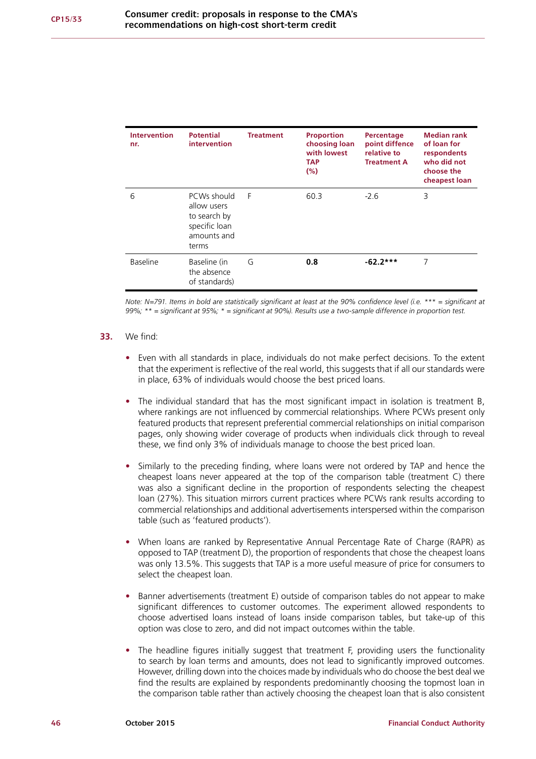| Intervention nr. | Potential intervention | Treatment | Proportion choosing loan with lowest TAP (%) | Percentage point diffence relative to Treatment A | Median rank of loan for respondents who did not choose the cheapest loan |
|---|---|---|---|---|---|
| 6 | PCWs should allow users to search by specific loan amounts and terms | F | 60.3 | -2.6 | 3 |
| Baseline | Baseline (in the absence of standards) | G | **0.8** | **-62.2*** ** | 7 |

*Note: N=791. Items in bold are statistically significant at least at the 90% confidence level (i.e. *** = significant at 99%; ** = significant at 95%; * = significant at 90%). Results use a two-sample difference in proportion test.*

**33.** We find:

- Even with all standards in place, individuals do not make perfect decisions. To the extent that the experiment is reflective of the real world, this suggests that if all our standards were in place, 63% of individuals would choose the best priced loans.

- The individual standard that has the most significant impact in isolation is treatment B, where rankings are not influenced by commercial relationships. Where PCWs present only featured products that represent preferential commercial relationships on initial comparison pages, only showing wider coverage of products when individuals click through to reveal these, we find only 3% of individuals manage to choose the best priced loan.

- Similarly to the preceding finding, where loans were not ordered by TAP and hence the cheapest loans never appeared at the top of the comparison table (treatment C) there was also a significant decline in the proportion of respondents selecting the cheapest loan (27%). This situation mirrors current practices where PCWs rank results according to commercial relationships and additional advertisements interspersed within the comparison table (such as 'featured products').

- When loans are ranked by Representative Annual Percentage Rate of Charge (RAPR) as opposed to TAP (treatment D), the proportion of respondents that chose the cheapest loans was only 13.5%. This suggests that TAP is a more useful measure of price for consumers to select the cheapest loan.

- Banner advertisements (treatment E) outside of comparison tables do not appear to make significant differences to customer outcomes. The experiment allowed respondents to choose advertised loans instead of loans inside comparison tables, but take-up of this option was close to zero, and did not impact outcomes within the table.

- The headline figures initially suggest that treatment F, providing users the functionality to search by loan terms and amounts, does not lead to significantly improved outcomes. However, drilling down into the choices made by individuals who do choose the best deal we find the results are explained by respondents predominantly choosing the topmost loan in the comparison table rather than actively choosing the cheapest loan that is also consistent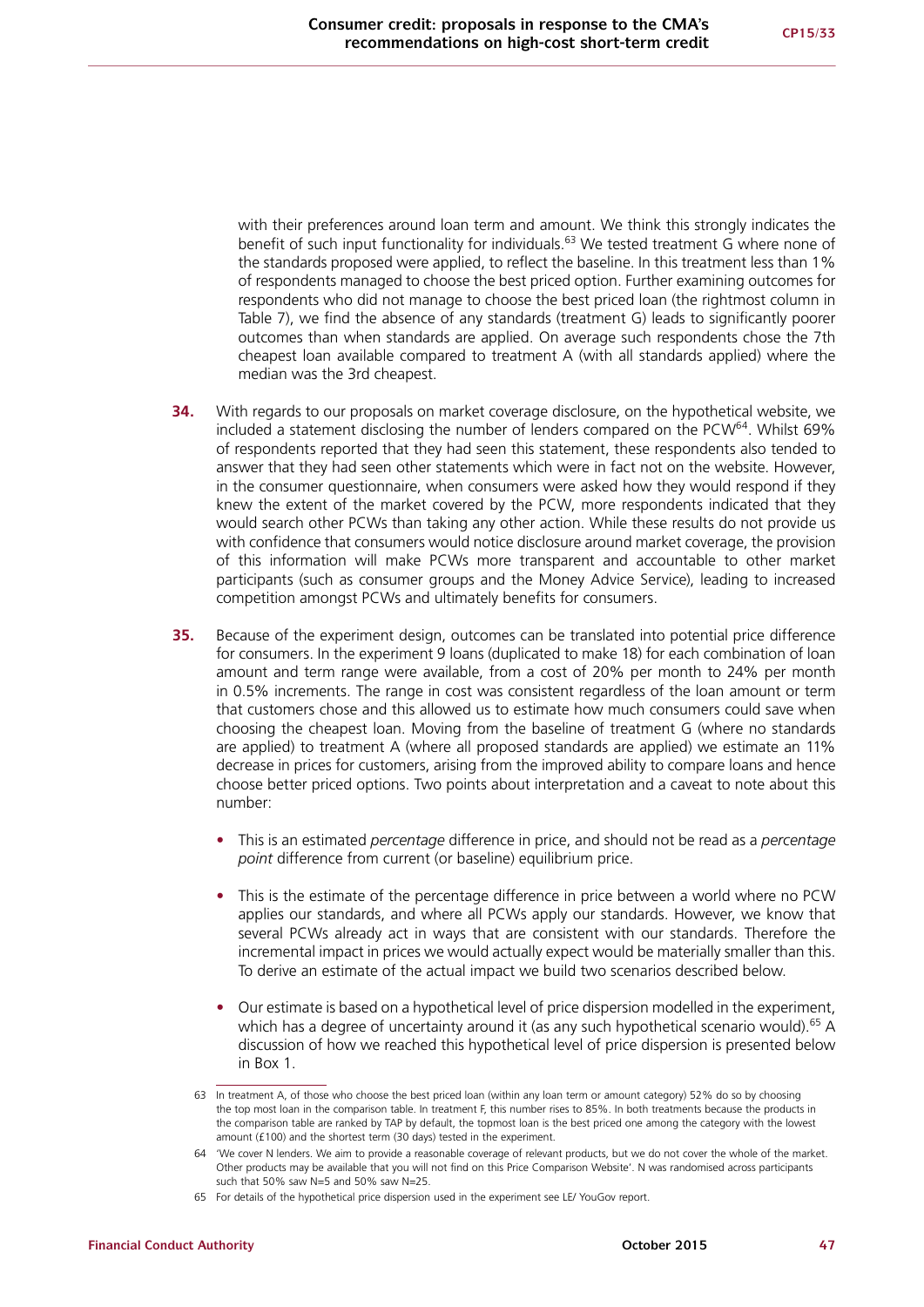with their preferences around loan term and amount. We think this strongly indicates the benefit of such input functionality for individuals.[63] We tested treatment G where none of the standards proposed were applied, to reflect the baseline. In this treatment less than 1% of respondents managed to choose the best priced option. Further examining outcomes for respondents who did not manage to choose the best priced loan (the rightmost column in Table 7), we find the absence of any standards (treatment G) leads to significantly poorer outcomes than when standards are applied. On average such respondents chose the 7th cheapest loan available compared to treatment A (with all standards applied) where the median was the 3rd cheapest.

**34.** With regards to our proposals on market coverage disclosure, on the hypothetical website, we included a statement disclosing the number of lenders compared on the PCW[64]. Whilst 69% of respondents reported that they had seen this statement, these respondents also tended to answer that they had seen other statements which were in fact not on the website. However, in the consumer questionnaire, when consumers were asked how they would respond if they knew the extent of the market covered by the PCW, more respondents indicated that they would search other PCWs than taking any other action. While these results do not provide us with confidence that consumers would notice disclosure around market coverage, the provision of this information will make PCWs more transparent and accountable to other market participants (such as consumer groups and the Money Advice Service), leading to increased competition amongst PCWs and ultimately benefits for consumers.

**35.** Because of the experiment design, outcomes can be translated into potential price difference for consumers. In the experiment 9 loans (duplicated to make 18) for each combination of loan amount and term range were available, from a cost of 20% per month to 24% per month in 0.5% increments. The range in cost was consistent regardless of the loan amount or term that customers chose and this allowed us to estimate how much consumers could save when choosing the cheapest loan. Moving from the baseline of treatment G (where no standards are applied) to treatment A (where all proposed standards are applied) we estimate an 11% decrease in prices for customers, arising from the improved ability to compare loans and hence choose better priced options. Two points about interpretation and a caveat to note about this number:

- This is an estimated *percentage* difference in price, and should not be read as a *percentage point* difference from current (or baseline) equilibrium price.
- This is the estimate of the percentage difference in price between a world where no PCW applies our standards, and where all PCWs apply our standards. However, we know that several PCWs already act in ways that are consistent with our standards. Therefore the incremental impact in prices we would actually expect would be materially smaller than this. To derive an estimate of the actual impact we build two scenarios described below.
- Our estimate is based on a hypothetical level of price dispersion modelled in the experiment, which has a degree of uncertainty around it (as any such hypothetical scenario would).[65] A discussion of how we reached this hypothetical level of price dispersion is presented below in Box 1.

---

63 In treatment A, of those who choose the best priced loan (within any loan term or amount category) 52% do so by choosing the top most loan in the comparison table. In treatment F, this number rises to 85%. In both treatments because the products in the comparison table are ranked by TAP by default, the topmost loan is the best priced one among the category with the lowest amount (£100) and the shortest term (30 days) tested in the experiment.

64 'We cover N lenders. We aim to provide a reasonable coverage of relevant products, but we do not cover the whole of the market. Other products may be available that you will not find on this Price Comparison Website'. N was randomised across participants such that 50% saw N=5 and 50% saw N=25.

65 For details of the hypothetical price dispersion used in the experiment see LE/ YouGov report.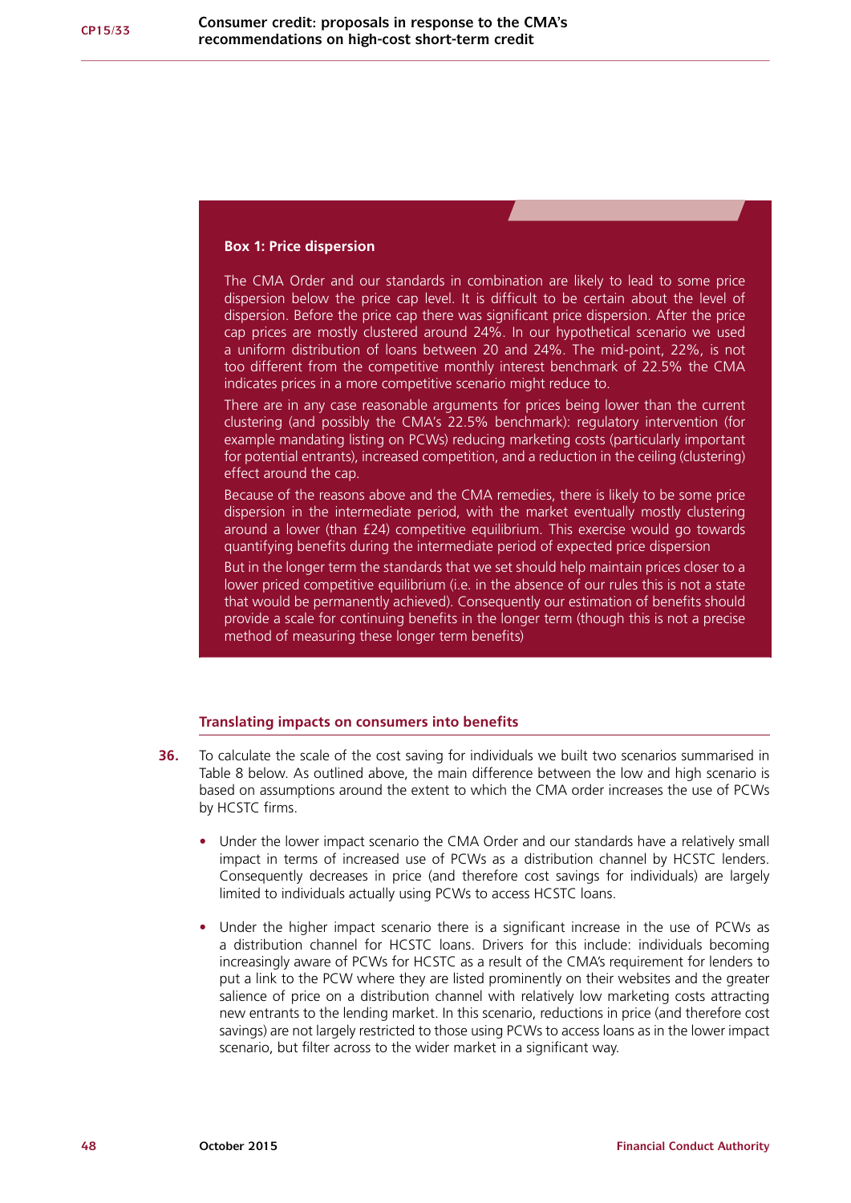**Box 1: Price dispersion**

The CMA Order and our standards in combination are likely to lead to some price dispersion below the price cap level. It is difficult to be certain about the level of dispersion. Before the price cap there was significant price dispersion. After the price cap prices are mostly clustered around 24%. In our hypothetical scenario we used a uniform distribution of loans between 20 and 24%. The mid-point, 22%, is not too different from the competitive monthly interest benchmark of 22.5% the CMA indicates prices in a more competitive scenario might reduce to.

There are in any case reasonable arguments for prices being lower than the current clustering (and possibly the CMA's 22.5% benchmark): regulatory intervention (for example mandating listing on PCWs) reducing marketing costs (particularly important for potential entrants), increased competition, and a reduction in the ceiling (clustering) effect around the cap.

Because of the reasons above and the CMA remedies, there is likely to be some price dispersion in the intermediate period, with the market eventually mostly clustering around a lower (than £24) competitive equilibrium. This exercise would go towards quantifying benefits during the intermediate period of expected price dispersion

But in the longer term the standards that we set should help maintain prices closer to a lower priced competitive equilibrium (i.e. in the absence of our rules this is not a state that would be permanently achieved). Consequently our estimation of benefits should provide a scale for continuing benefits in the longer term (though this is not a precise method of measuring these longer term benefits)

### Translating impacts on consumers into benefits

**36.** To calculate the scale of the cost saving for individuals we built two scenarios summarised in Table 8 below. As outlined above, the main difference between the low and high scenario is based on assumptions around the extent to which the CMA order increases the use of PCWs by HCSTC firms.

- Under the lower impact scenario the CMA Order and our standards have a relatively small impact in terms of increased use of PCWs as a distribution channel by HCSTC lenders. Consequently decreases in price (and therefore cost savings for individuals) are largely limited to individuals actually using PCWs to access HCSTC loans.

- Under the higher impact scenario there is a significant increase in the use of PCWs as a distribution channel for HCSTC loans. Drivers for this include: individuals becoming increasingly aware of PCWs for HCSTC as a result of the CMA's requirement for lenders to put a link to the PCW where they are listed prominently on their websites and the greater salience of price on a distribution channel with relatively low marketing costs attracting new entrants to the lending market. In this scenario, reductions in price (and therefore cost savings) are not largely restricted to those using PCWs to access loans as in the lower impact scenario, but filter across to the wider market in a significant way.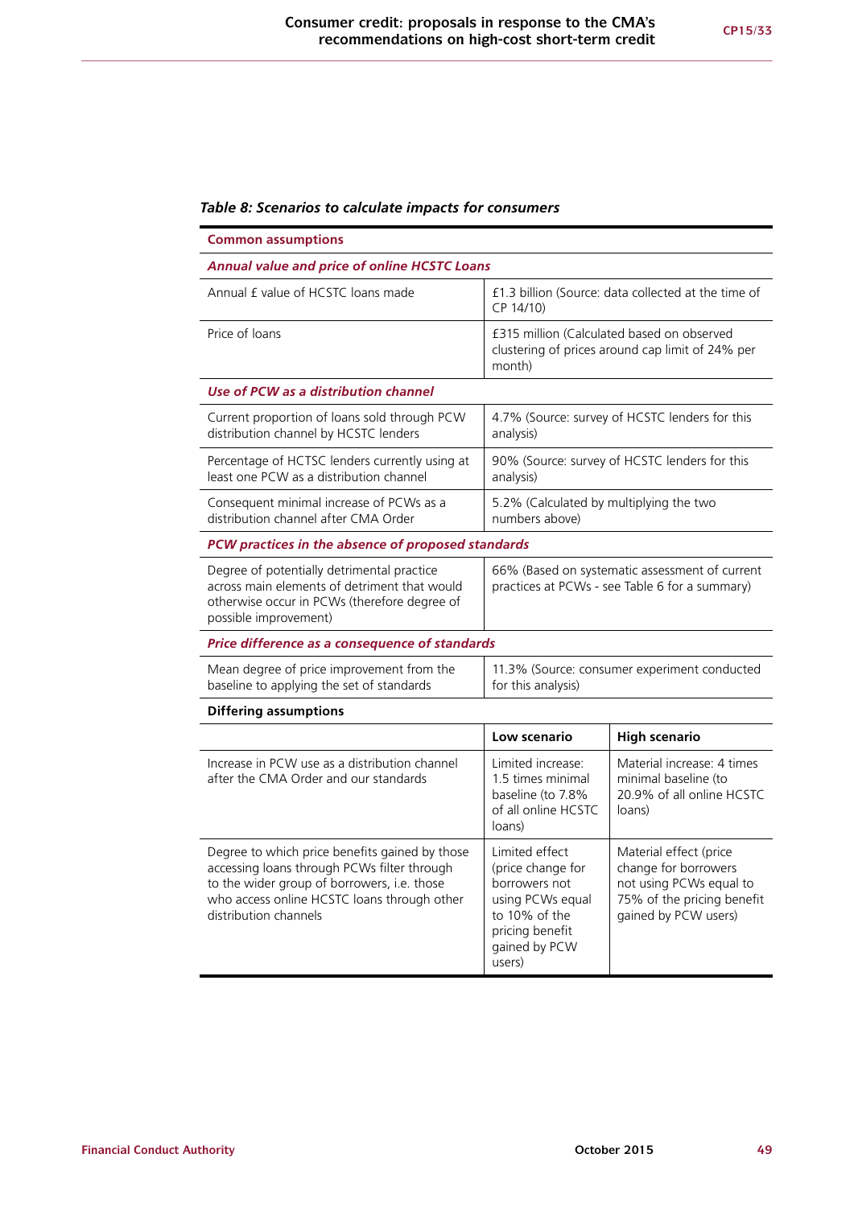*Table 8: Scenarios to calculate impacts for consumers*

| **Common assumptions** | | |
|---|---|---|
| ***Annual value and price of online HCSTC Loans*** | | |
| Annual £ value of HCSTC loans made | £1.3 billion (Source: data collected at the time of CP 14/10) | |
| Price of loans | £315 million (Calculated based on observed clustering of prices around cap limit of 24% per month) | |
| ***Use of PCW as a distribution channel*** | | |
| Current proportion of loans sold through PCW distribution channel by HCSTC lenders | 4.7% (Source: survey of HCSTC lenders for this analysis) | |
| Percentage of HCTSC lenders currently using at least one PCW as a distribution channel | 90% (Source: survey of HCSTC lenders for this analysis) | |
| Consequent minimal increase of PCWs as a distribution channel after CMA Order | 5.2% (Calculated by multiplying the two numbers above) | |
| ***PCW practices in the absence of proposed standards*** | | |
| Degree of potentially detrimental practice across main elements of detriment that would otherwise occur in PCWs (therefore degree of possible improvement) | 66% (Based on systematic assessment of current practices at PCWs - see Table 6 for a summary) | |
| ***Price difference as a consequence of standards*** | | |
| Mean degree of price improvement from the baseline to applying the set of standards | 11.3% (Source: consumer experiment conducted for this analysis) | |
| **Differing assumptions** | | |
| | **Low scenario** | **High scenario** |
| Increase in PCW use as a distribution channel after the CMA Order and our standards | Limited increase: 1.5 times minimal baseline (to 7.8% of all online HCSTC loans) | Material increase: 4 times minimal baseline (to 20.9% of all online HCSTC loans) |
| Degree to which price benefits gained by those accessing loans through PCWs filter through to the wider group of borrowers, i.e. those who access online HCSTC loans through other distribution channels | Limited effect (price change for borrowers not using PCWs equal to 10% of the pricing benefit gained by PCW users) | Material effect (price change for borrowers not using PCWs equal to 75% of the pricing benefit gained by PCW users) |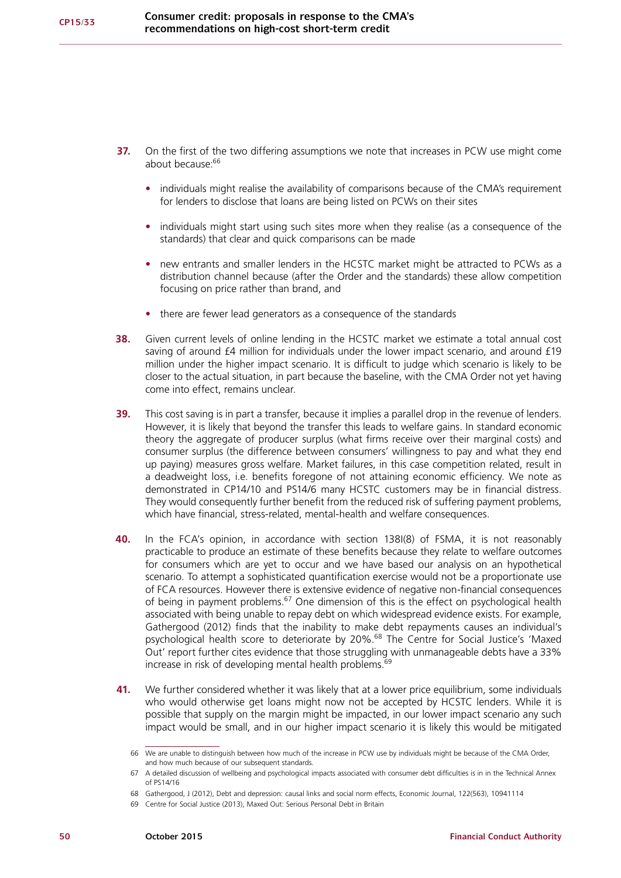**37.** On the first of the two differing assumptions we note that increases in PCW use might come about because:[66]

- individuals might realise the availability of comparisons because of the CMA's requirement for lenders to disclose that loans are being listed on PCWs on their sites
- individuals might start using such sites more when they realise (as a consequence of the standards) that clear and quick comparisons can be made
- new entrants and smaller lenders in the HCSTC market might be attracted to PCWs as a distribution channel because (after the Order and the standards) these allow competition focusing on price rather than brand, and
- there are fewer lead generators as a consequence of the standards

**38.** Given current levels of online lending in the HCSTC market we estimate a total annual cost saving of around £4 million for individuals under the lower impact scenario, and around £19 million under the higher impact scenario. It is difficult to judge which scenario is likely to be closer to the actual situation, in part because the baseline, with the CMA Order not yet having come into effect, remains unclear.

**39.** This cost saving is in part a transfer, because it implies a parallel drop in the revenue of lenders. However, it is likely that beyond the transfer this leads to welfare gains. In standard economic theory the aggregate of producer surplus (what firms receive over their marginal costs) and consumer surplus (the difference between consumers' willingness to pay and what they end up paying) measures gross welfare. Market failures, in this case competition related, result in a deadweight loss, i.e. benefits foregone of not attaining economic efficiency. We note as demonstrated in CP14/10 and PS14/6 many HCSTC customers may be in financial distress. They would consequently further benefit from the reduced risk of suffering payment problems, which have financial, stress-related, mental-health and welfare consequences.

**40.** In the FCA's opinion, in accordance with section 138I(8) of FSMA, it is not reasonably practicable to produce an estimate of these benefits because they relate to welfare outcomes for consumers which are yet to occur and we have based our analysis on an hypothetical scenario. To attempt a sophisticated quantification exercise would not be a proportionate use of FCA resources. However there is extensive evidence of negative non-financial consequences of being in payment problems.[67] One dimension of this is the effect on psychological health associated with being unable to repay debt on which widespread evidence exists. For example, Gathergood (2012) finds that the inability to make debt repayments causes an individual's psychological health score to deteriorate by 20%.[68] The Centre for Social Justice's 'Maxed Out' report further cites evidence that those struggling with unmanageable debts have a 33% increase in risk of developing mental health problems.[69]

**41.** We further considered whether it was likely that at a lower price equilibrium, some individuals who would otherwise get loans might now not be accepted by HCSTC lenders. While it is possible that supply on the margin might be impacted, in our lower impact scenario any such impact would be small, and in our higher impact scenario it is likely this would be mitigated

---

66 We are unable to distinguish between how much of the increase in PCW use by individuals might be because of the CMA Order, and how much because of our subsequent standards.

67 A detailed discussion of wellbeing and psychological impacts associated with consumer debt difficulties is in in the Technical Annex of PS14/16

68 Gathergood, J (2012), Debt and depression: causal links and social norm effects, Economic Journal, 122(563), 10941114

69 Centre for Social Justice (2013), Maxed Out: Serious Personal Debt in Britain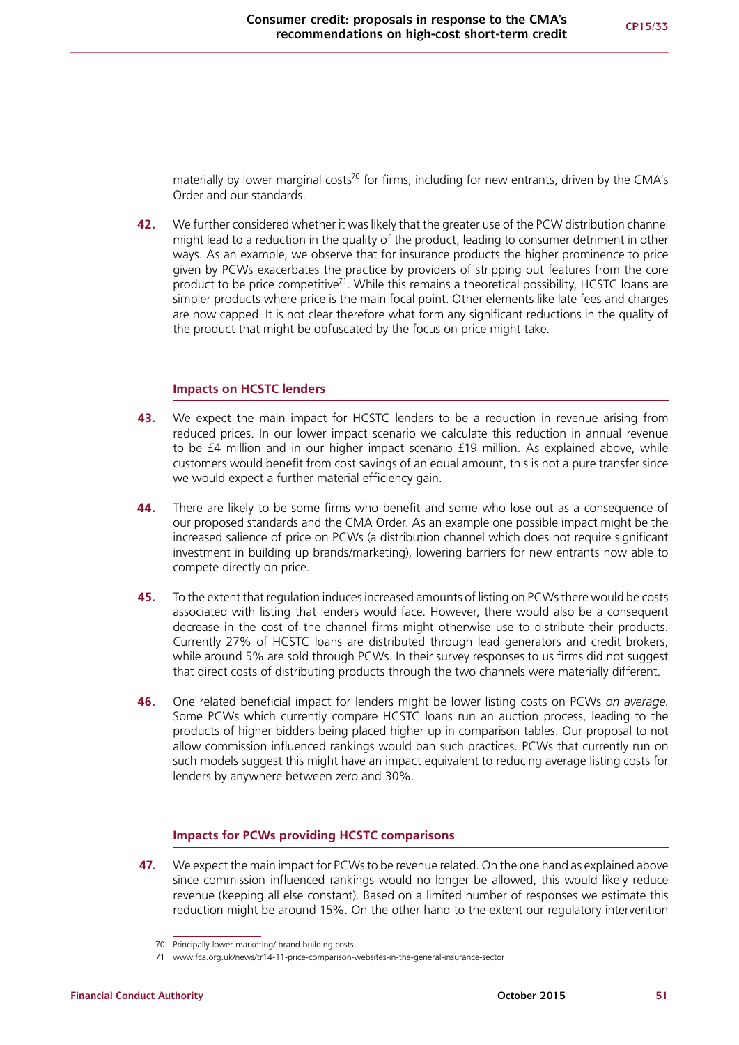materially by lower marginal costs[70] for firms, including for new entrants, driven by the CMA's Order and our standards.

**42.** We further considered whether it was likely that the greater use of the PCW distribution channel might lead to a reduction in the quality of the product, leading to consumer detriment in other ways. As an example, we observe that for insurance products the higher prominence to price given by PCWs exacerbates the practice by providers of stripping out features from the core product to be price competitive[71]. While this remains a theoretical possibility, HCSTC loans are simpler products where price is the main focal point. Other elements like late fees and charges are now capped. It is not clear therefore what form any significant reductions in the quality of the product that might be obfuscated by the focus on price might take.

### Impacts on HCSTC lenders

**43.** We expect the main impact for HCSTC lenders to be a reduction in revenue arising from reduced prices. In our lower impact scenario we calculate this reduction in annual revenue to be £4 million and in our higher impact scenario £19 million. As explained above, while customers would benefit from cost savings of an equal amount, this is not a pure transfer since we would expect a further material efficiency gain.

**44.** There are likely to be some firms who benefit and some who lose out as a consequence of our proposed standards and the CMA Order. As an example one possible impact might be the increased salience of price on PCWs (a distribution channel which does not require significant investment in building up brands/marketing), lowering barriers for new entrants now able to compete directly on price.

**45.** To the extent that regulation induces increased amounts of listing on PCWs there would be costs associated with listing that lenders would face. However, there would also be a consequent decrease in the cost of the channel firms might otherwise use to distribute their products. Currently 27% of HCSTC loans are distributed through lead generators and credit brokers, while around 5% are sold through PCWs. In their survey responses to us firms did not suggest that direct costs of distributing products through the two channels were materially different.

**46.** One related beneficial impact for lenders might be lower listing costs on PCWs *on average*. Some PCWs which currently compare HCSTC loans run an auction process, leading to the products of higher bidders being placed higher up in comparison tables. Our proposal to not allow commission influenced rankings would ban such practices. PCWs that currently run on such models suggest this might have an impact equivalent to reducing average listing costs for lenders by anywhere between zero and 30%.

### Impacts for PCWs providing HCSTC comparisons

**47.** We expect the main impact for PCWs to be revenue related. On the one hand as explained above since commission influenced rankings would no longer be allowed, this would likely reduce revenue (keeping all else constant). Based on a limited number of responses we estimate this reduction might be around 15%. On the other hand to the extent our regulatory intervention

70 Principally lower marketing/ brand building costs

71 www.fca.org.uk/news/tr14-11-price-comparison-websites-in-the-general-insurance-sector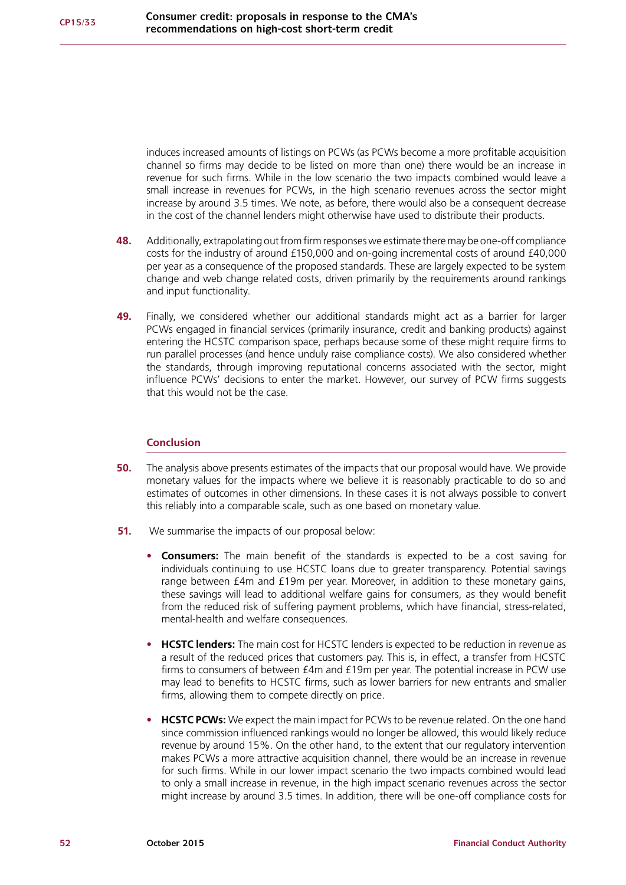induces increased amounts of listings on PCWs (as PCWs become a more profitable acquisition channel so firms may decide to be listed on more than one) there would be an increase in revenue for such firms. While in the low scenario the two impacts combined would leave a small increase in revenues for PCWs, in the high scenario revenues across the sector might increase by around 3.5 times. We note, as before, there would also be a consequent decrease in the cost of the channel lenders might otherwise have used to distribute their products.

**48.** Additionally, extrapolating out from firm responses we estimate there may be one-off compliance costs for the industry of around £150,000 and on-going incremental costs of around £40,000 per year as a consequence of the proposed standards. These are largely expected to be system change and web change related costs, driven primarily by the requirements around rankings and input functionality.

**49.** Finally, we considered whether our additional standards might act as a barrier for larger PCWs engaged in financial services (primarily insurance, credit and banking products) against entering the HCSTC comparison space, perhaps because some of these might require firms to run parallel processes (and hence unduly raise compliance costs). We also considered whether the standards, through improving reputational concerns associated with the sector, might influence PCWs' decisions to enter the market. However, our survey of PCW firms suggests that this would not be the case.

### Conclusion

**50.** The analysis above presents estimates of the impacts that our proposal would have. We provide monetary values for the impacts where we believe it is reasonably practicable to do so and estimates of outcomes in other dimensions. In these cases it is not always possible to convert this reliably into a comparable scale, such as one based on monetary value.

**51.** We summarise the impacts of our proposal below:

- **Consumers:** The main benefit of the standards is expected to be a cost saving for individuals continuing to use HCSTC loans due to greater transparency. Potential savings range between £4m and £19m per year. Moreover, in addition to these monetary gains, these savings will lead to additional welfare gains for consumers, as they would benefit from the reduced risk of suffering payment problems, which have financial, stress-related, mental-health and welfare consequences.

- **HCSTC lenders:** The main cost for HCSTC lenders is expected to be reduction in revenue as a result of the reduced prices that customers pay. This is, in effect, a transfer from HCSTC firms to consumers of between £4m and £19m per year. The potential increase in PCW use may lead to benefits to HCSTC firms, such as lower barriers for new entrants and smaller firms, allowing them to compete directly on price.

- **HCSTC PCWs:** We expect the main impact for PCWs to be revenue related. On the one hand since commission influenced rankings would no longer be allowed, this would likely reduce revenue by around 15%. On the other hand, to the extent that our regulatory intervention makes PCWs a more attractive acquisition channel, there would be an increase in revenue for such firms. While in our lower impact scenario the two impacts combined would lead to only a small increase in revenue, in the high impact scenario revenues across the sector might increase by around 3.5 times. In addition, there will be one-off compliance costs for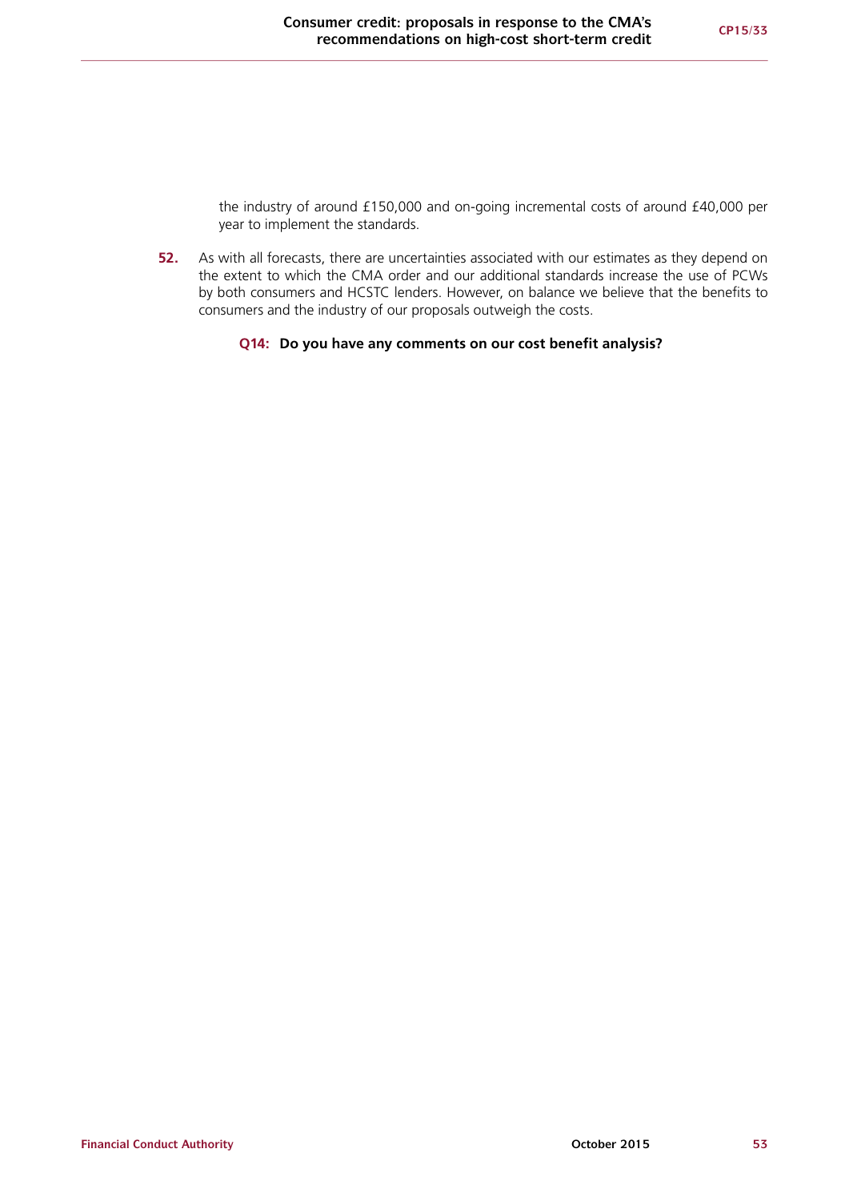the industry of around £150,000 and on-going incremental costs of around £40,000 per year to implement the standards.

**52.** As with all forecasts, there are uncertainties associated with our estimates as they depend on the extent to which the CMA order and our additional standards increase the use of PCWs by both consumers and HCSTC lenders. However, on balance we believe that the benefits to consumers and the industry of our proposals outweigh the costs.

**Q14: Do you have any comments on our cost benefit analysis?**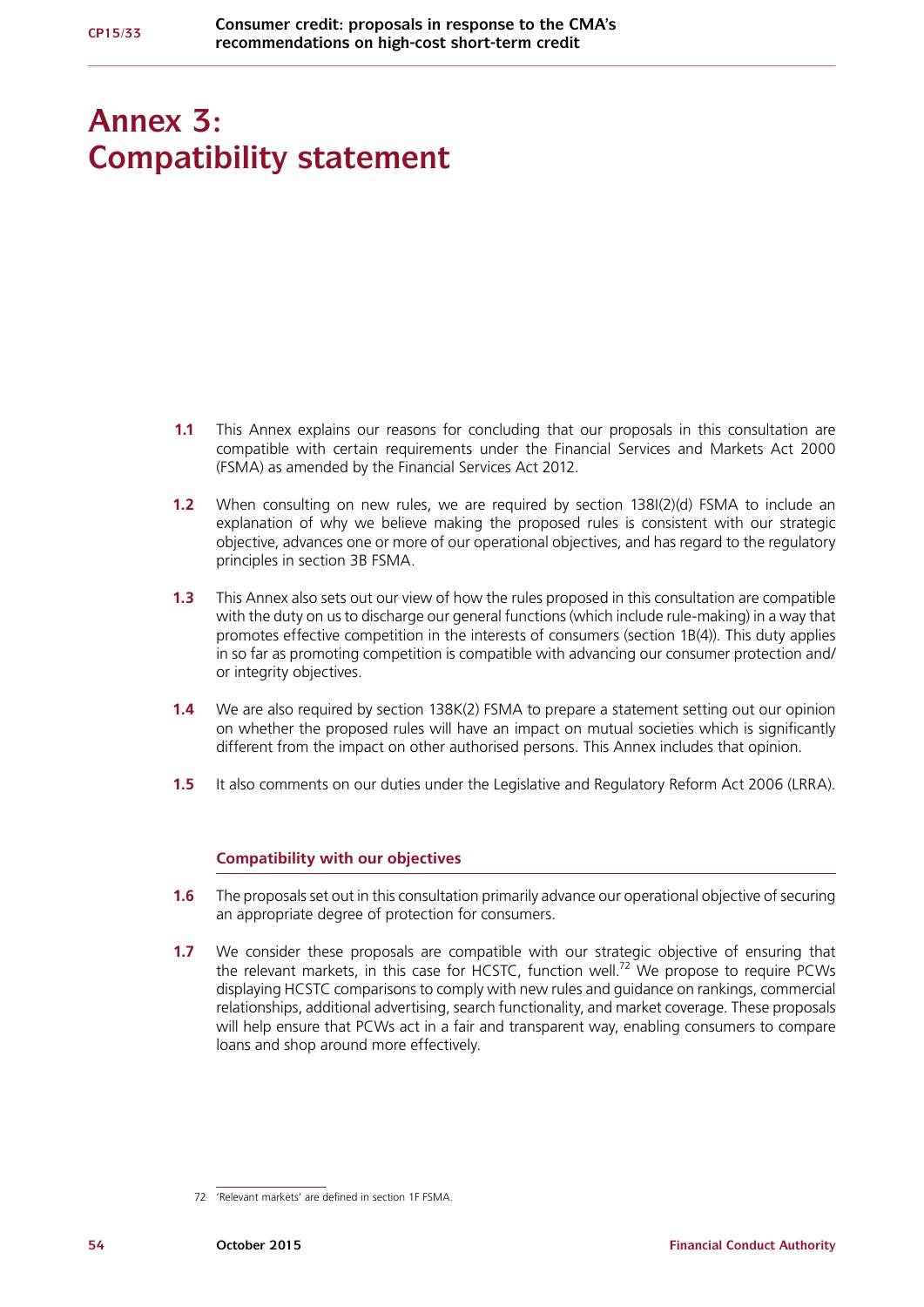# Annex 3: Compatibility statement

**1.1** This Annex explains our reasons for concluding that our proposals in this consultation are compatible with certain requirements under the Financial Services and Markets Act 2000 (FSMA) as amended by the Financial Services Act 2012.

**1.2** When consulting on new rules, we are required by section 138I(2)(d) FSMA to include an explanation of why we believe making the proposed rules is consistent with our strategic objective, advances one or more of our operational objectives, and has regard to the regulatory principles in section 3B FSMA.

**1.3** This Annex also sets out our view of how the rules proposed in this consultation are compatible with the duty on us to discharge our general functions (which include rule-making) in a way that promotes effective competition in the interests of consumers (section 1B(4)). This duty applies in so far as promoting competition is compatible with advancing our consumer protection and/or integrity objectives.

**1.4** We are also required by section 138K(2) FSMA to prepare a statement setting out our opinion on whether the proposed rules will have an impact on mutual societies which is significantly different from the impact on other authorised persons. This Annex includes that opinion.

**1.5** It also comments on our duties under the Legislative and Regulatory Reform Act 2006 (LRRA).

### Compatibility with our objectives

**1.6** The proposals set out in this consultation primarily advance our operational objective of securing an appropriate degree of protection for consumers.

**1.7** We consider these proposals are compatible with our strategic objective of ensuring that the relevant markets, in this case for HCSTC, function well.[72] We propose to require PCWs displaying HCSTC comparisons to comply with new rules and guidance on rankings, commercial relationships, additional advertising, search functionality, and market coverage. These proposals will help ensure that PCWs act in a fair and transparent way, enabling consumers to compare loans and shop around more effectively.

72 'Relevant markets' are defined in section 1F FSMA.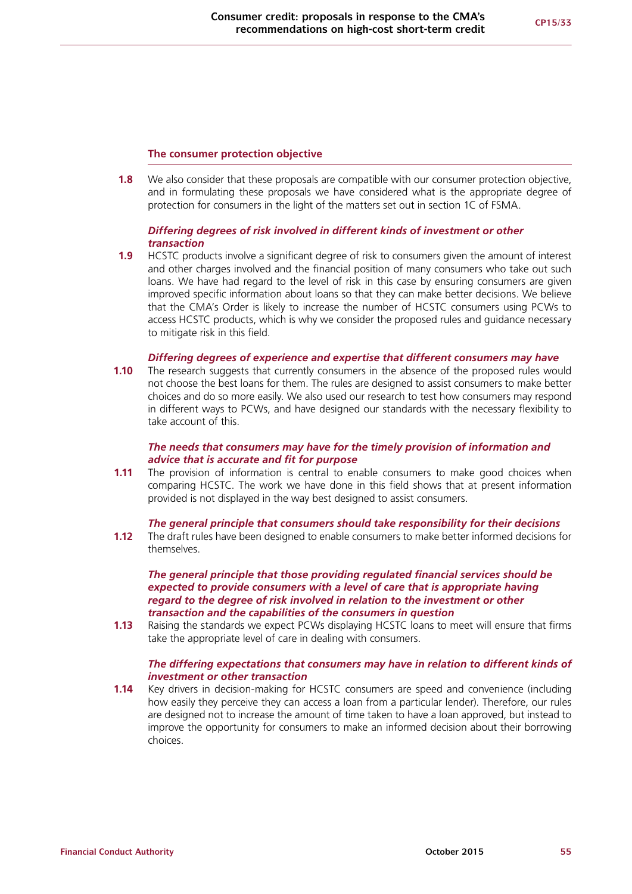### The consumer protection objective

**1.8** We also consider that these proposals are compatible with our consumer protection objective, and in formulating these proposals we have considered what is the appropriate degree of protection for consumers in the light of the matters set out in section 1C of FSMA.

***Differing degrees of risk involved in different kinds of investment or other transaction***

**1.9** HCSTC products involve a significant degree of risk to consumers given the amount of interest and other charges involved and the financial position of many consumers who take out such loans. We have had regard to the level of risk in this case by ensuring consumers are given improved specific information about loans so that they can make better decisions. We believe that the CMA's Order is likely to increase the number of HCSTC consumers using PCWs to access HCSTC products, which is why we consider the proposed rules and guidance necessary to mitigate risk in this field.

***Differing degrees of experience and expertise that different consumers may have***

**1.10** The research suggests that currently consumers in the absence of the proposed rules would not choose the best loans for them. The rules are designed to assist consumers to make better choices and do so more easily. We also used our research to test how consumers may respond in different ways to PCWs, and have designed our standards with the necessary flexibility to take account of this.

***The needs that consumers may have for the timely provision of information and advice that is accurate and fit for purpose***

**1.11** The provision of information is central to enable consumers to make good choices when comparing HCSTC. The work we have done in this field shows that at present information provided is not displayed in the way best designed to assist consumers.

***The general principle that consumers should take responsibility for their decisions***

**1.12** The draft rules have been designed to enable consumers to make better informed decisions for themselves.

***The general principle that those providing regulated financial services should be expected to provide consumers with a level of care that is appropriate having regard to the degree of risk involved in relation to the investment or other transaction and the capabilities of the consumers in question***

**1.13** Raising the standards we expect PCWs displaying HCSTC loans to meet will ensure that firms take the appropriate level of care in dealing with consumers.

***The differing expectations that consumers may have in relation to different kinds of investment or other transaction***

**1.14** Key drivers in decision-making for HCSTC consumers are speed and convenience (including how easily they perceive they can access a loan from a particular lender). Therefore, our rules are designed not to increase the amount of time taken to have a loan approved, but instead to improve the opportunity for consumers to make an informed decision about their borrowing choices.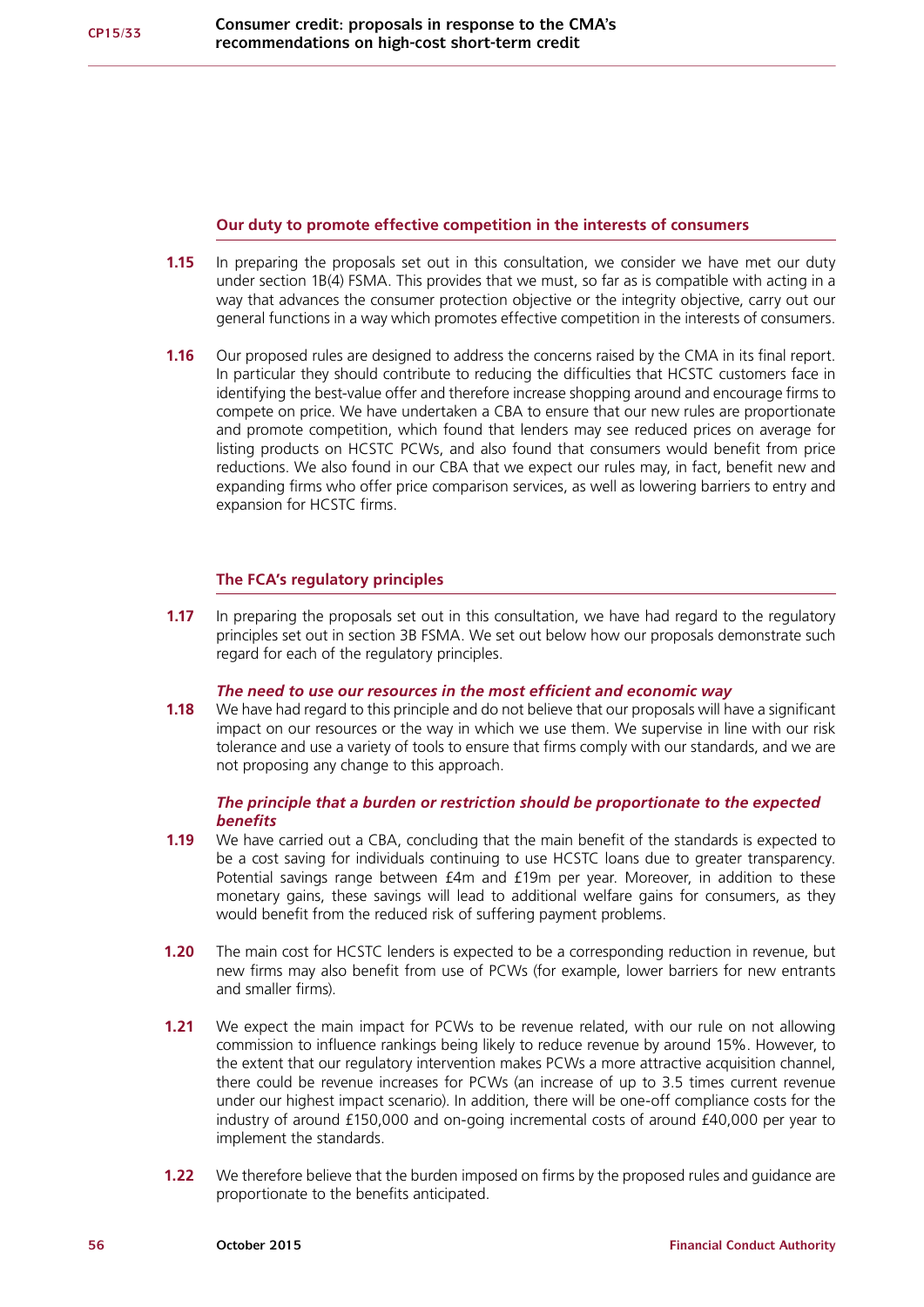### Our duty to promote effective competition in the interests of consumers

**1.15** In preparing the proposals set out in this consultation, we consider we have met our duty under section 1B(4) FSMA. This provides that we must, so far as is compatible with acting in a way that advances the consumer protection objective or the integrity objective, carry out our general functions in a way which promotes effective competition in the interests of consumers.

**1.16** Our proposed rules are designed to address the concerns raised by the CMA in its final report. In particular they should contribute to reducing the difficulties that HCSTC customers face in identifying the best-value offer and therefore increase shopping around and encourage firms to compete on price. We have undertaken a CBA to ensure that our new rules are proportionate and promote competition, which found that lenders may see reduced prices on average for listing products on HCSTC PCWs, and also found that consumers would benefit from price reductions. We also found in our CBA that we expect our rules may, in fact, benefit new and expanding firms who offer price comparison services, as well as lowering barriers to entry and expansion for HCSTC firms.

### The FCA's regulatory principles

**1.17** In preparing the proposals set out in this consultation, we have had regard to the regulatory principles set out in section 3B FSMA. We set out below how our proposals demonstrate such regard for each of the regulatory principles.

#### *The need to use our resources in the most efficient and economic way*

**1.18** We have had regard to this principle and do not believe that our proposals will have a significant impact on our resources or the way in which we use them. We supervise in line with our risk tolerance and use a variety of tools to ensure that firms comply with our standards, and we are not proposing any change to this approach.

#### *The principle that a burden or restriction should be proportionate to the expected benefits*

**1.19** We have carried out a CBA, concluding that the main benefit of the standards is expected to be a cost saving for individuals continuing to use HCSTC loans due to greater transparency. Potential savings range between £4m and £19m per year. Moreover, in addition to these monetary gains, these savings will lead to additional welfare gains for consumers, as they would benefit from the reduced risk of suffering payment problems.

**1.20** The main cost for HCSTC lenders is expected to be a corresponding reduction in revenue, but new firms may also benefit from use of PCWs (for example, lower barriers for new entrants and smaller firms).

**1.21** We expect the main impact for PCWs to be revenue related, with our rule on not allowing commission to influence rankings being likely to reduce revenue by around 15%. However, to the extent that our regulatory intervention makes PCWs a more attractive acquisition channel, there could be revenue increases for PCWs (an increase of up to 3.5 times current revenue under our highest impact scenario). In addition, there will be one-off compliance costs for the industry of around £150,000 and on-going incremental costs of around £40,000 per year to implement the standards.

**1.22** We therefore believe that the burden imposed on firms by the proposed rules and guidance are proportionate to the benefits anticipated.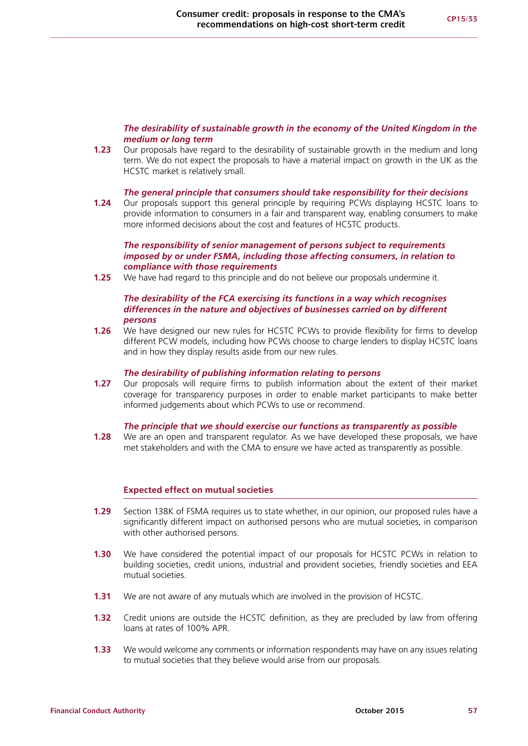***The desirability of sustainable growth in the economy of the United Kingdom in the medium or long term***

**1.23** Our proposals have regard to the desirability of sustainable growth in the medium and long term. We do not expect the proposals to have a material impact on growth in the UK as the HCSTC market is relatively small.

***The general principle that consumers should take responsibility for their decisions***

**1.24** Our proposals support this general principle by requiring PCWs displaying HCSTC loans to provide information to consumers in a fair and transparent way, enabling consumers to make more informed decisions about the cost and features of HCSTC products.

***The responsibility of senior management of persons subject to requirements imposed by or under FSMA, including those affecting consumers, in relation to compliance with those requirements***

**1.25** We have had regard to this principle and do not believe our proposals undermine it.

***The desirability of the FCA exercising its functions in a way which recognises differences in the nature and objectives of businesses carried on by different persons***

**1.26** We have designed our new rules for HCSTC PCWs to provide flexibility for firms to develop different PCW models, including how PCWs choose to charge lenders to display HCSTC loans and in how they display results aside from our new rules.

***The desirability of publishing information relating to persons***

**1.27** Our proposals will require firms to publish information about the extent of their market coverage for transparency purposes in order to enable market participants to make better informed judgements about which PCWs to use or recommend.

***The principle that we should exercise our functions as transparently as possible***

**1.28** We are an open and transparent regulator. As we have developed these proposals, we have met stakeholders and with the CMA to ensure we have acted as transparently as possible.

## Expected effect on mutual societies

**1.29** Section 138K of FSMA requires us to state whether, in our opinion, our proposed rules have a significantly different impact on authorised persons who are mutual societies, in comparison with other authorised persons.

**1.30** We have considered the potential impact of our proposals for HCSTC PCWs in relation to building societies, credit unions, industrial and provident societies, friendly societies and EEA mutual societies.

**1.31** We are not aware of any mutuals which are involved in the provision of HCSTC.

**1.32** Credit unions are outside the HCSTC definition, as they are precluded by law from offering loans at rates of 100% APR.

**1.33** We would welcome any comments or information respondents may have on any issues relating to mutual societies that they believe would arise from our proposals.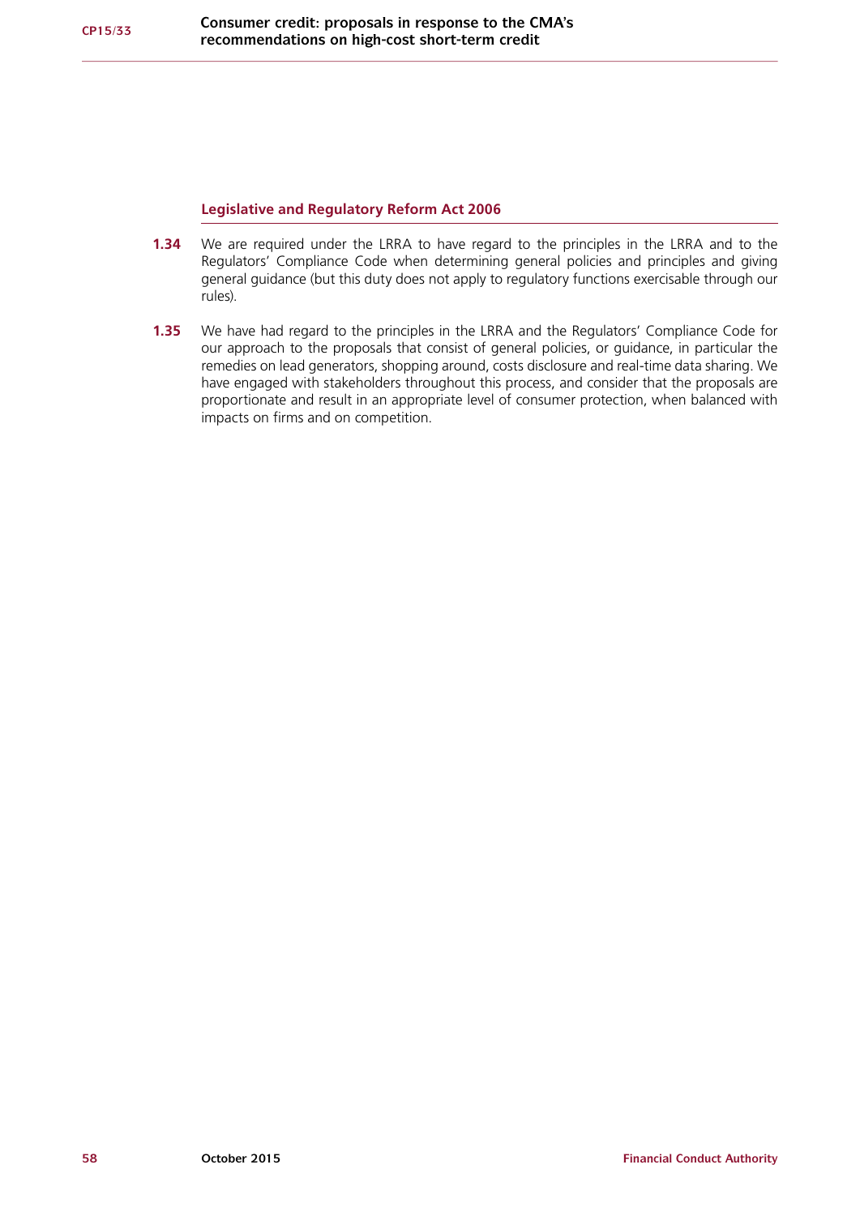### Legislative and Regulatory Reform Act 2006

**1.34** We are required under the LRRA to have regard to the principles in the LRRA and to the Regulators' Compliance Code when determining general policies and principles and giving general guidance (but this duty does not apply to regulatory functions exercisable through our rules).

**1.35** We have had regard to the principles in the LRRA and the Regulators' Compliance Code for our approach to the proposals that consist of general policies, or guidance, in particular the remedies on lead generators, shopping around, costs disclosure and real-time data sharing. We have engaged with stakeholders throughout this process, and consider that the proposals are proportionate and result in an appropriate level of consumer protection, when balanced with impacts on firms and on competition.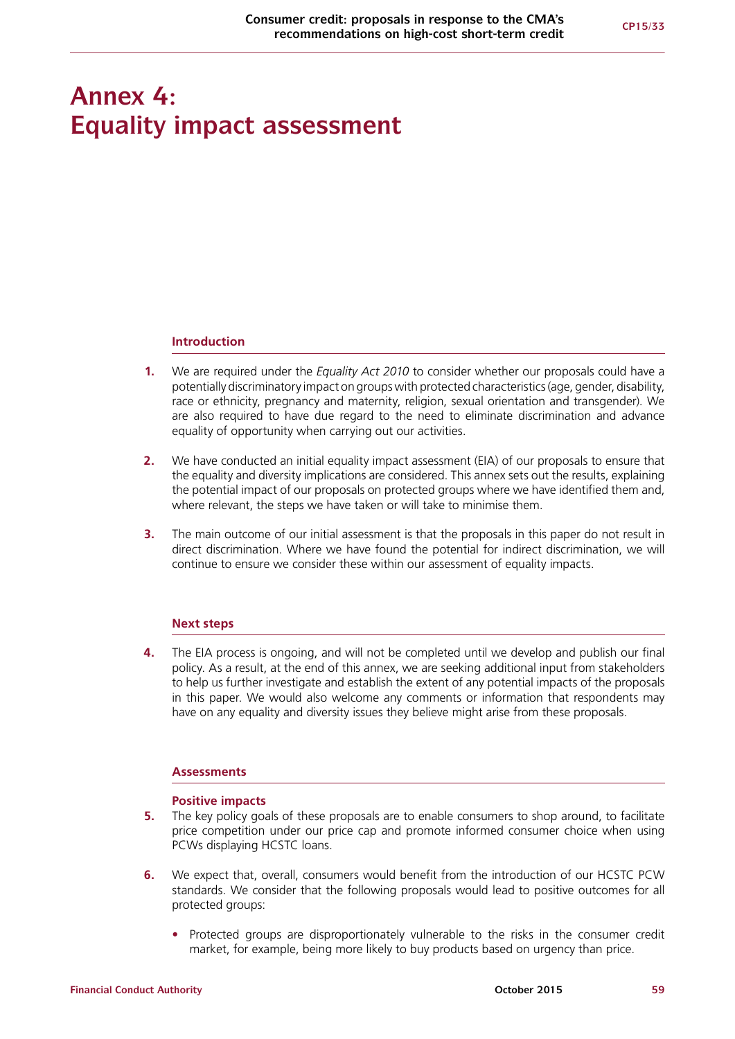# Annex 4: Equality impact assessment

## Introduction

**1.** We are required under the *Equality Act 2010* to consider whether our proposals could have a potentially discriminatory impact on groups with protected characteristics (age, gender, disability, race or ethnicity, pregnancy and maternity, religion, sexual orientation and transgender). We are also required to have due regard to the need to eliminate discrimination and advance equality of opportunity when carrying out our activities.

**2.** We have conducted an initial equality impact assessment (EIA) of our proposals to ensure that the equality and diversity implications are considered. This annex sets out the results, explaining the potential impact of our proposals on protected groups where we have identified them and, where relevant, the steps we have taken or will take to minimise them.

**3.** The main outcome of our initial assessment is that the proposals in this paper do not result in direct discrimination. Where we have found the potential for indirect discrimination, we will continue to ensure we consider these within our assessment of equality impacts.

## Next steps

**4.** The EIA process is ongoing, and will not be completed until we develop and publish our final policy. As a result, at the end of this annex, we are seeking additional input from stakeholders to help us further investigate and establish the extent of any potential impacts of the proposals in this paper. We would also welcome any comments or information that respondents may have on any equality and diversity issues they believe might arise from these proposals.

## Assessments

### Positive impacts

**5.** The key policy goals of these proposals are to enable consumers to shop around, to facilitate price competition under our price cap and promote informed consumer choice when using PCWs displaying HCSTC loans.

**6.** We expect that, overall, consumers would benefit from the introduction of our HCSTC PCW standards. We consider that the following proposals would lead to positive outcomes for all protected groups:

- Protected groups are disproportionately vulnerable to the risks in the consumer credit market, for example, being more likely to buy products based on urgency than price.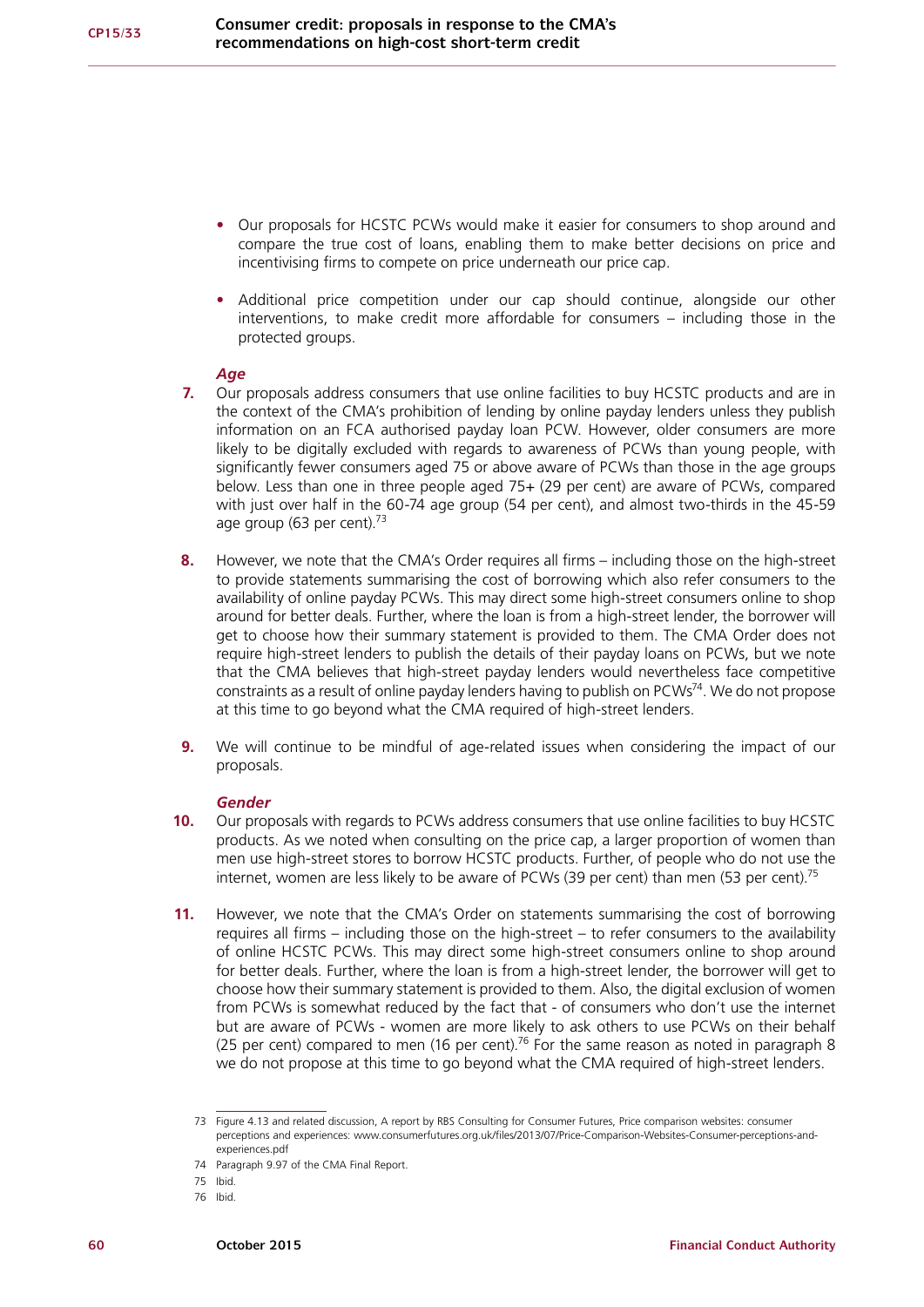- Our proposals for HCSTC PCWs would make it easier for consumers to shop around and compare the true cost of loans, enabling them to make better decisions on price and incentivising firms to compete on price underneath our price cap.
- Additional price competition under our cap should continue, alongside our other interventions, to make credit more affordable for consumers – including those in the protected groups.

***Age***

**7.** Our proposals address consumers that use online facilities to buy HCSTC products and are in the context of the CMA's prohibition of lending by online payday lenders unless they publish information on an FCA authorised payday loan PCW. However, older consumers are more likely to be digitally excluded with regards to awareness of PCWs than young people, with significantly fewer consumers aged 75 or above aware of PCWs than those in the age groups below. Less than one in three people aged 75+ (29 per cent) are aware of PCWs, compared with just over half in the 60-74 age group (54 per cent), and almost two-thirds in the 45-59 age group (63 per cent).[73]

**8.** However, we note that the CMA's Order requires all firms – including those on the high-street to provide statements summarising the cost of borrowing which also refer consumers to the availability of online payday PCWs. This may direct some high-street consumers online to shop around for better deals. Further, where the loan is from a high-street lender, the borrower will get to choose how their summary statement is provided to them. The CMA Order does not require high-street lenders to publish the details of their payday loans on PCWs, but we note that the CMA believes that high-street payday lenders would nevertheless face competitive constraints as a result of online payday lenders having to publish on PCWs[74]. We do not propose at this time to go beyond what the CMA required of high-street lenders.

**9.** We will continue to be mindful of age-related issues when considering the impact of our proposals.

***Gender***

**10.** Our proposals with regards to PCWs address consumers that use online facilities to buy HCSTC products. As we noted when consulting on the price cap, a larger proportion of women than men use high-street stores to borrow HCSTC products. Further, of people who do not use the internet, women are less likely to be aware of PCWs (39 per cent) than men (53 per cent).[75]

**11.** However, we note that the CMA's Order on statements summarising the cost of borrowing requires all firms – including those on the high-street – to refer consumers to the availability of online HCSTC PCWs. This may direct some high-street consumers online to shop around for better deals. Further, where the loan is from a high-street lender, the borrower will get to choose how their summary statement is provided to them. Also, the digital exclusion of women from PCWs is somewhat reduced by the fact that - of consumers who don't use the internet but are aware of PCWs - women are more likely to ask others to use PCWs on their behalf (25 per cent) compared to men (16 per cent).[76] For the same reason as noted in paragraph 8 we do not propose at this time to go beyond what the CMA required of high-street lenders.

---

73 Figure 4.13 and related discussion, A report by RBS Consulting for Consumer Futures, Price comparison websites: consumer perceptions and experiences: www.consumerfutures.org.uk/files/2013/07/Price-Comparison-Websites-Consumer-perceptions-and-experiences.pdf

74 Paragraph 9.97 of the CMA Final Report.

75 Ibid.

76 Ibid.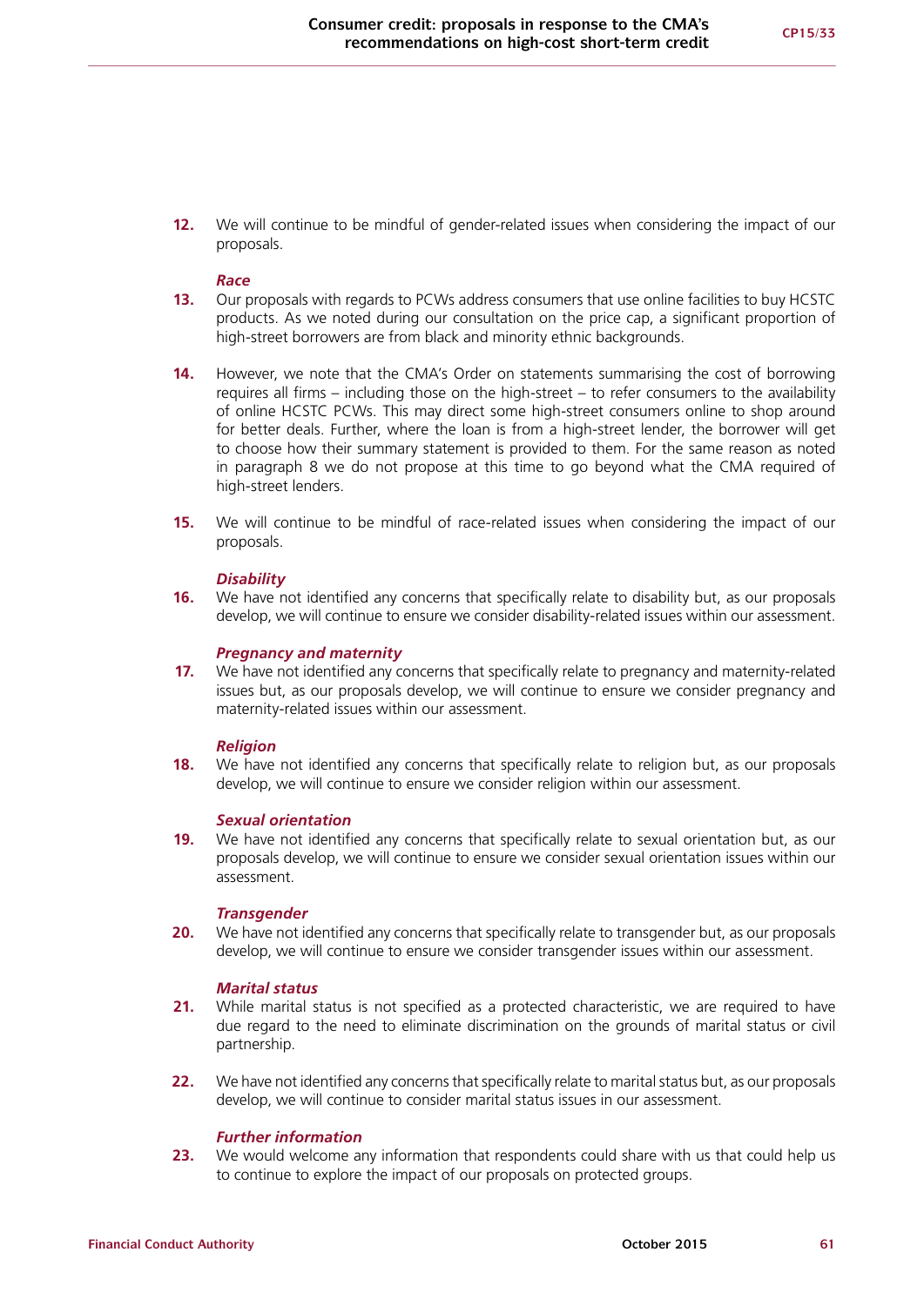12. We will continue to be mindful of gender-related issues when considering the impact of our proposals.

***Race***

13. Our proposals with regards to PCWs address consumers that use online facilities to buy HCSTC products. As we noted during our consultation on the price cap, a significant proportion of high-street borrowers are from black and minority ethnic backgrounds.

14. However, we note that the CMA's Order on statements summarising the cost of borrowing requires all firms – including those on the high-street – to refer consumers to the availability of online HCSTC PCWs. This may direct some high-street consumers online to shop around for better deals. Further, where the loan is from a high-street lender, the borrower will get to choose how their summary statement is provided to them. For the same reason as noted in paragraph 8 we do not propose at this time to go beyond what the CMA required of high-street lenders.

15. We will continue to be mindful of race-related issues when considering the impact of our proposals.

***Disability***

16. We have not identified any concerns that specifically relate to disability but, as our proposals develop, we will continue to ensure we consider disability-related issues within our assessment.

***Pregnancy and maternity***

17. We have not identified any concerns that specifically relate to pregnancy and maternity-related issues but, as our proposals develop, we will continue to ensure we consider pregnancy and maternity-related issues within our assessment.

***Religion***

18. We have not identified any concerns that specifically relate to religion but, as our proposals develop, we will continue to ensure we consider religion within our assessment.

***Sexual orientation***

19. We have not identified any concerns that specifically relate to sexual orientation but, as our proposals develop, we will continue to ensure we consider sexual orientation issues within our assessment.

***Transgender***

20. We have not identified any concerns that specifically relate to transgender but, as our proposals develop, we will continue to ensure we consider transgender issues within our assessment.

***Marital status***

21. While marital status is not specified as a protected characteristic, we are required to have due regard to the need to eliminate discrimination on the grounds of marital status or civil partnership.

22. We have not identified any concerns that specifically relate to marital status but, as our proposals develop, we will continue to consider marital status issues in our assessment.

***Further information***

23. We would welcome any information that respondents could share with us that could help us to continue to explore the impact of our proposals on protected groups.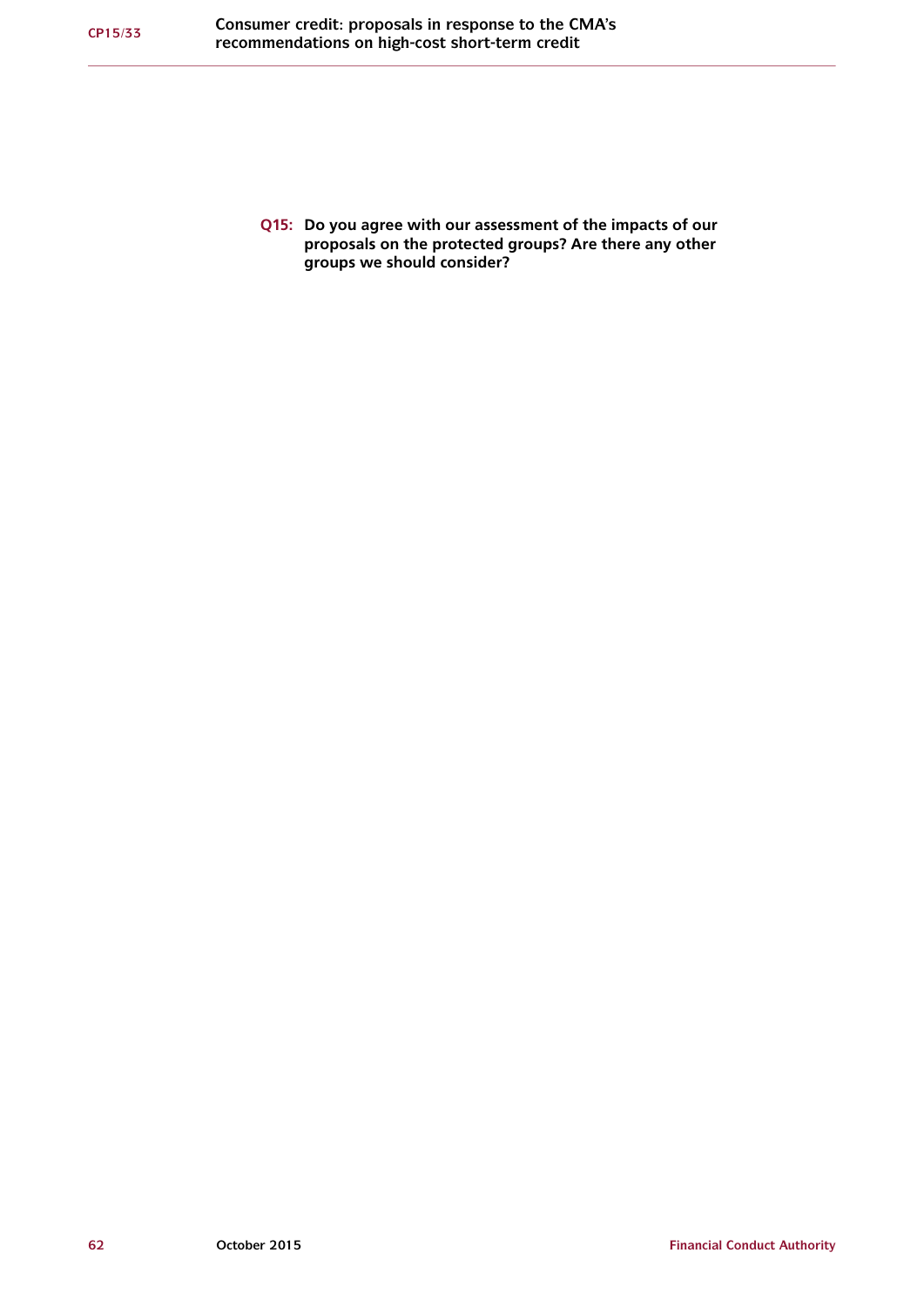**Q15: Do you agree with our assessment of the impacts of our proposals on the protected groups? Are there any other groups we should consider?**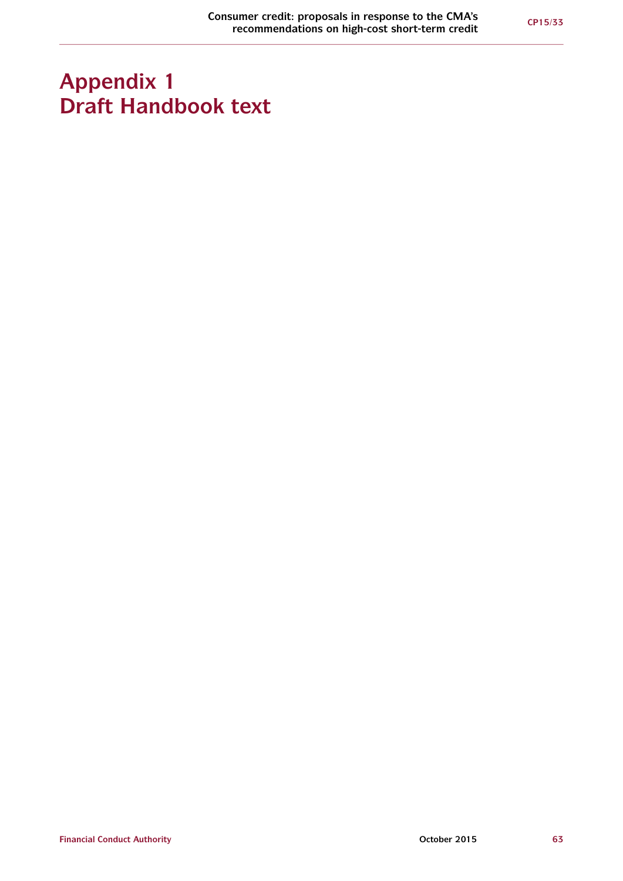# Appendix 1
# Draft Handbook text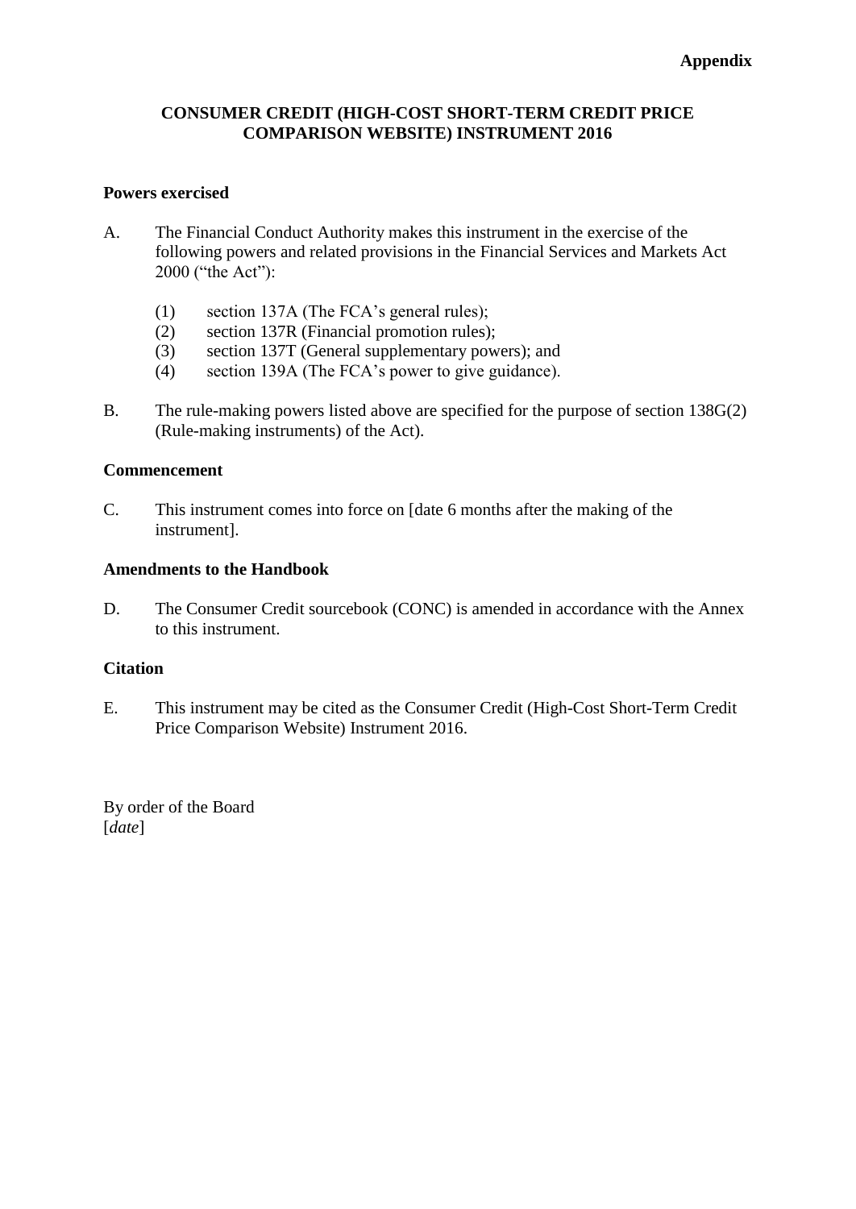**Appendix**

# CONSUMER CREDIT (HIGH-COST SHORT-TERM CREDIT PRICE COMPARISON WEBSITE) INSTRUMENT 2016

## Powers exercised

A. The Financial Conduct Authority makes this instrument in the exercise of the following powers and related provisions in the Financial Services and Markets Act 2000 ("the Act"):

   (1) section 137A (The FCA's general rules);
   (2) section 137R (Financial promotion rules);
   (3) section 137T (General supplementary powers); and
   (4) section 139A (The FCA's power to give guidance).

B. The rule-making powers listed above are specified for the purpose of section 138G(2) (Rule-making instruments) of the Act).

## Commencement

C. This instrument comes into force on [date 6 months after the making of the instrument].

## Amendments to the Handbook

D. The Consumer Credit sourcebook (CONC) is amended in accordance with the Annex to this instrument.

## Citation

E. This instrument may be cited as the Consumer Credit (High-Cost Short-Term Credit Price Comparison Website) Instrument 2016.

By order of the Board
[*date*]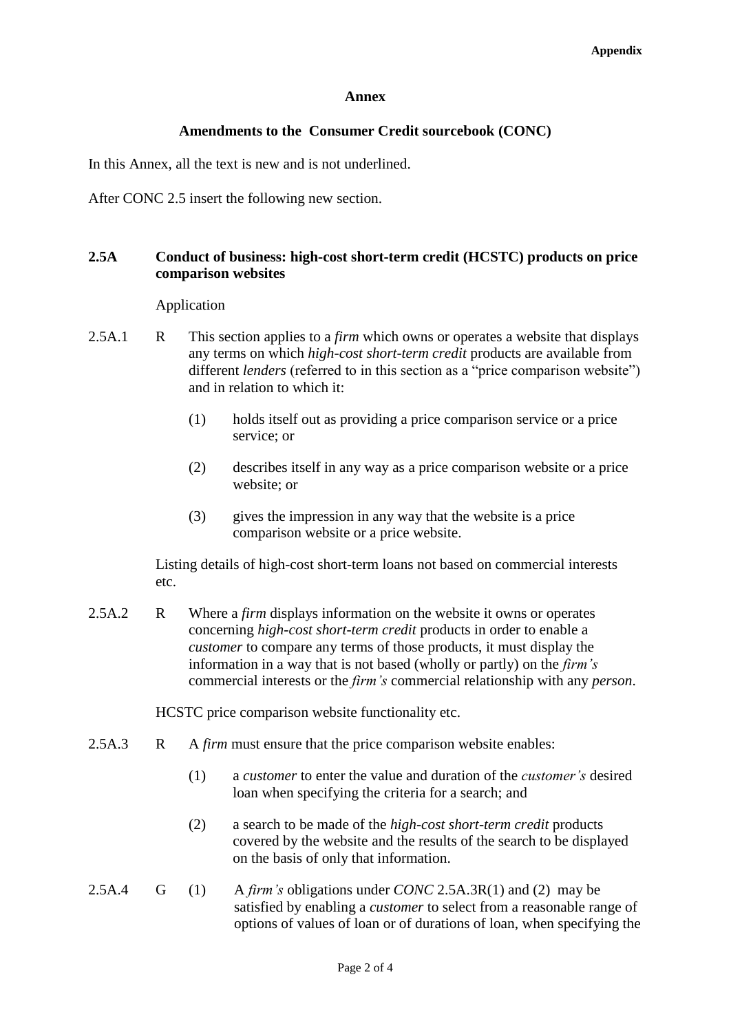## Annex

### Amendments to the Consumer Credit sourcebook (CONC)

In this Annex, all the text is new and is not underlined.

After CONC 2.5 insert the following new section.

**2.5A Conduct of business: high-cost short-term credit (HCSTC) products on price comparison websites**

Application

2.5A.1 R This section applies to a *firm* which owns or operates a website that displays any terms on which *high-cost short-term credit* products are available from different *lenders* (referred to in this section as a "price comparison website") and in relation to which it:

(1) holds itself out as providing a price comparison service or a price service; or

(2) describes itself in any way as a price comparison website or a price website; or

(3) gives the impression in any way that the website is a price comparison website or a price website.

Listing details of high-cost short-term loans not based on commercial interests etc.

2.5A.2 R Where a *firm* displays information on the website it owns or operates concerning *high-cost short-term credit* products in order to enable a *customer* to compare any terms of those products, it must display the information in a way that is not based (wholly or partly) on the *firm's* commercial interests or the *firm's* commercial relationship with any *person*.

HCSTC price comparison website functionality etc.

2.5A.3 R A *firm* must ensure that the price comparison website enables:

(1) a *customer* to enter the value and duration of the *customer's* desired loan when specifying the criteria for a search; and

(2) a search to be made of the *high-cost short-term credit* products covered by the website and the results of the search to be displayed on the basis of only that information.

2.5A.4 G (1) A *firm's* obligations under *CONC* 2.5A.3R(1) and (2) may be satisfied by enabling a *customer* to select from a reasonable range of options of values of loan or of durations of loan, when specifying the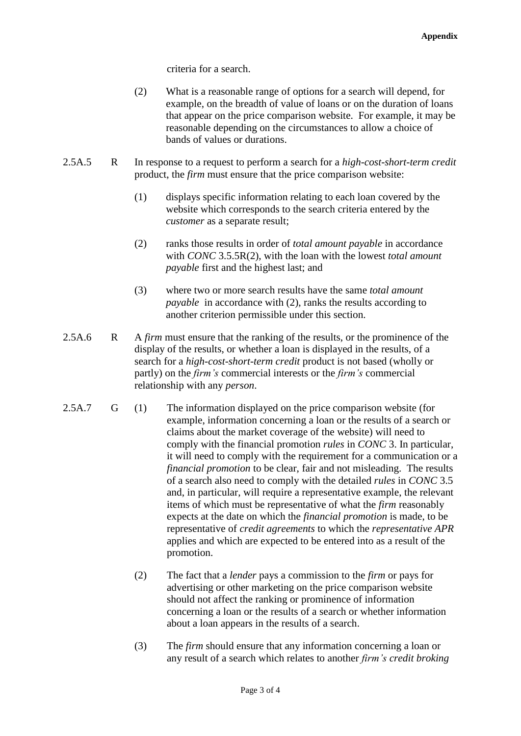criteria for a search.

(2) What is a reasonable range of options for a search will depend, for example, on the breadth of value of loans or on the duration of loans that appear on the price comparison website. For example, it may be reasonable depending on the circumstances to allow a choice of bands of values or durations.

2.5A.5 R In response to a request to perform a search for a *high-cost-short-term credit* product, the *firm* must ensure that the price comparison website:

(1) displays specific information relating to each loan covered by the website which corresponds to the search criteria entered by the *customer* as a separate result;

(2) ranks those results in order of *total amount payable* in accordance with *CONC* 3.5.5R(2), with the loan with the lowest *total amount payable* first and the highest last; and

(3) where two or more search results have the same *total amount payable* in accordance with (2), ranks the results according to another criterion permissible under this section.

2.5A.6 R A *firm* must ensure that the ranking of the results, or the prominence of the display of the results, or whether a loan is displayed in the results, of a search for a *high-cost-short-term credit* product is not based (wholly or partly) on the *firm's* commercial interests or the *firm's* commercial relationship with any *person*.

2.5A.7 G (1) The information displayed on the price comparison website (for example, information concerning a loan or the results of a search or claims about the market coverage of the website) will need to comply with the financial promotion *rules* in *CONC* 3. In particular, it will need to comply with the requirement for a communication or a *financial promotion* to be clear, fair and not misleading. The results of a search also need to comply with the detailed *rules* in *CONC* 3.5 and, in particular, will require a representative example, the relevant items of which must be representative of what the *firm* reasonably expects at the date on which the *financial promotion* is made, to be representative of *credit agreements* to which the *representative APR* applies and which are expected to be entered into as a result of the promotion.

(2) The fact that a *lender* pays a commission to the *firm* or pays for advertising or other marketing on the price comparison website should not affect the ranking or prominence of information concerning a loan or the results of a search or whether information about a loan appears in the results of a search.

(3) The *firm* should ensure that any information concerning a loan or any result of a search which relates to another *firm's credit broking*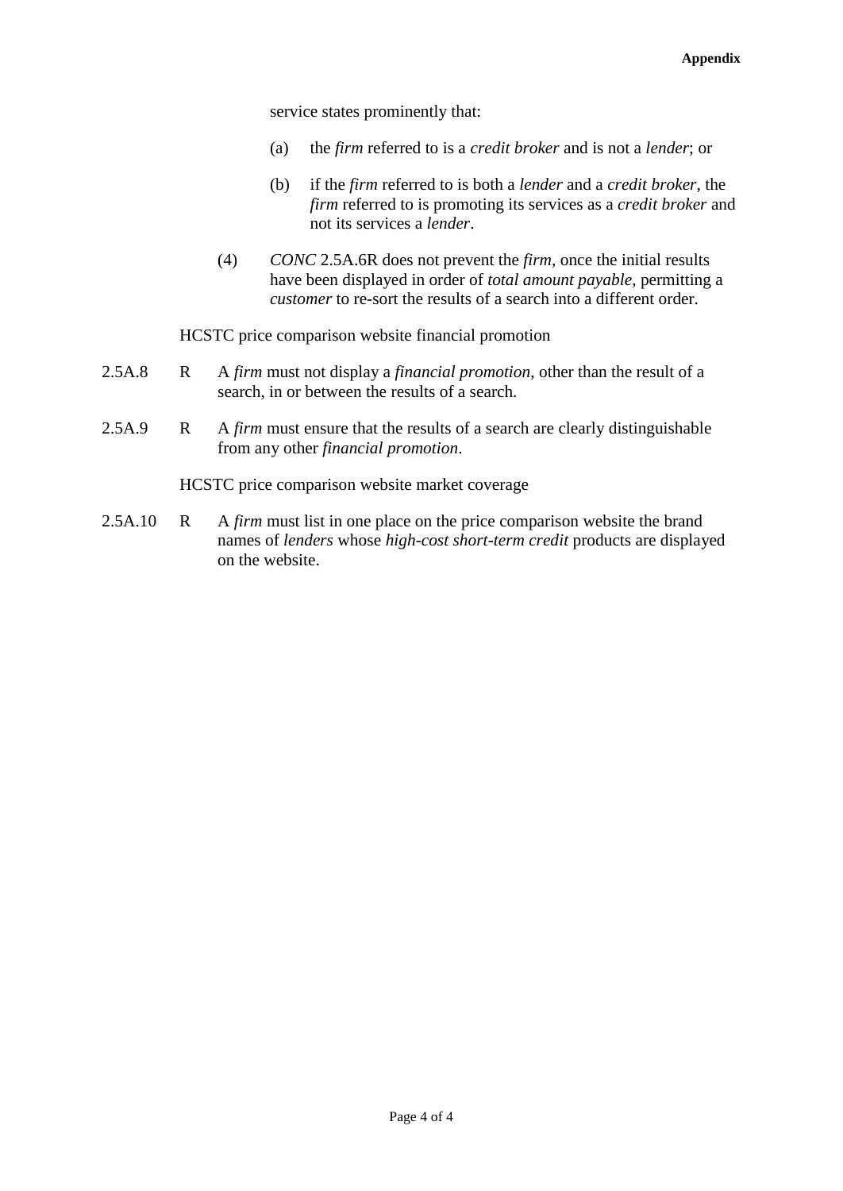service states prominently that:

(a) the *firm* referred to is a *credit broker* and is not a *lender*; or

(b) if the *firm* referred to is both a *lender* and a *credit broker*, the *firm* referred to is promoting its services as a *credit broker* and not its services a *lender*.

(4) *CONC* 2.5A.6R does not prevent the *firm*, once the initial results have been displayed in order of *total amount payable*, permitting a *customer* to re-sort the results of a search into a different order.

HCSTC price comparison website financial promotion

2.5A.8 R A *firm* must not display a *financial promotion*, other than the result of a search, in or between the results of a search.

2.5A.9 R A *firm* must ensure that the results of a search are clearly distinguishable from any other *financial promotion*.

HCSTC price comparison website market coverage

2.5A.10 R A *firm* must list in one place on the price comparison website the brand names of *lenders* whose *high-cost short-term credit* products are displayed on the website.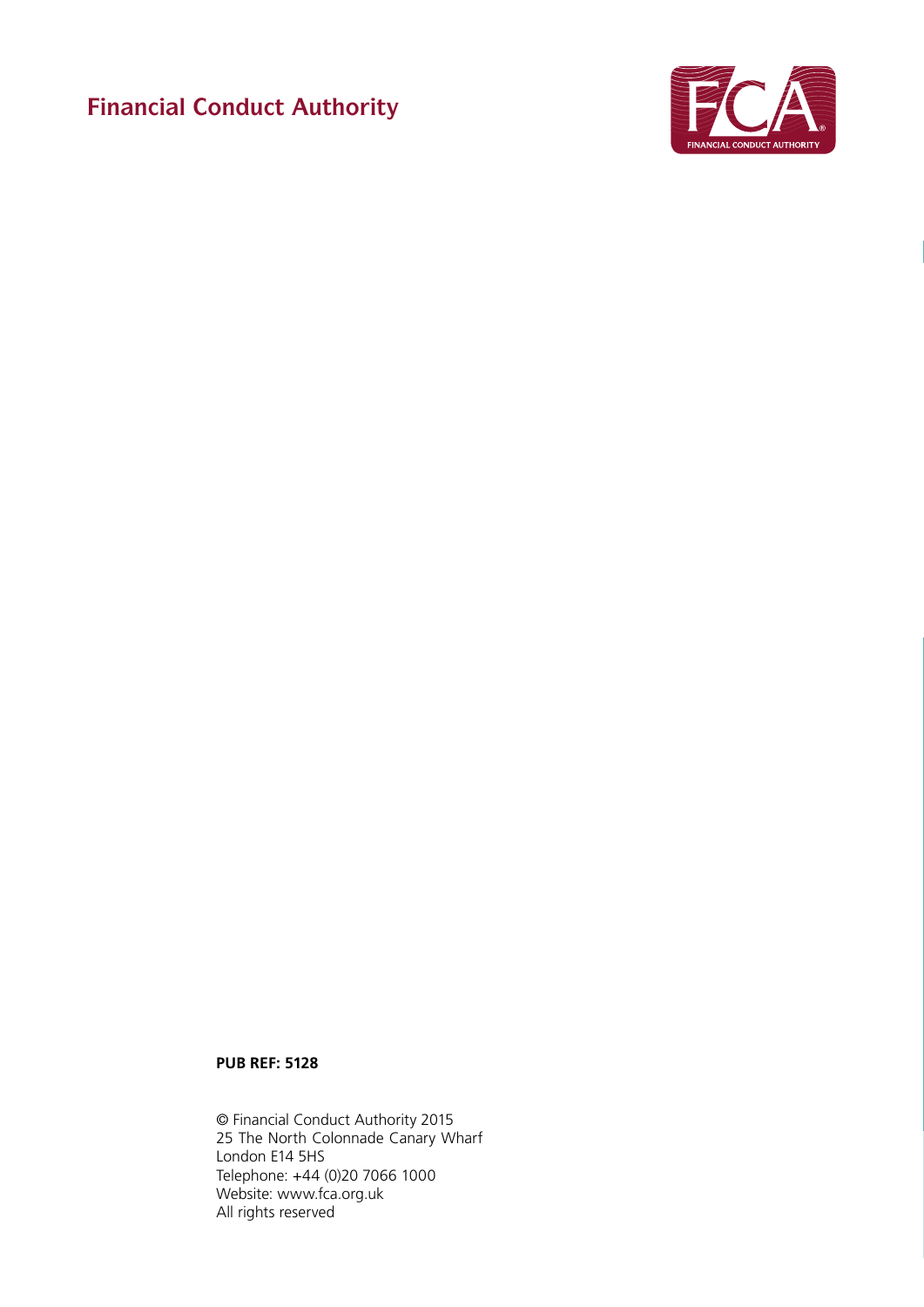**Financial Conduct Authority**

**PUB REF: 5128**

© Financial Conduct Authority 2015
25 The North Colonnade Canary Wharf
London E14 5HS
Telephone: +44 (0)20 7066 1000
Website: www.fca.org.uk
All rights reserved